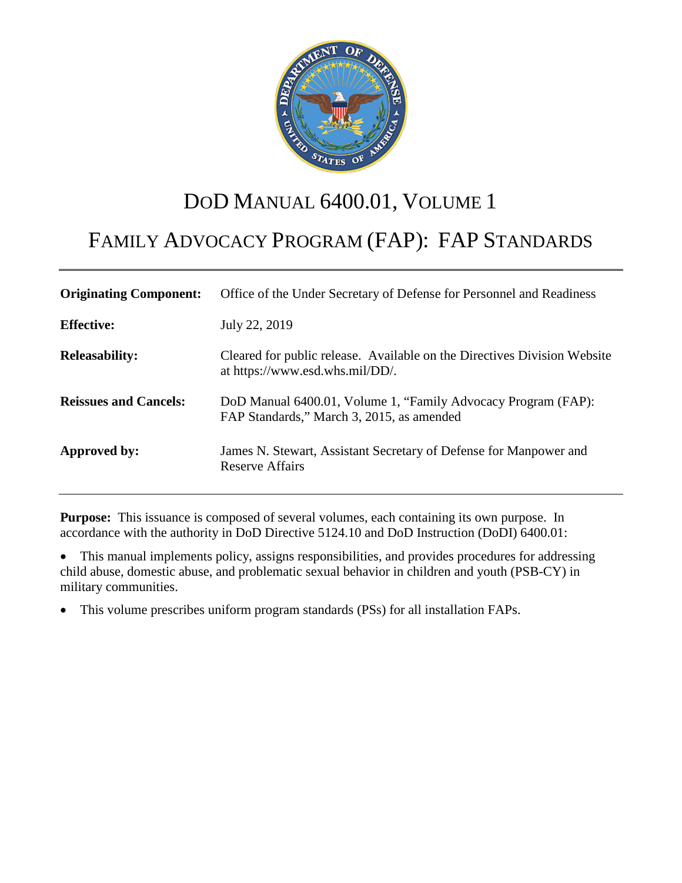# DoD MANUAL 6400.01, VOLUME 1

# FAMILY ADVOCACY PROGRAM (FAP): FAP STANDARDS

| | |
|---|---|
| **Originating Component:** | Office of the Under Secretary of Defense for Personnel and Readiness |
| **Effective:** | July 22, 2019 |
| **Releasability:** | Cleared for public release. Available on the Directives Division Website at https://www.esd.whs.mil/DD/. |
| **Reissues and Cancels:** | DoD Manual 6400.01, Volume 1, "Family Advocacy Program (FAP): FAP Standards," March 3, 2015, as amended |
| **Approved by:** | James N. Stewart, Assistant Secretary of Defense for Manpower and Reserve Affairs |

**Purpose:** This issuance is composed of several volumes, each containing its own purpose. In accordance with the authority in DoD Directive 5124.10 and DoD Instruction (DoDI) 6400.01:

- This manual implements policy, assigns responsibilities, and provides procedures for addressing child abuse, domestic abuse, and problematic sexual behavior in children and youth (PSB-CY) in military communities.
- This volume prescribes uniform program standards (PSs) for all installation FAPs.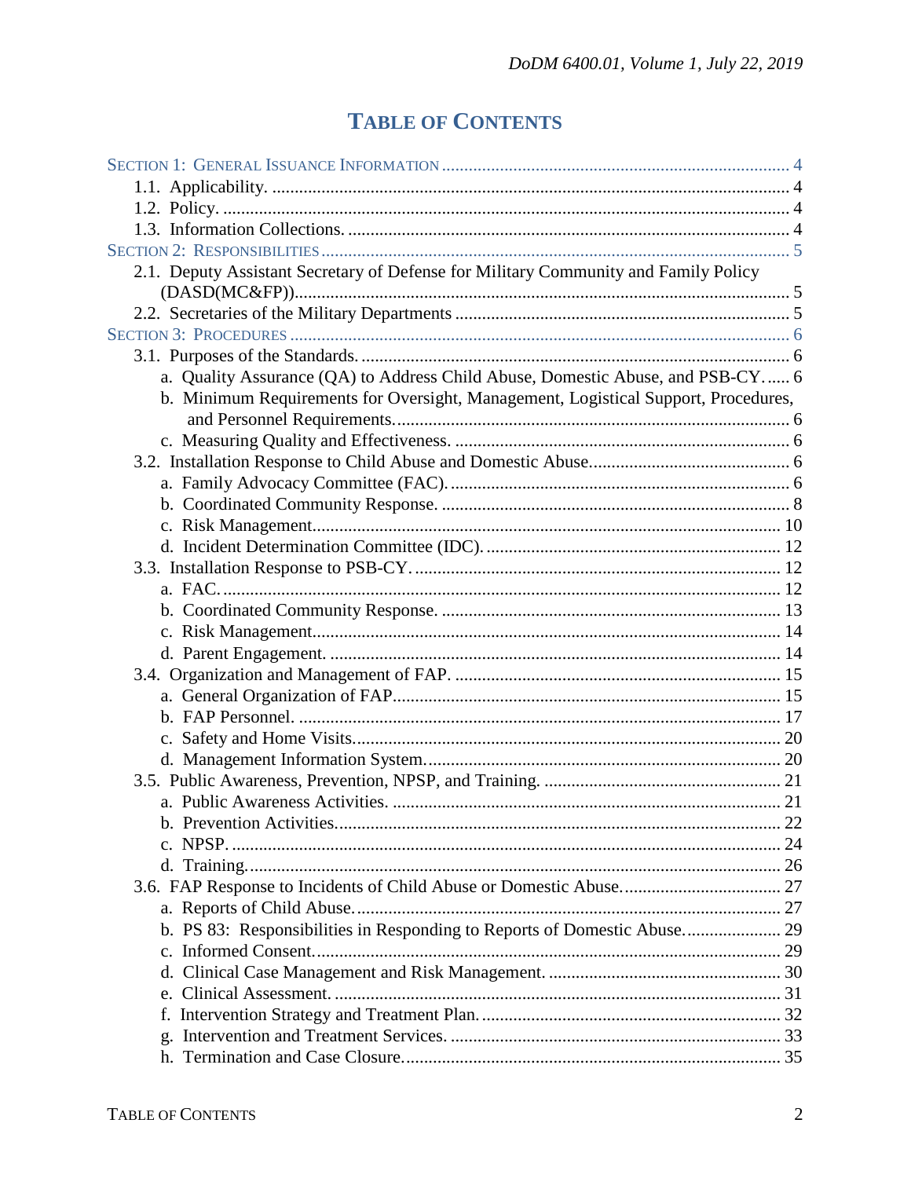# TABLE OF CONTENTS

SECTION 1: GENERAL ISSUANCE INFORMATION ............................................................................ 4
 1.1. Applicability. ........................................................................................................................ 4
 1.2. Policy. ................................................................................................................................... 4
 1.3. Information Collections. ........................................................................................................ 4
SECTION 2: RESPONSIBILITIES ........................................................................................................ 5
 2.1. Deputy Assistant Secretary of Defense for Military Community and Family Policy (DASD(MC&FP)).............................................................................................................. 5
 2.2. Secretaries of the Military Departments ............................................................................... 5
SECTION 3: PROCEDURES ............................................................................................................... 6
 3.1. Purposes of the Standards. .................................................................................................... 6
  a. Quality Assurance (QA) to Address Child Abuse, Domestic Abuse, and PSB-CY...... 6
  b. Minimum Requirements for Oversight, Management, Logistical Support, Procedures, and Personnel Requirements........................................................................................ 6
  c. Measuring Quality and Effectiveness. ............................................................................ 6
 3.2. Installation Response to Child Abuse and Domestic Abuse............................................. 6
  a. Family Advocacy Committee (FAC). ............................................................................ 6
  b. Coordinated Community Response. .............................................................................. 8
  c. Risk Management......................................................................................................... 10
  d. Incident Determination Committee (IDC). .................................................................. 12
 3.3. Installation Response to PSB-CY. .................................................................................. 12
  a. FAC. ............................................................................................................................. 12
  b. Coordinated Community Response. ............................................................................ 13
  c. Risk Management......................................................................................................... 14
  d. Parent Engagement. ..................................................................................................... 14
 3.4. Organization and Management of FAP. ......................................................................... 15
  a. General Organization of FAP....................................................................................... 15
  b. FAP Personnel. ............................................................................................................ 17
  c. Safety and Home Visits................................................................................................ 20
  d. Management Information System................................................................................ 20
 3.5. Public Awareness, Prevention, NPSP, and Training. ..................................................... 21
  a. Public Awareness Activities. ....................................................................................... 21
  b. Prevention Activities.................................................................................................... 22
  c. NPSP. ........................................................................................................................... 24
  d. Training........................................................................................................................ 26
 3.6. FAP Response to Incidents of Child Abuse or Domestic Abuse.................................... 27
  a. Reports of Child Abuse................................................................................................ 27
  b. PS 83: Responsibilities in Responding to Reports of Domestic Abuse...................... 29
  c. Informed Consent......................................................................................................... 29
  d. Clinical Case Management and Risk Management. .................................................... 30
  e. Clinical Assessment. .................................................................................................... 31
  f. Intervention Strategy and Treatment Plan. ................................................................... 32
  g. Intervention and Treatment Services. .......................................................................... 33
  h. Termination and Case Closure..................................................................................... 35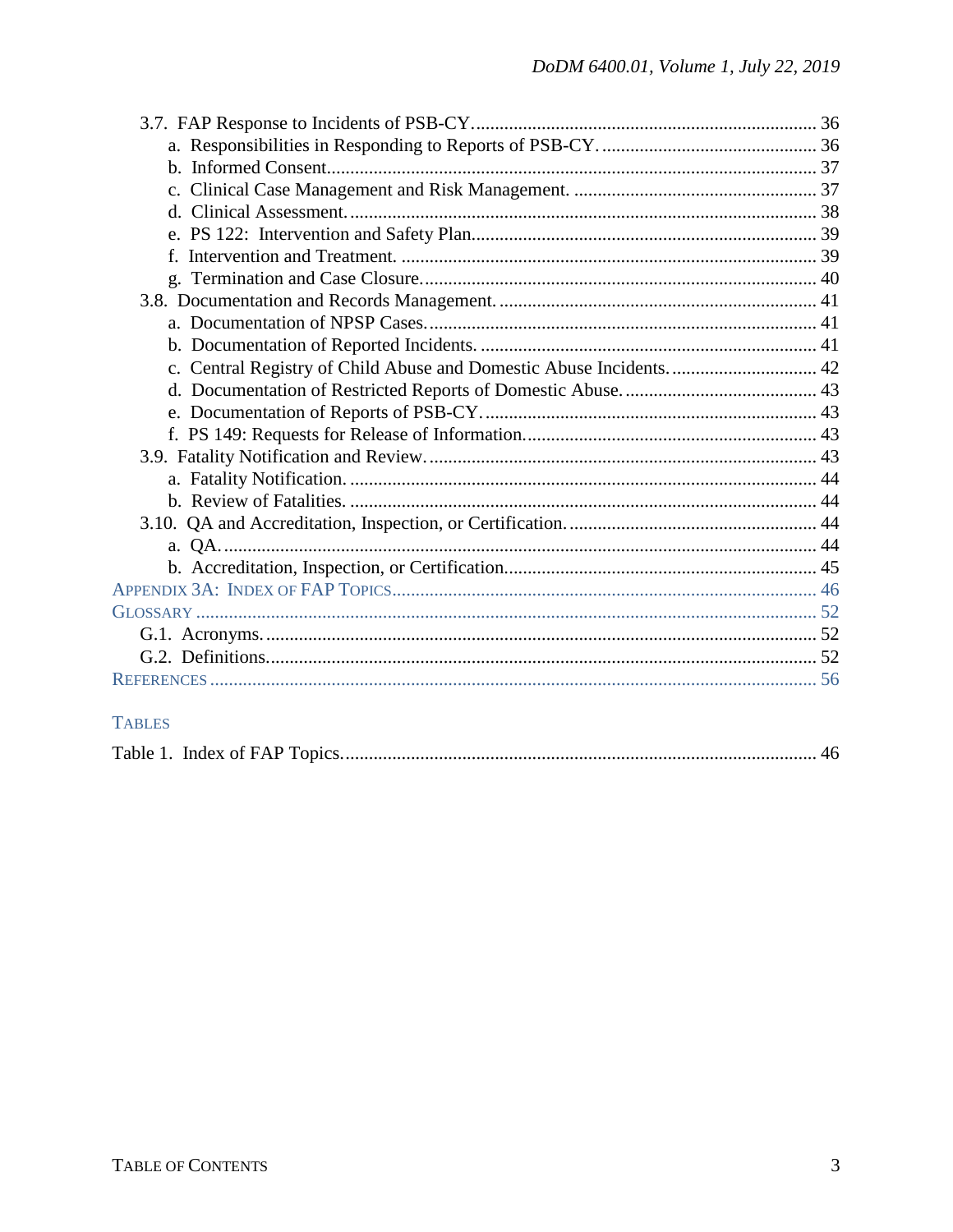3.7. FAP Response to Incidents of PSB-CY......................................................................... 36
- a. Responsibilities in Responding to Reports of PSB-CY. ............................................. 36
- b. Informed Consent........................................................................................................ 37
- c. Clinical Case Management and Risk Management. .................................................... 37
- d. Clinical Assessment. ................................................................................................... 38
- e. PS 122: Intervention and Safety Plan.......................................................................... 39
- f. Intervention and Treatment. ......................................................................................... 39
- g. Termination and Case Closure.................................................................................... 40

3.8. Documentation and Records Management. ................................................................... 41
- a. Documentation of NPSP Cases.................................................................................. 41
- b. Documentation of Reported Incidents. ....................................................................... 41
- c. Central Registry of Child Abuse and Domestic Abuse Incidents. ............................... 42
- d. Documentation of Restricted Reports of Domestic Abuse. ......................................... 43
- e. Documentation of Reports of PSB-CY. ...................................................................... 43
- f. PS 149: Requests for Release of Information.............................................................. 43

3.9. Fatality Notification and Review. .................................................................................. 43
- a. Fatality Notification. ................................................................................................... 44
- b. Review of Fatalities. ................................................................................................... 44

3.10. QA and Accreditation, Inspection, or Certification. ..................................................... 44
- a. QA. .............................................................................................................................. 44
- b. Accreditation, Inspection, or Certification.................................................................. 45

APPENDIX 3A: INDEX OF FAP TOPICS.......................................................................................... 46

GLOSSARY .................................................................................................................................... 52
- G.1. Acronyms. .................................................................................................................... 52
- G.2. Definitions.................................................................................................................... 52

REFERENCES ................................................................................................................................. 56

## TABLES

Table 1. Index of FAP Topics.................................................................................................... 46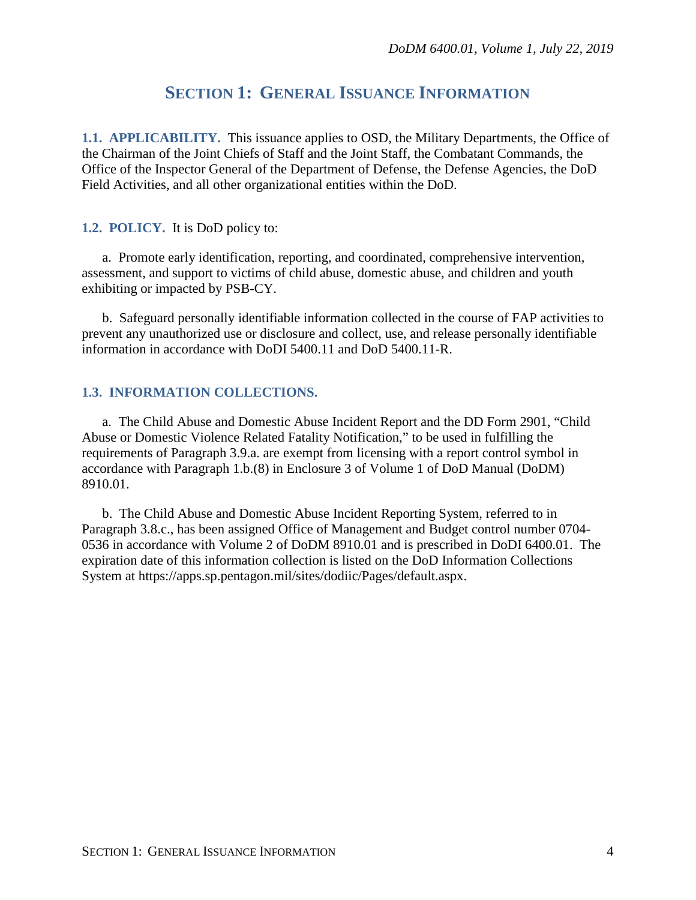# SECTION 1: GENERAL ISSUANCE INFORMATION

**1.1. APPLICABILITY.** This issuance applies to OSD, the Military Departments, the Office of the Chairman of the Joint Chiefs of Staff and the Joint Staff, the Combatant Commands, the Office of the Inspector General of the Department of Defense, the Defense Agencies, the DoD Field Activities, and all other organizational entities within the DoD.

**1.2. POLICY.** It is DoD policy to:

a. Promote early identification, reporting, and coordinated, comprehensive intervention, assessment, and support to victims of child abuse, domestic abuse, and children and youth exhibiting or impacted by PSB-CY.

b. Safeguard personally identifiable information collected in the course of FAP activities to prevent any unauthorized use or disclosure and collect, use, and release personally identifiable information in accordance with DoDI 5400.11 and DoD 5400.11-R.

**1.3. INFORMATION COLLECTIONS.**

a. The Child Abuse and Domestic Abuse Incident Report and the DD Form 2901, "Child Abuse or Domestic Violence Related Fatality Notification," to be used in fulfilling the requirements of Paragraph 3.9.a. are exempt from licensing with a report control symbol in accordance with Paragraph 1.b.(8) in Enclosure 3 of Volume 1 of DoD Manual (DoDM) 8910.01.

b. The Child Abuse and Domestic Abuse Incident Reporting System, referred to in Paragraph 3.8.c., has been assigned Office of Management and Budget control number 0704-0536 in accordance with Volume 2 of DoDM 8910.01 and is prescribed in DoDI 6400.01. The expiration date of this information collection is listed on the DoD Information Collections System at https://apps.sp.pentagon.mil/sites/dodiic/Pages/default.aspx.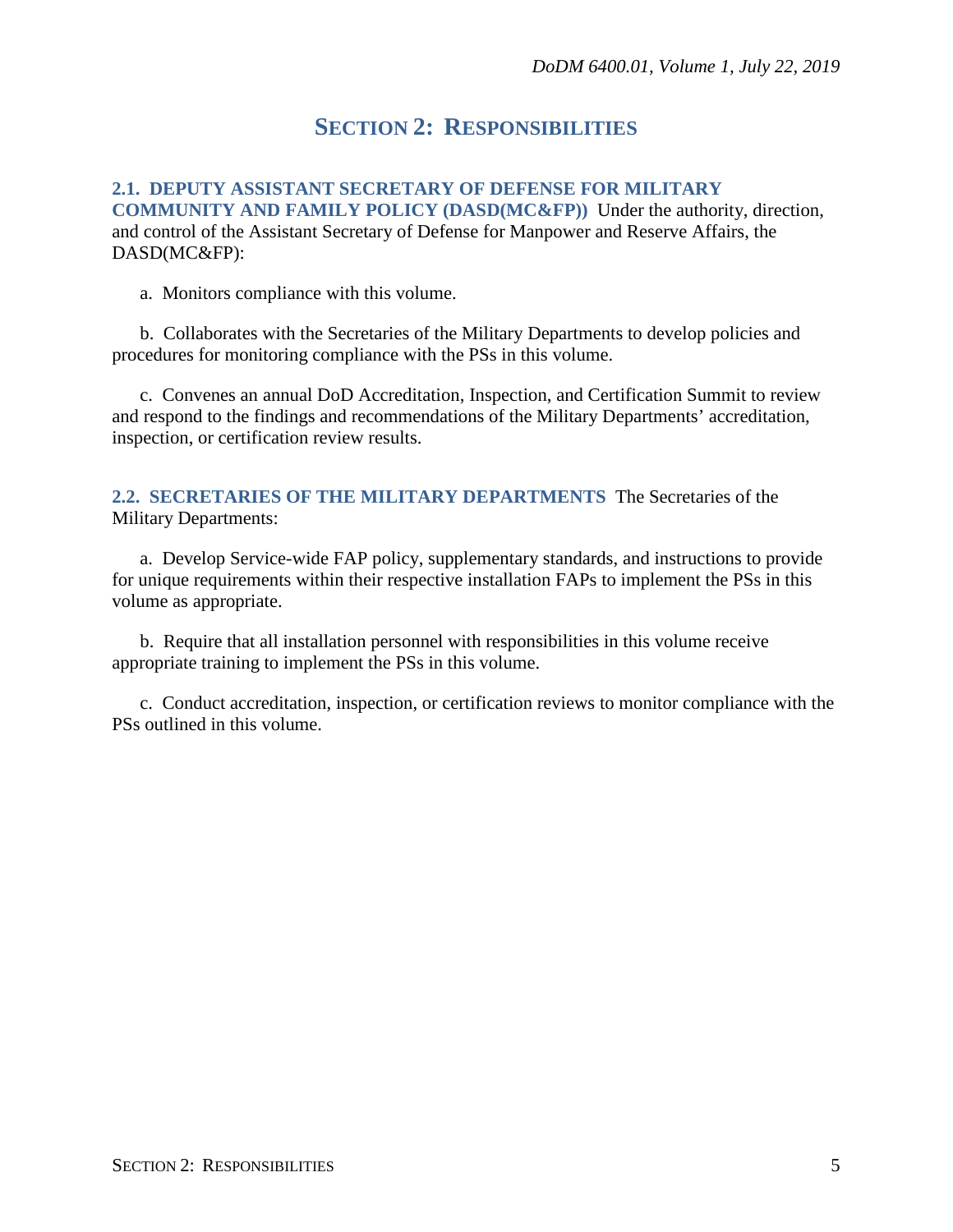# SECTION 2: RESPONSIBILITIES

**2.1. DEPUTY ASSISTANT SECRETARY OF DEFENSE FOR MILITARY COMMUNITY AND FAMILY POLICY (DASD(MC&FP))** Under the authority, direction, and control of the Assistant Secretary of Defense for Manpower and Reserve Affairs, the DASD(MC&FP):

a. Monitors compliance with this volume.

b. Collaborates with the Secretaries of the Military Departments to develop policies and procedures for monitoring compliance with the PSs in this volume.

c. Convenes an annual DoD Accreditation, Inspection, and Certification Summit to review and respond to the findings and recommendations of the Military Departments' accreditation, inspection, or certification review results.

**2.2. SECRETARIES OF THE MILITARY DEPARTMENTS** The Secretaries of the Military Departments:

a. Develop Service-wide FAP policy, supplementary standards, and instructions to provide for unique requirements within their respective installation FAPs to implement the PSs in this volume as appropriate.

b. Require that all installation personnel with responsibilities in this volume receive appropriate training to implement the PSs in this volume.

c. Conduct accreditation, inspection, or certification reviews to monitor compliance with the PSs outlined in this volume.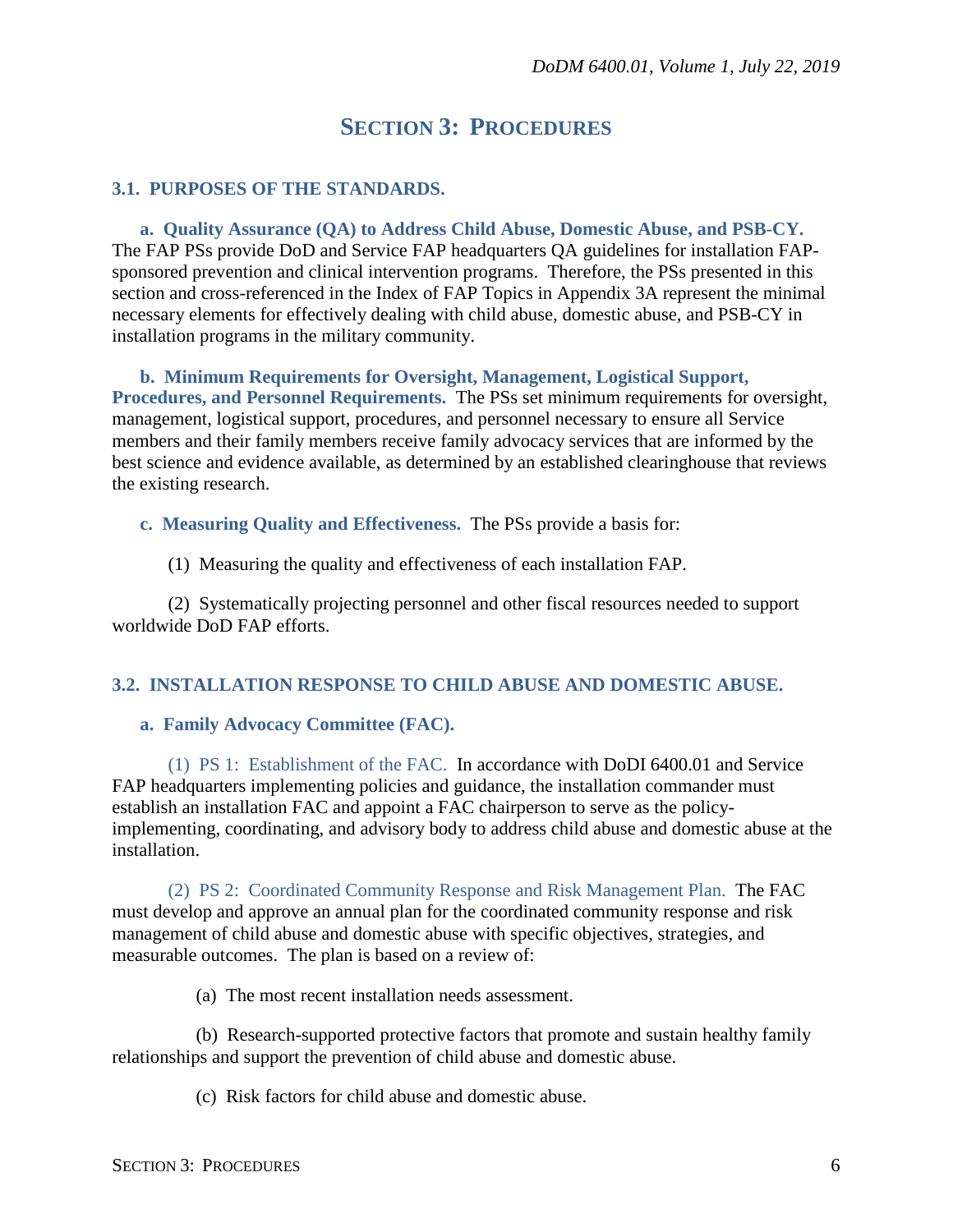# SECTION 3: PROCEDURES

## 3.1. PURPOSES OF THE STANDARDS.

**a. Quality Assurance (QA) to Address Child Abuse, Domestic Abuse, and PSB-CY.** The FAP PSs provide DoD and Service FAP headquarters QA guidelines for installation FAP-sponsored prevention and clinical intervention programs. Therefore, the PSs presented in this section and cross-referenced in the Index of FAP Topics in Appendix 3A represent the minimal necessary elements for effectively dealing with child abuse, domestic abuse, and PSB-CY in installation programs in the military community.

**b. Minimum Requirements for Oversight, Management, Logistical Support, Procedures, and Personnel Requirements.** The PSs set minimum requirements for oversight, management, logistical support, procedures, and personnel necessary to ensure all Service members and their family members receive family advocacy services that are informed by the best science and evidence available, as determined by an established clearinghouse that reviews the existing research.

**c. Measuring Quality and Effectiveness.** The PSs provide a basis for:

(1) Measuring the quality and effectiveness of each installation FAP.

(2) Systematically projecting personnel and other fiscal resources needed to support worldwide DoD FAP efforts.

## 3.2. INSTALLATION RESPONSE TO CHILD ABUSE AND DOMESTIC ABUSE.

**a. Family Advocacy Committee (FAC).**

(1) PS 1: Establishment of the FAC. In accordance with DoDI 6400.01 and Service FAP headquarters implementing policies and guidance, the installation commander must establish an installation FAC and appoint a FAC chairperson to serve as the policy-implementing, coordinating, and advisory body to address child abuse and domestic abuse at the installation.

(2) PS 2: Coordinated Community Response and Risk Management Plan. The FAC must develop and approve an annual plan for the coordinated community response and risk management of child abuse and domestic abuse with specific objectives, strategies, and measurable outcomes. The plan is based on a review of:

(a) The most recent installation needs assessment.

(b) Research-supported protective factors that promote and sustain healthy family relationships and support the prevention of child abuse and domestic abuse.

(c) Risk factors for child abuse and domestic abuse.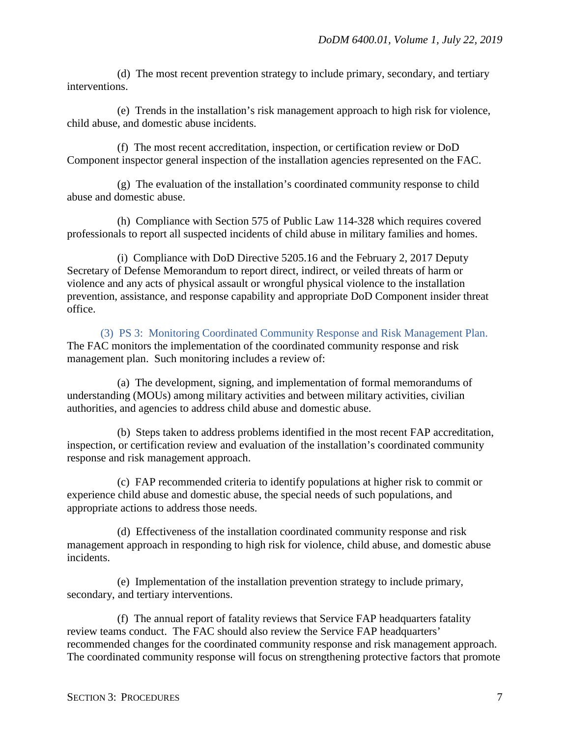(d) The most recent prevention strategy to include primary, secondary, and tertiary interventions.

(e) Trends in the installation's risk management approach to high risk for violence, child abuse, and domestic abuse incidents.

(f) The most recent accreditation, inspection, or certification review or DoD Component inspector general inspection of the installation agencies represented on the FAC.

(g) The evaluation of the installation's coordinated community response to child abuse and domestic abuse.

(h) Compliance with Section 575 of Public Law 114-328 which requires covered professionals to report all suspected incidents of child abuse in military families and homes.

(i) Compliance with DoD Directive 5205.16 and the February 2, 2017 Deputy Secretary of Defense Memorandum to report direct, indirect, or veiled threats of harm or violence and any acts of physical assault or wrongful physical violence to the installation prevention, assistance, and response capability and appropriate DoD Component insider threat office.

(3) PS 3: Monitoring Coordinated Community Response and Risk Management Plan. The FAC monitors the implementation of the coordinated community response and risk management plan. Such monitoring includes a review of:

(a) The development, signing, and implementation of formal memorandums of understanding (MOUs) among military activities and between military activities, civilian authorities, and agencies to address child abuse and domestic abuse.

(b) Steps taken to address problems identified in the most recent FAP accreditation, inspection, or certification review and evaluation of the installation's coordinated community response and risk management approach.

(c) FAP recommended criteria to identify populations at higher risk to commit or experience child abuse and domestic abuse, the special needs of such populations, and appropriate actions to address those needs.

(d) Effectiveness of the installation coordinated community response and risk management approach in responding to high risk for violence, child abuse, and domestic abuse incidents.

(e) Implementation of the installation prevention strategy to include primary, secondary, and tertiary interventions.

(f) The annual report of fatality reviews that Service FAP headquarters fatality review teams conduct. The FAC should also review the Service FAP headquarters' recommended changes for the coordinated community response and risk management approach. The coordinated community response will focus on strengthening protective factors that promote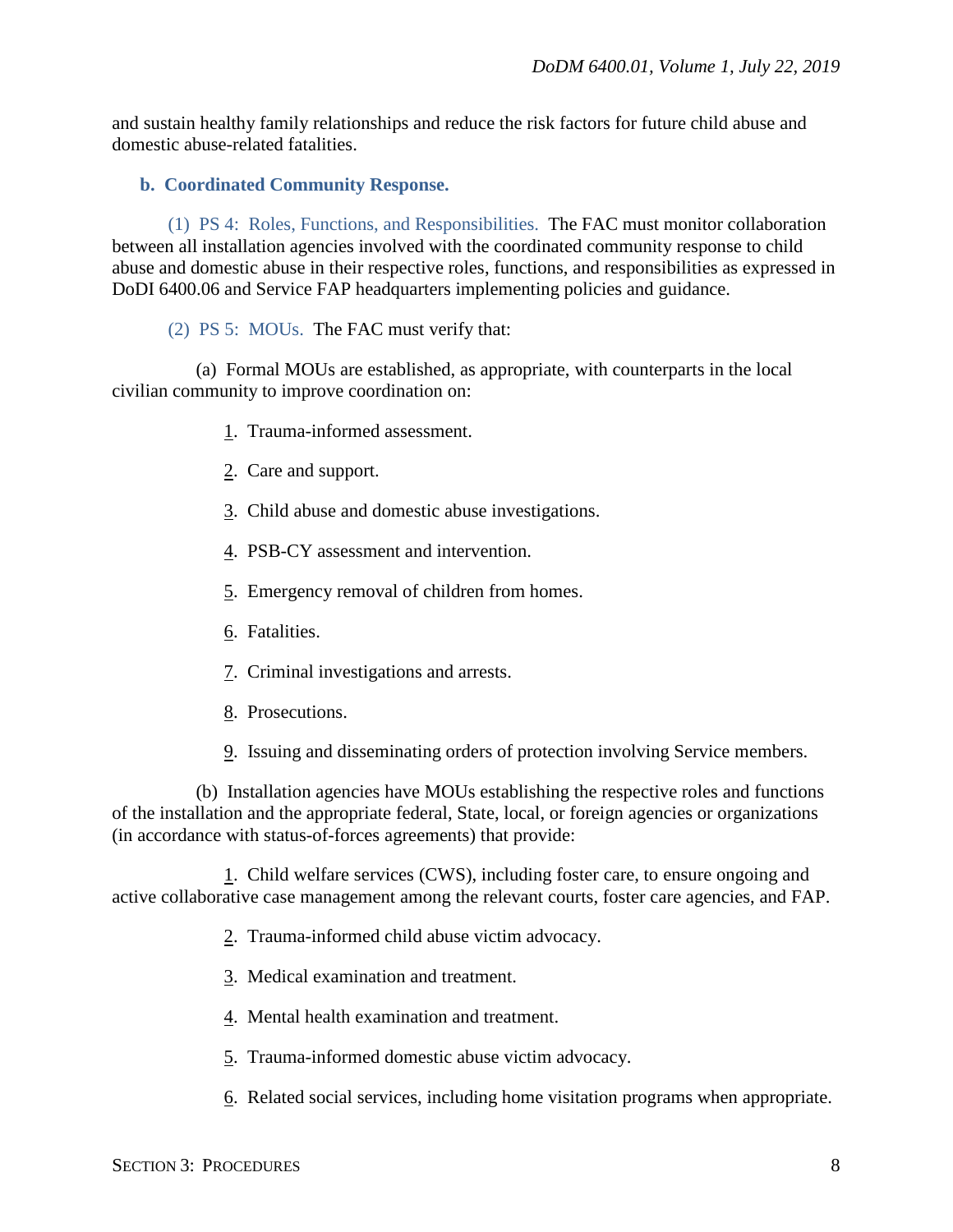and sustain healthy family relationships and reduce the risk factors for future child abuse and domestic abuse-related fatalities.

**b. Coordinated Community Response.**

(1) PS 4: Roles, Functions, and Responsibilities. The FAC must monitor collaboration between all installation agencies involved with the coordinated community response to child abuse and domestic abuse in their respective roles, functions, and responsibilities as expressed in DoDI 6400.06 and Service FAP headquarters implementing policies and guidance.

(2) PS 5: MOUs. The FAC must verify that:

(a) Formal MOUs are established, as appropriate, with counterparts in the local civilian community to improve coordination on:

1. Trauma-informed assessment.

2. Care and support.

3. Child abuse and domestic abuse investigations.

4. PSB-CY assessment and intervention.

5. Emergency removal of children from homes.

6. Fatalities.

7. Criminal investigations and arrests.

8. Prosecutions.

9. Issuing and disseminating orders of protection involving Service members.

(b) Installation agencies have MOUs establishing the respective roles and functions of the installation and the appropriate federal, State, local, or foreign agencies or organizations (in accordance with status-of-forces agreements) that provide:

1. Child welfare services (CWS), including foster care, to ensure ongoing and active collaborative case management among the relevant courts, foster care agencies, and FAP.

2. Trauma-informed child abuse victim advocacy.

3. Medical examination and treatment.

4. Mental health examination and treatment.

5. Trauma-informed domestic abuse victim advocacy.

6. Related social services, including home visitation programs when appropriate.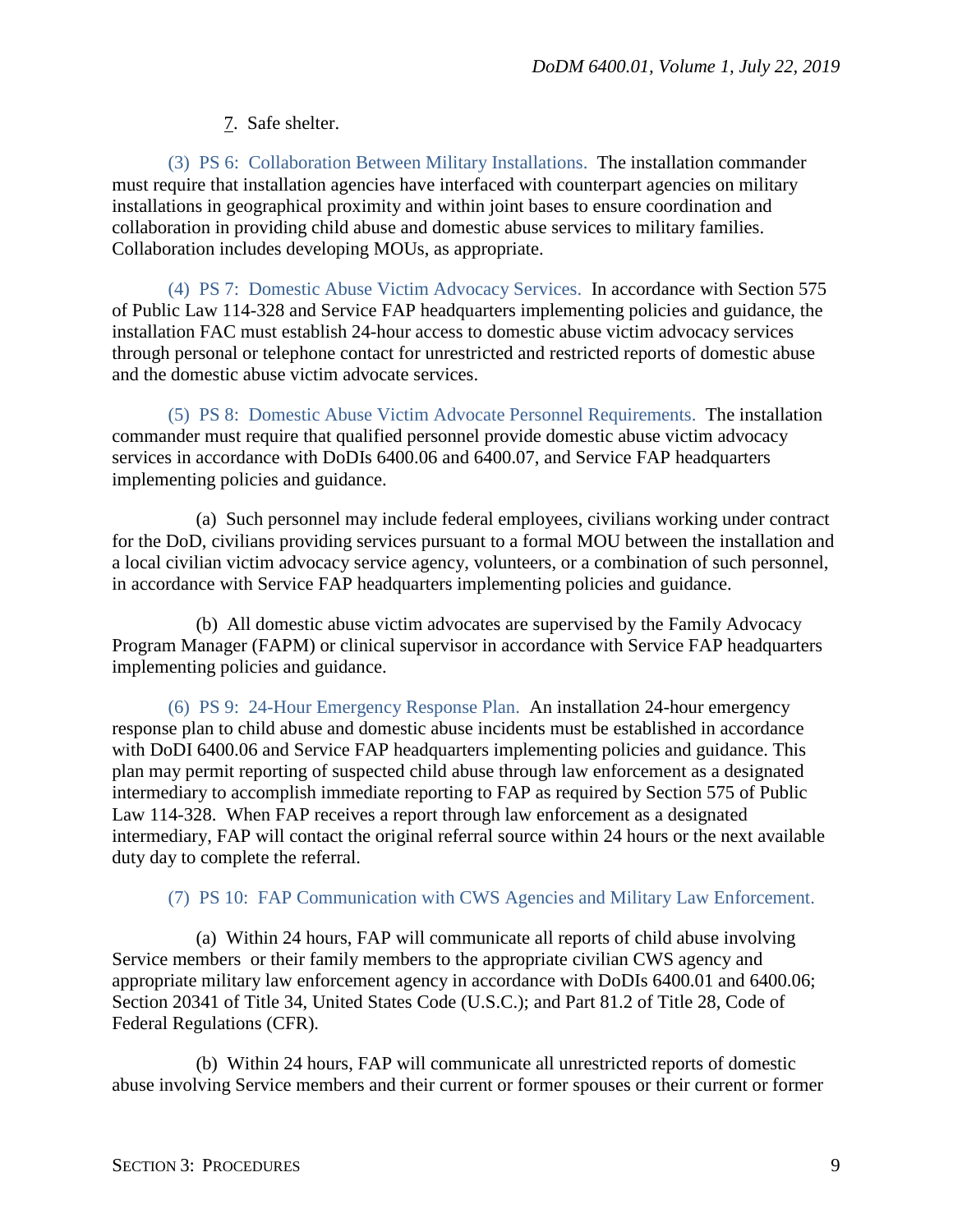7. Safe shelter.

(3) PS 6: Collaboration Between Military Installations. The installation commander must require that installation agencies have interfaced with counterpart agencies on military installations in geographical proximity and within joint bases to ensure coordination and collaboration in providing child abuse and domestic abuse services to military families. Collaboration includes developing MOUs, as appropriate.

(4) PS 7: Domestic Abuse Victim Advocacy Services. In accordance with Section 575 of Public Law 114-328 and Service FAP headquarters implementing policies and guidance, the installation FAC must establish 24-hour access to domestic abuse victim advocacy services through personal or telephone contact for unrestricted and restricted reports of domestic abuse and the domestic abuse victim advocate services.

(5) PS 8: Domestic Abuse Victim Advocate Personnel Requirements. The installation commander must require that qualified personnel provide domestic abuse victim advocacy services in accordance with DoDIs 6400.06 and 6400.07, and Service FAP headquarters implementing policies and guidance.

(a) Such personnel may include federal employees, civilians working under contract for the DoD, civilians providing services pursuant to a formal MOU between the installation and a local civilian victim advocacy service agency, volunteers, or a combination of such personnel, in accordance with Service FAP headquarters implementing policies and guidance.

(b) All domestic abuse victim advocates are supervised by the Family Advocacy Program Manager (FAPM) or clinical supervisor in accordance with Service FAP headquarters implementing policies and guidance.

(6) PS 9: 24-Hour Emergency Response Plan. An installation 24-hour emergency response plan to child abuse and domestic abuse incidents must be established in accordance with DoDI 6400.06 and Service FAP headquarters implementing policies and guidance. This plan may permit reporting of suspected child abuse through law enforcement as a designated intermediary to accomplish immediate reporting to FAP as required by Section 575 of Public Law 114-328. When FAP receives a report through law enforcement as a designated intermediary, FAP will contact the original referral source within 24 hours or the next available duty day to complete the referral.

(7) PS 10: FAP Communication with CWS Agencies and Military Law Enforcement.

(a) Within 24 hours, FAP will communicate all reports of child abuse involving Service members or their family members to the appropriate civilian CWS agency and appropriate military law enforcement agency in accordance with DoDIs 6400.01 and 6400.06; Section 20341 of Title 34, United States Code (U.S.C.); and Part 81.2 of Title 28, Code of Federal Regulations (CFR).

(b) Within 24 hours, FAP will communicate all unrestricted reports of domestic abuse involving Service members and their current or former spouses or their current or former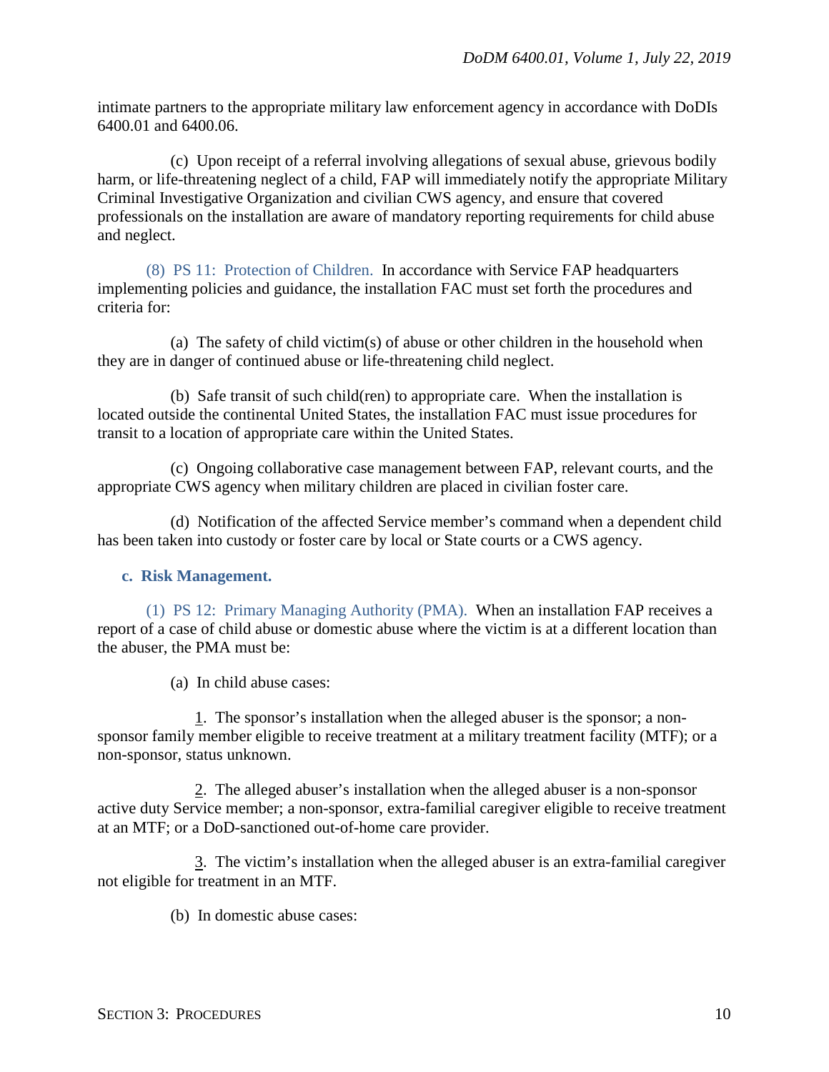intimate partners to the appropriate military law enforcement agency in accordance with DoDIs 6400.01 and 6400.06.

(c) Upon receipt of a referral involving allegations of sexual abuse, grievous bodily harm, or life-threatening neglect of a child, FAP will immediately notify the appropriate Military Criminal Investigative Organization and civilian CWS agency, and ensure that covered professionals on the installation are aware of mandatory reporting requirements for child abuse and neglect.

(8) PS 11: Protection of Children. In accordance with Service FAP headquarters implementing policies and guidance, the installation FAC must set forth the procedures and criteria for:

(a) The safety of child victim(s) of abuse or other children in the household when they are in danger of continued abuse or life-threatening child neglect.

(b) Safe transit of such child(ren) to appropriate care. When the installation is located outside the continental United States, the installation FAC must issue procedures for transit to a location of appropriate care within the United States.

(c) Ongoing collaborative case management between FAP, relevant courts, and the appropriate CWS agency when military children are placed in civilian foster care.

(d) Notification of the affected Service member's command when a dependent child has been taken into custody or foster care by local or State courts or a CWS agency.

**c. Risk Management.**

(1) PS 12: Primary Managing Authority (PMA). When an installation FAP receives a report of a case of child abuse or domestic abuse where the victim is at a different location than the abuser, the PMA must be:

(a) In child abuse cases:

1. The sponsor's installation when the alleged abuser is the sponsor; a non-sponsor family member eligible to receive treatment at a military treatment facility (MTF); or a non-sponsor, status unknown.

2. The alleged abuser's installation when the alleged abuser is a non-sponsor active duty Service member; a non-sponsor, extra-familial caregiver eligible to receive treatment at an MTF; or a DoD-sanctioned out-of-home care provider.

3. The victim's installation when the alleged abuser is an extra-familial caregiver not eligible for treatment in an MTF.

(b) In domestic abuse cases: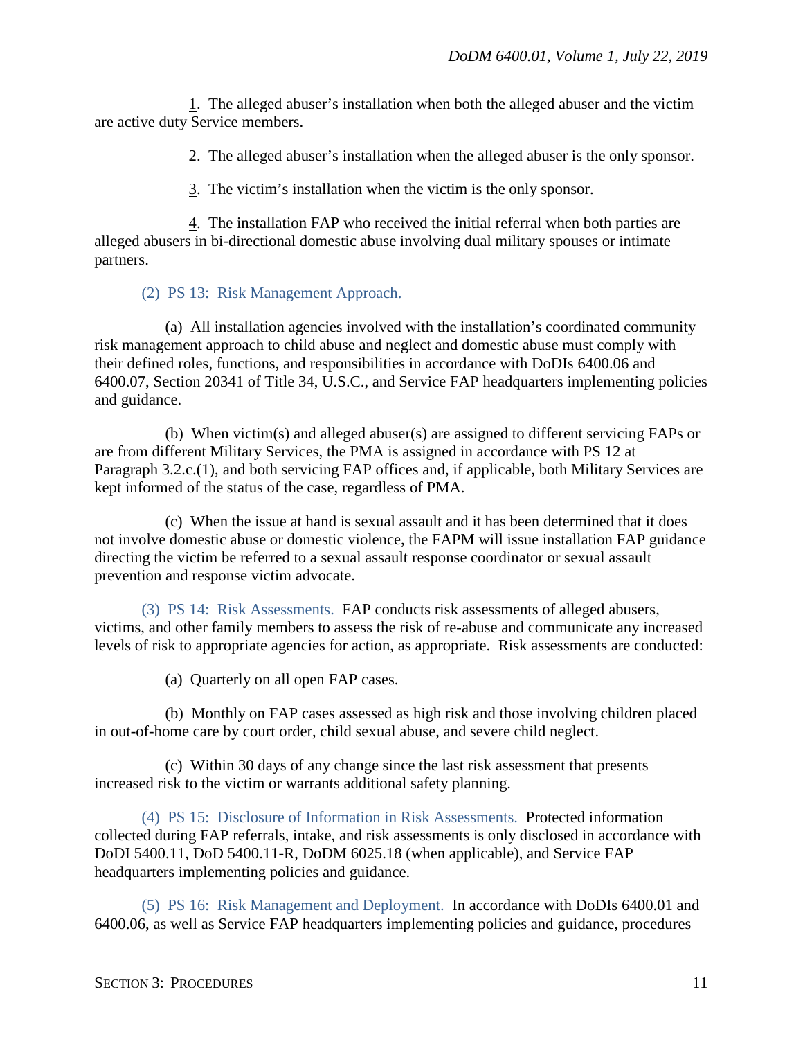1. The alleged abuser's installation when both the alleged abuser and the victim are active duty Service members.

2. The alleged abuser's installation when the alleged abuser is the only sponsor.

3. The victim's installation when the victim is the only sponsor.

4. The installation FAP who received the initial referral when both parties are alleged abusers in bi-directional domestic abuse involving dual military spouses or intimate partners.

(2) PS 13: Risk Management Approach.

(a) All installation agencies involved with the installation's coordinated community risk management approach to child abuse and neglect and domestic abuse must comply with their defined roles, functions, and responsibilities in accordance with DoDIs 6400.06 and 6400.07, Section 20341 of Title 34, U.S.C., and Service FAP headquarters implementing policies and guidance.

(b) When victim(s) and alleged abuser(s) are assigned to different servicing FAPs or are from different Military Services, the PMA is assigned in accordance with PS 12 at Paragraph 3.2.c.(1), and both servicing FAP offices and, if applicable, both Military Services are kept informed of the status of the case, regardless of PMA.

(c) When the issue at hand is sexual assault and it has been determined that it does not involve domestic abuse or domestic violence, the FAPM will issue installation FAP guidance directing the victim be referred to a sexual assault response coordinator or sexual assault prevention and response victim advocate.

(3) PS 14: Risk Assessments. FAP conducts risk assessments of alleged abusers, victims, and other family members to assess the risk of re-abuse and communicate any increased levels of risk to appropriate agencies for action, as appropriate. Risk assessments are conducted:

(a) Quarterly on all open FAP cases.

(b) Monthly on FAP cases assessed as high risk and those involving children placed in out-of-home care by court order, child sexual abuse, and severe child neglect.

(c) Within 30 days of any change since the last risk assessment that presents increased risk to the victim or warrants additional safety planning.

(4) PS 15: Disclosure of Information in Risk Assessments. Protected information collected during FAP referrals, intake, and risk assessments is only disclosed in accordance with DoDI 5400.11, DoD 5400.11-R, DoDM 6025.18 (when applicable), and Service FAP headquarters implementing policies and guidance.

(5) PS 16: Risk Management and Deployment. In accordance with DoDIs 6400.01 and 6400.06, as well as Service FAP headquarters implementing policies and guidance, procedures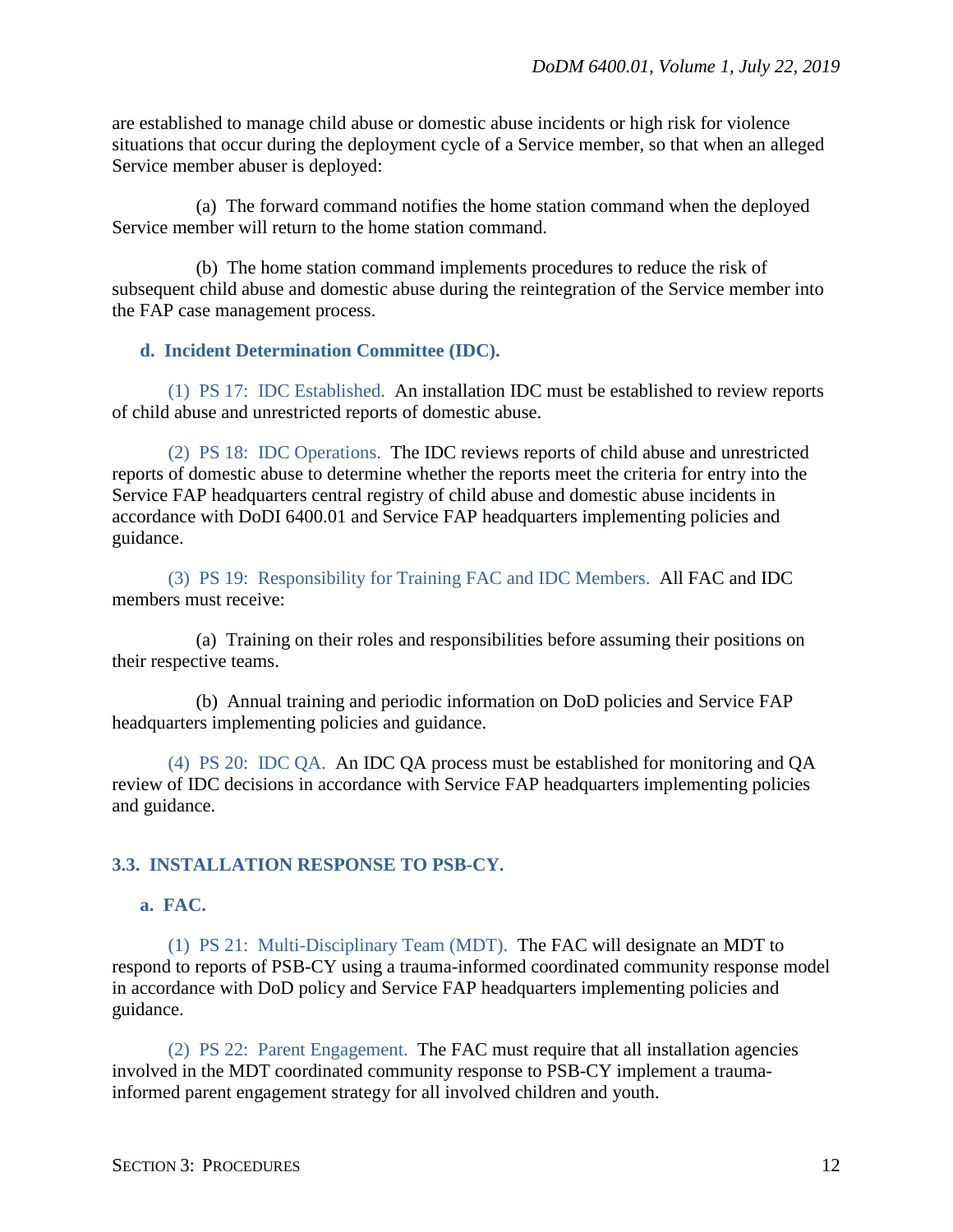are established to manage child abuse or domestic abuse incidents or high risk for violence situations that occur during the deployment cycle of a Service member, so that when an alleged Service member abuser is deployed:

(a) The forward command notifies the home station command when the deployed Service member will return to the home station command.

(b) The home station command implements procedures to reduce the risk of subsequent child abuse and domestic abuse during the reintegration of the Service member into the FAP case management process.

**d. Incident Determination Committee (IDC).**

(1) PS 17: IDC Established. An installation IDC must be established to review reports of child abuse and unrestricted reports of domestic abuse.

(2) PS 18: IDC Operations. The IDC reviews reports of child abuse and unrestricted reports of domestic abuse to determine whether the reports meet the criteria for entry into the Service FAP headquarters central registry of child abuse and domestic abuse incidents in accordance with DoDI 6400.01 and Service FAP headquarters implementing policies and guidance.

(3) PS 19: Responsibility for Training FAC and IDC Members. All FAC and IDC members must receive:

(a) Training on their roles and responsibilities before assuming their positions on their respective teams.

(b) Annual training and periodic information on DoD policies and Service FAP headquarters implementing policies and guidance.

(4) PS 20: IDC QA. An IDC QA process must be established for monitoring and QA review of IDC decisions in accordance with Service FAP headquarters implementing policies and guidance.

## 3.3. INSTALLATION RESPONSE TO PSB-CY.

**a. FAC.**

(1) PS 21: Multi-Disciplinary Team (MDT). The FAC will designate an MDT to respond to reports of PSB-CY using a trauma-informed coordinated community response model in accordance with DoD policy and Service FAP headquarters implementing policies and guidance.

(2) PS 22: Parent Engagement. The FAC must require that all installation agencies involved in the MDT coordinated community response to PSB-CY implement a trauma-informed parent engagement strategy for all involved children and youth.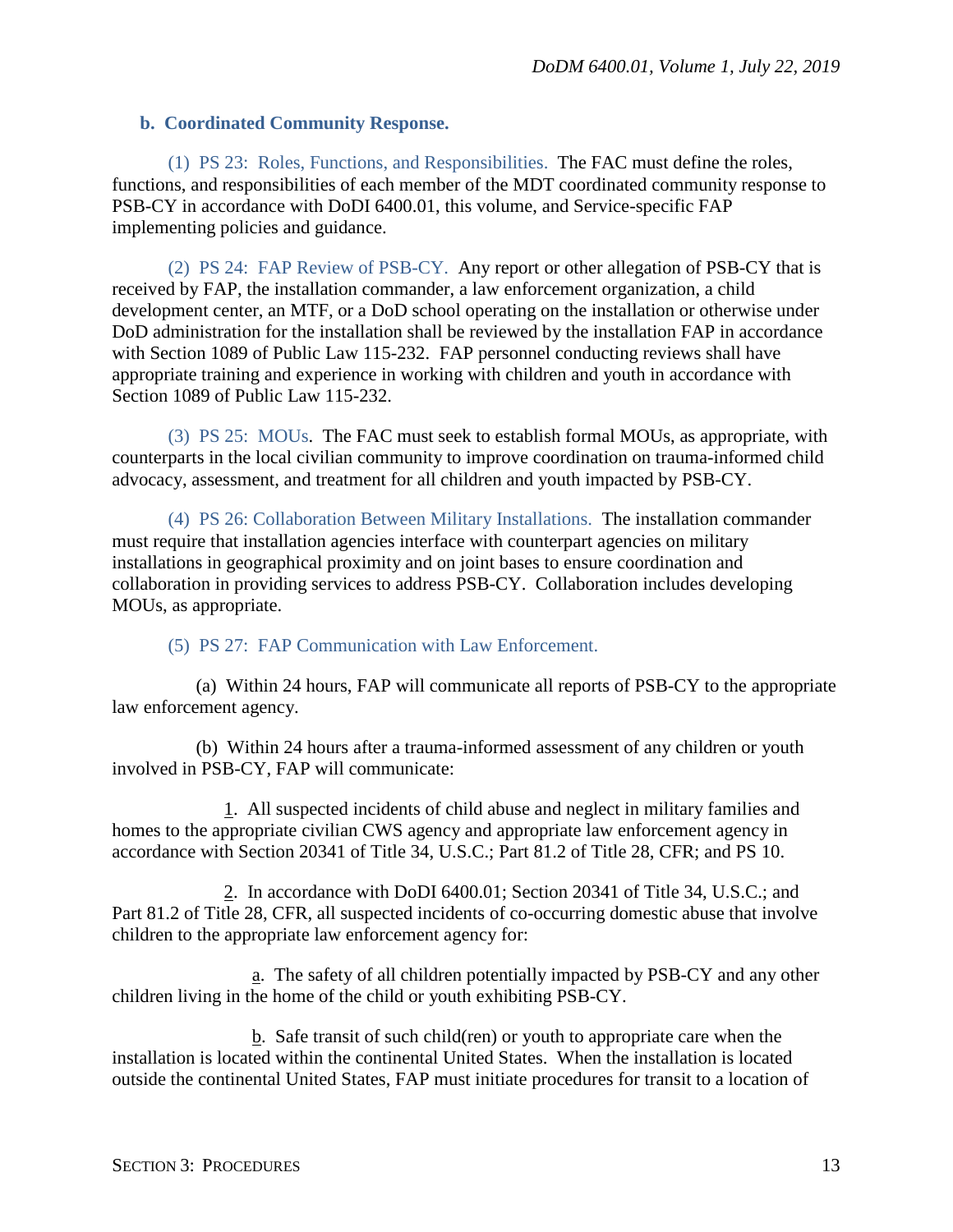**b. Coordinated Community Response.**

(1) PS 23: Roles, Functions, and Responsibilities. The FAC must define the roles, functions, and responsibilities of each member of the MDT coordinated community response to PSB-CY in accordance with DoDI 6400.01, this volume, and Service-specific FAP implementing policies and guidance.

(2) PS 24: FAP Review of PSB-CY. Any report or other allegation of PSB-CY that is received by FAP, the installation commander, a law enforcement organization, a child development center, an MTF, or a DoD school operating on the installation or otherwise under DoD administration for the installation shall be reviewed by the installation FAP in accordance with Section 1089 of Public Law 115-232. FAP personnel conducting reviews shall have appropriate training and experience in working with children and youth in accordance with Section 1089 of Public Law 115-232.

(3) PS 25: MOUs. The FAC must seek to establish formal MOUs, as appropriate, with counterparts in the local civilian community to improve coordination on trauma-informed child advocacy, assessment, and treatment for all children and youth impacted by PSB-CY.

(4) PS 26: Collaboration Between Military Installations. The installation commander must require that installation agencies interface with counterpart agencies on military installations in geographical proximity and on joint bases to ensure coordination and collaboration in providing services to address PSB-CY. Collaboration includes developing MOUs, as appropriate.

(5) PS 27: FAP Communication with Law Enforcement.

(a) Within 24 hours, FAP will communicate all reports of PSB-CY to the appropriate law enforcement agency.

(b) Within 24 hours after a trauma-informed assessment of any children or youth involved in PSB-CY, FAP will communicate:

1. All suspected incidents of child abuse and neglect in military families and homes to the appropriate civilian CWS agency and appropriate law enforcement agency in accordance with Section 20341 of Title 34, U.S.C.; Part 81.2 of Title 28, CFR; and PS 10.

2. In accordance with DoDI 6400.01; Section 20341 of Title 34, U.S.C.; and Part 81.2 of Title 28, CFR, all suspected incidents of co-occurring domestic abuse that involve children to the appropriate law enforcement agency for:

a. The safety of all children potentially impacted by PSB-CY and any other children living in the home of the child or youth exhibiting PSB-CY.

b. Safe transit of such child(ren) or youth to appropriate care when the installation is located within the continental United States. When the installation is located outside the continental United States, FAP must initiate procedures for transit to a location of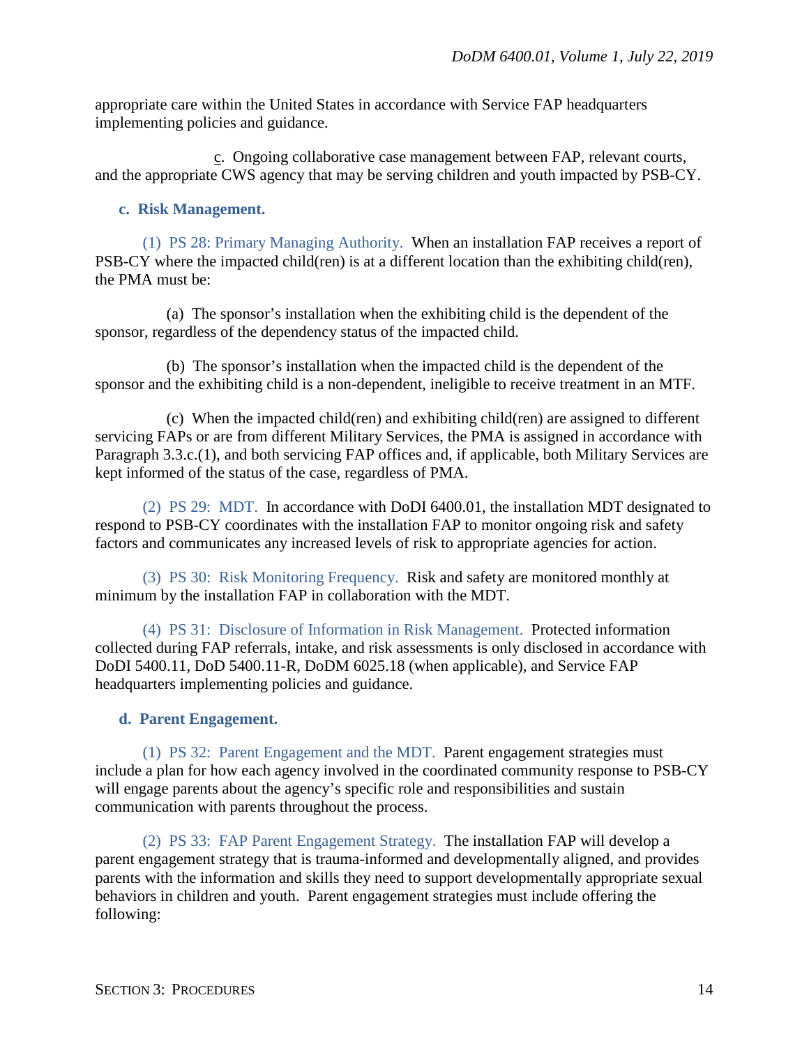appropriate care within the United States in accordance with Service FAP headquarters implementing policies and guidance.

c. Ongoing collaborative case management between FAP, relevant courts, and the appropriate CWS agency that may be serving children and youth impacted by PSB-CY.

**c. Risk Management.**

(1) PS 28: Primary Managing Authority. When an installation FAP receives a report of PSB-CY where the impacted child(ren) is at a different location than the exhibiting child(ren), the PMA must be:

(a) The sponsor's installation when the exhibiting child is the dependent of the sponsor, regardless of the dependency status of the impacted child.

(b) The sponsor's installation when the impacted child is the dependent of the sponsor and the exhibiting child is a non-dependent, ineligible to receive treatment in an MTF.

(c) When the impacted child(ren) and exhibiting child(ren) are assigned to different servicing FAPs or are from different Military Services, the PMA is assigned in accordance with Paragraph 3.3.c.(1), and both servicing FAP offices and, if applicable, both Military Services are kept informed of the status of the case, regardless of PMA.

(2) PS 29: MDT. In accordance with DoDI 6400.01, the installation MDT designated to respond to PSB-CY coordinates with the installation FAP to monitor ongoing risk and safety factors and communicates any increased levels of risk to appropriate agencies for action.

(3) PS 30: Risk Monitoring Frequency. Risk and safety are monitored monthly at minimum by the installation FAP in collaboration with the MDT.

(4) PS 31: Disclosure of Information in Risk Management. Protected information collected during FAP referrals, intake, and risk assessments is only disclosed in accordance with DoDI 5400.11, DoD 5400.11-R, DoDM 6025.18 (when applicable), and Service FAP headquarters implementing policies and guidance.

**d. Parent Engagement.**

(1) PS 32: Parent Engagement and the MDT. Parent engagement strategies must include a plan for how each agency involved in the coordinated community response to PSB-CY will engage parents about the agency's specific role and responsibilities and sustain communication with parents throughout the process.

(2) PS 33: FAP Parent Engagement Strategy. The installation FAP will develop a parent engagement strategy that is trauma-informed and developmentally aligned, and provides parents with the information and skills they need to support developmentally appropriate sexual behaviors in children and youth. Parent engagement strategies must include offering the following: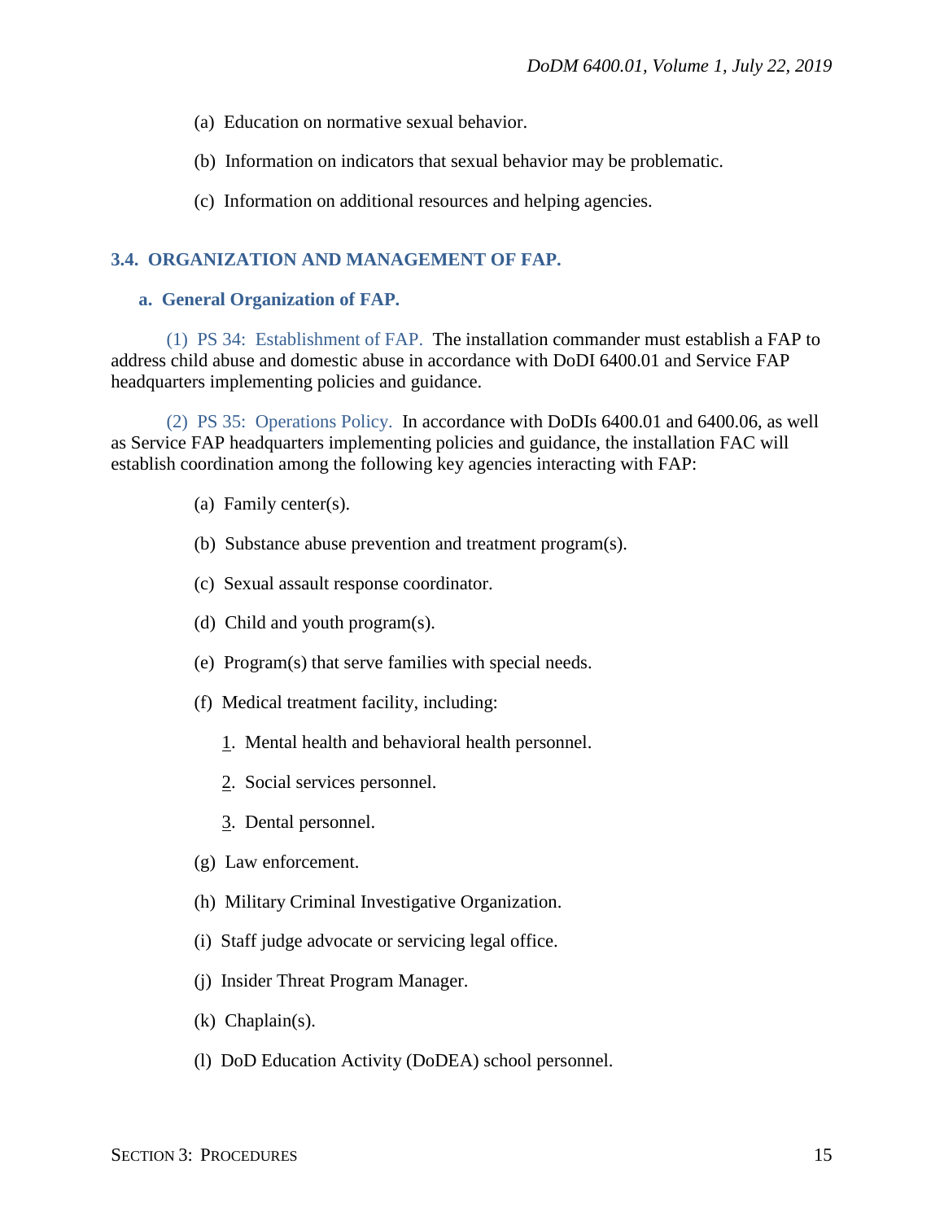(a) Education on normative sexual behavior.

(b) Information on indicators that sexual behavior may be problematic.

(c) Information on additional resources and helping agencies.

### 3.4. ORGANIZATION AND MANAGEMENT OF FAP.

#### a. General Organization of FAP.

(1) PS 34: Establishment of FAP. The installation commander must establish a FAP to address child abuse and domestic abuse in accordance with DoDI 6400.01 and Service FAP headquarters implementing policies and guidance.

(2) PS 35: Operations Policy. In accordance with DoDIs 6400.01 and 6400.06, as well as Service FAP headquarters implementing policies and guidance, the installation FAC will establish coordination among the following key agencies interacting with FAP:

(a) Family center(s).

(b) Substance abuse prevention and treatment program(s).

(c) Sexual assault response coordinator.

(d) Child and youth program(s).

(e) Program(s) that serve families with special needs.

(f) Medical treatment facility, including:

1. Mental health and behavioral health personnel.

2. Social services personnel.

3. Dental personnel.

(g) Law enforcement.

(h) Military Criminal Investigative Organization.

(i) Staff judge advocate or servicing legal office.

(j) Insider Threat Program Manager.

(k) Chaplain(s).

(l) DoD Education Activity (DoDEA) school personnel.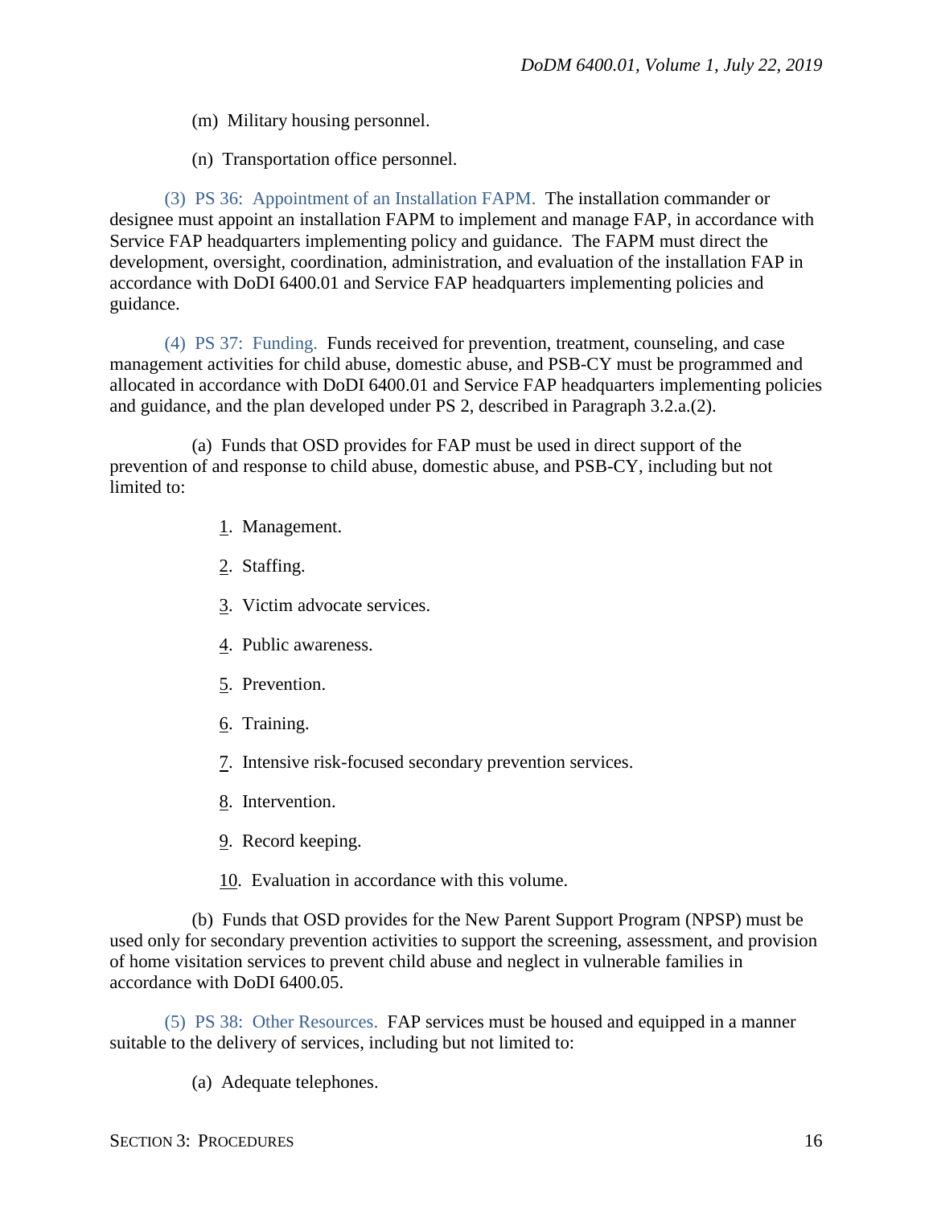(m) Military housing personnel.

(n) Transportation office personnel.

(3) PS 36: Appointment of an Installation FAPM. The installation commander or designee must appoint an installation FAPM to implement and manage FAP, in accordance with Service FAP headquarters implementing policy and guidance. The FAPM must direct the development, oversight, coordination, administration, and evaluation of the installation FAP in accordance with DoDI 6400.01 and Service FAP headquarters implementing policies and guidance.

(4) PS 37: Funding. Funds received for prevention, treatment, counseling, and case management activities for child abuse, domestic abuse, and PSB-CY must be programmed and allocated in accordance with DoDI 6400.01 and Service FAP headquarters implementing policies and guidance, and the plan developed under PS 2, described in Paragraph 3.2.a.(2).

(a) Funds that OSD provides for FAP must be used in direct support of the prevention of and response to child abuse, domestic abuse, and PSB-CY, including but not limited to:

1. Management.

2. Staffing.

3. Victim advocate services.

4. Public awareness.

5. Prevention.

6. Training.

7. Intensive risk-focused secondary prevention services.

8. Intervention.

9. Record keeping.

10. Evaluation in accordance with this volume.

(b) Funds that OSD provides for the New Parent Support Program (NPSP) must be used only for secondary prevention activities to support the screening, assessment, and provision of home visitation services to prevent child abuse and neglect in vulnerable families in accordance with DoDI 6400.05.

(5) PS 38: Other Resources. FAP services must be housed and equipped in a manner suitable to the delivery of services, including but not limited to:

(a) Adequate telephones.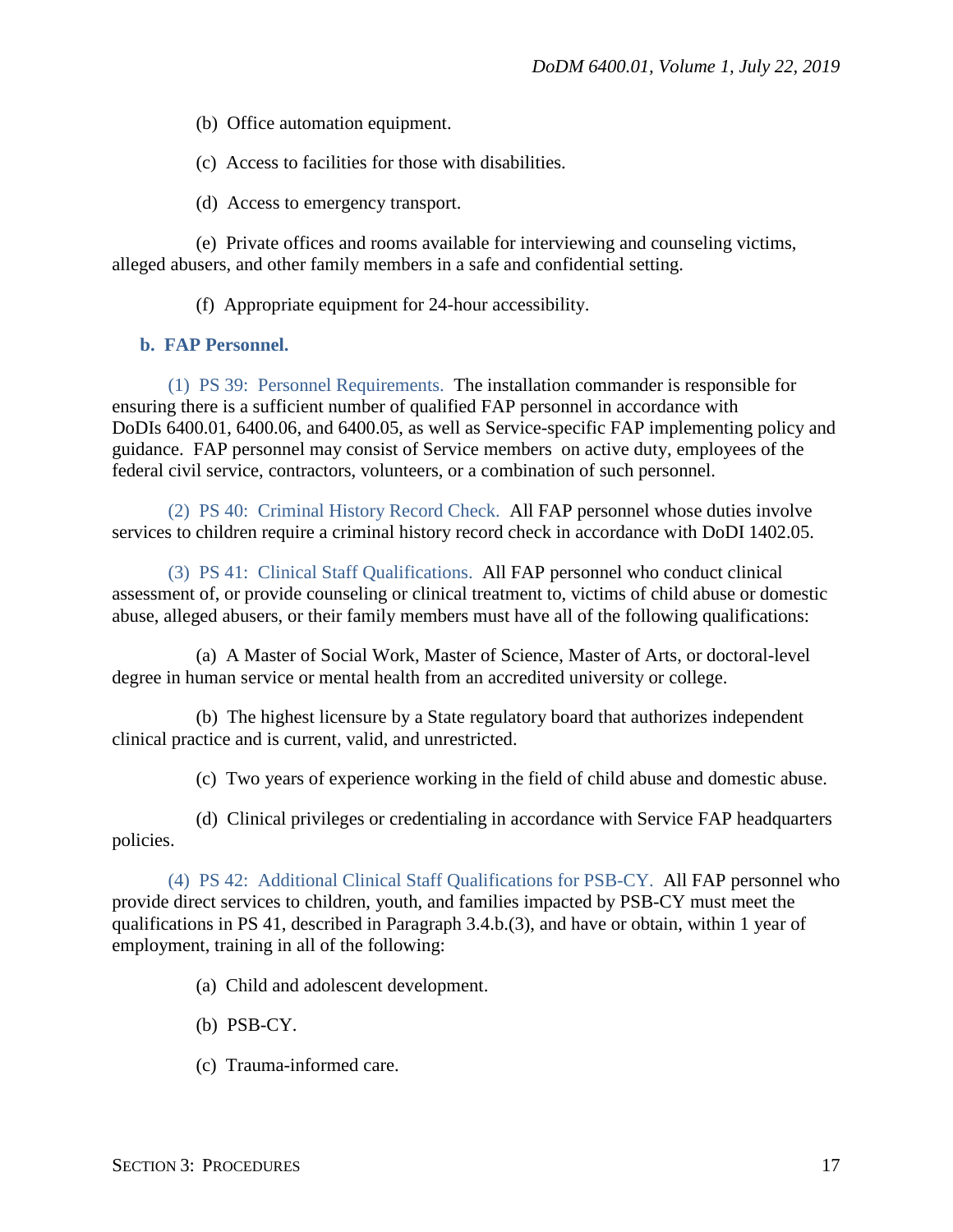(b) Office automation equipment.

(c) Access to facilities for those with disabilities.

(d) Access to emergency transport.

(e) Private offices and rooms available for interviewing and counseling victims, alleged abusers, and other family members in a safe and confidential setting.

(f) Appropriate equipment for 24-hour accessibility.

**b. FAP Personnel.**

(1) PS 39: Personnel Requirements. The installation commander is responsible for ensuring there is a sufficient number of qualified FAP personnel in accordance with DoDIs 6400.01, 6400.06, and 6400.05, as well as Service-specific FAP implementing policy and guidance. FAP personnel may consist of Service members on active duty, employees of the federal civil service, contractors, volunteers, or a combination of such personnel.

(2) PS 40: Criminal History Record Check. All FAP personnel whose duties involve services to children require a criminal history record check in accordance with DoDI 1402.05.

(3) PS 41: Clinical Staff Qualifications. All FAP personnel who conduct clinical assessment of, or provide counseling or clinical treatment to, victims of child abuse or domestic abuse, alleged abusers, or their family members must have all of the following qualifications:

(a) A Master of Social Work, Master of Science, Master of Arts, or doctoral-level degree in human service or mental health from an accredited university or college.

(b) The highest licensure by a State regulatory board that authorizes independent clinical practice and is current, valid, and unrestricted.

(c) Two years of experience working in the field of child abuse and domestic abuse.

(d) Clinical privileges or credentialing in accordance with Service FAP headquarters policies.

(4) PS 42: Additional Clinical Staff Qualifications for PSB-CY. All FAP personnel who provide direct services to children, youth, and families impacted by PSB-CY must meet the qualifications in PS 41, described in Paragraph 3.4.b.(3), and have or obtain, within 1 year of employment, training in all of the following:

(a) Child and adolescent development.

(b) PSB-CY.

(c) Trauma-informed care.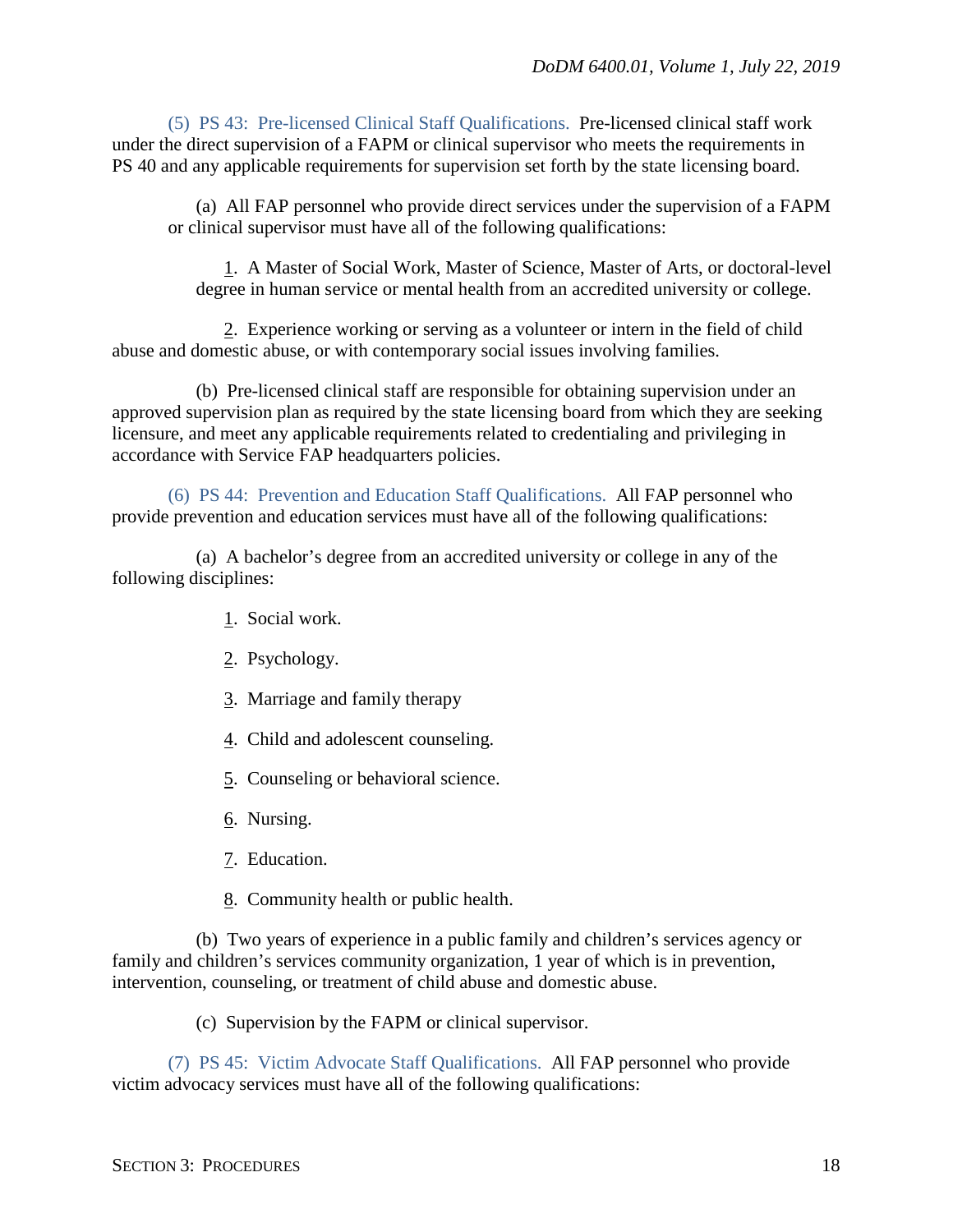(5) PS 43: Pre-licensed Clinical Staff Qualifications. Pre-licensed clinical staff work under the direct supervision of a FAPM or clinical supervisor who meets the requirements in PS 40 and any applicable requirements for supervision set forth by the state licensing board.

(a) All FAP personnel who provide direct services under the supervision of a FAPM or clinical supervisor must have all of the following qualifications:

1. A Master of Social Work, Master of Science, Master of Arts, or doctoral-level degree in human service or mental health from an accredited university or college.

2. Experience working or serving as a volunteer or intern in the field of child abuse and domestic abuse, or with contemporary social issues involving families.

(b) Pre-licensed clinical staff are responsible for obtaining supervision under an approved supervision plan as required by the state licensing board from which they are seeking licensure, and meet any applicable requirements related to credentialing and privileging in accordance with Service FAP headquarters policies.

(6) PS 44: Prevention and Education Staff Qualifications. All FAP personnel who provide prevention and education services must have all of the following qualifications:

(a) A bachelor's degree from an accredited university or college in any of the following disciplines:

1. Social work.

2. Psychology.

3. Marriage and family therapy

4. Child and adolescent counseling.

5. Counseling or behavioral science.

6. Nursing.

7. Education.

8. Community health or public health.

(b) Two years of experience in a public family and children's services agency or family and children's services community organization, 1 year of which is in prevention, intervention, counseling, or treatment of child abuse and domestic abuse.

(c) Supervision by the FAPM or clinical supervisor.

(7) PS 45: Victim Advocate Staff Qualifications. All FAP personnel who provide victim advocacy services must have all of the following qualifications: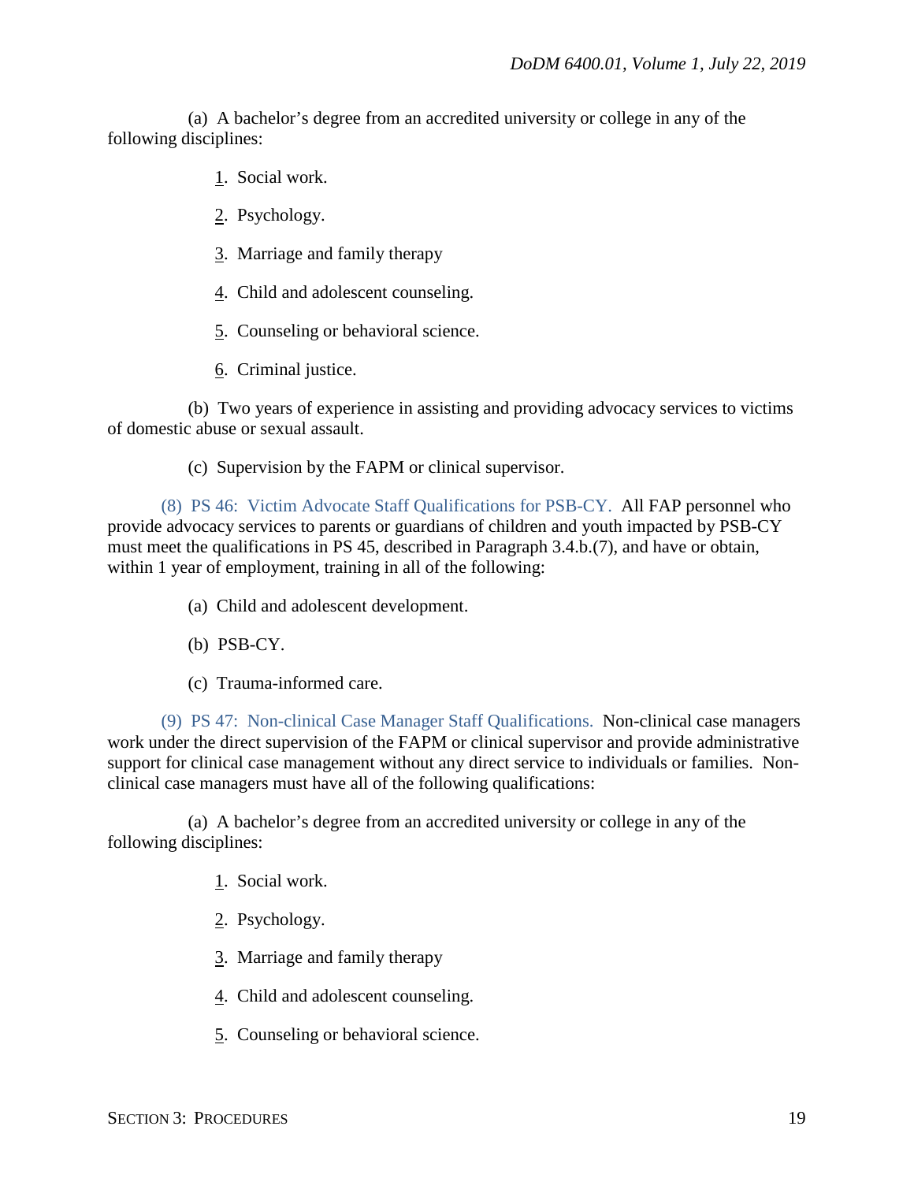(a) A bachelor's degree from an accredited university or college in any of the following disciplines:

1. Social work.

2. Psychology.

3. Marriage and family therapy

4. Child and adolescent counseling.

5. Counseling or behavioral science.

6. Criminal justice.

(b) Two years of experience in assisting and providing advocacy services to victims of domestic abuse or sexual assault.

(c) Supervision by the FAPM or clinical supervisor.

(8) PS 46: Victim Advocate Staff Qualifications for PSB-CY. All FAP personnel who provide advocacy services to parents or guardians of children and youth impacted by PSB-CY must meet the qualifications in PS 45, described in Paragraph 3.4.b.(7), and have or obtain, within 1 year of employment, training in all of the following:

(a) Child and adolescent development.

(b) PSB-CY.

(c) Trauma-informed care.

(9) PS 47: Non-clinical Case Manager Staff Qualifications. Non-clinical case managers work under the direct supervision of the FAPM or clinical supervisor and provide administrative support for clinical case management without any direct service to individuals or families. Non-clinical case managers must have all of the following qualifications:

(a) A bachelor's degree from an accredited university or college in any of the following disciplines:

1. Social work.

2. Psychology.

3. Marriage and family therapy

4. Child and adolescent counseling.

5. Counseling or behavioral science.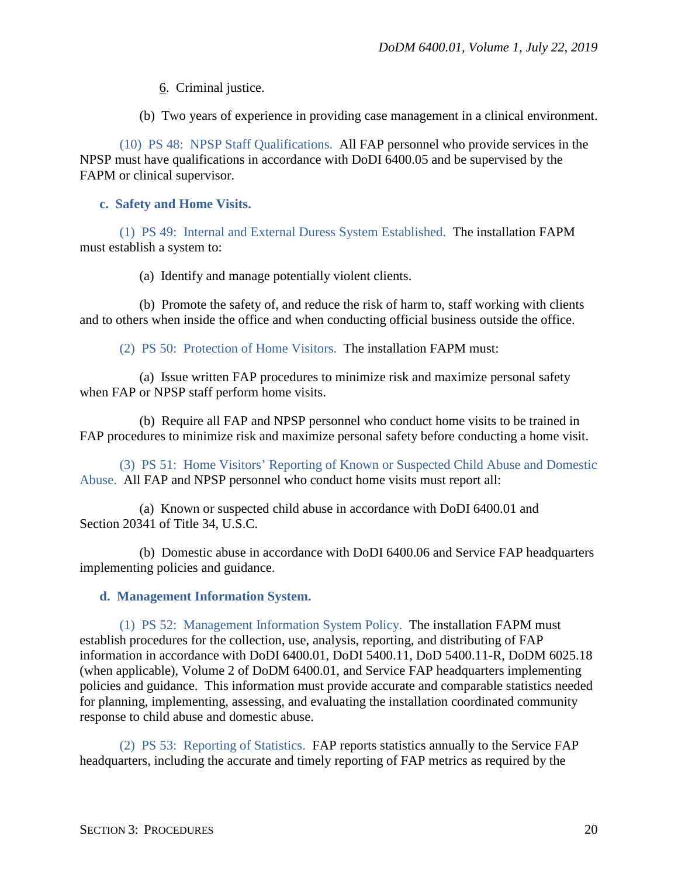6. Criminal justice.

(b) Two years of experience in providing case management in a clinical environment.

(10) PS 48: NPSP Staff Qualifications. All FAP personnel who provide services in the NPSP must have qualifications in accordance with DoDI 6400.05 and be supervised by the FAPM or clinical supervisor.

**c. Safety and Home Visits.**

(1) PS 49: Internal and External Duress System Established. The installation FAPM must establish a system to:

(a) Identify and manage potentially violent clients.

(b) Promote the safety of, and reduce the risk of harm to, staff working with clients and to others when inside the office and when conducting official business outside the office.

(2) PS 50: Protection of Home Visitors. The installation FAPM must:

(a) Issue written FAP procedures to minimize risk and maximize personal safety when FAP or NPSP staff perform home visits.

(b) Require all FAP and NPSP personnel who conduct home visits to be trained in FAP procedures to minimize risk and maximize personal safety before conducting a home visit.

(3) PS 51: Home Visitors' Reporting of Known or Suspected Child Abuse and Domestic Abuse. All FAP and NPSP personnel who conduct home visits must report all:

(a) Known or suspected child abuse in accordance with DoDI 6400.01 and Section 20341 of Title 34, U.S.C.

(b) Domestic abuse in accordance with DoDI 6400.06 and Service FAP headquarters implementing policies and guidance.

**d. Management Information System.**

(1) PS 52: Management Information System Policy. The installation FAPM must establish procedures for the collection, use, analysis, reporting, and distributing of FAP information in accordance with DoDI 6400.01, DoDI 5400.11, DoD 5400.11-R, DoDM 6025.18 (when applicable), Volume 2 of DoDM 6400.01, and Service FAP headquarters implementing policies and guidance. This information must provide accurate and comparable statistics needed for planning, implementing, assessing, and evaluating the installation coordinated community response to child abuse and domestic abuse.

(2) PS 53: Reporting of Statistics. FAP reports statistics annually to the Service FAP headquarters, including the accurate and timely reporting of FAP metrics as required by the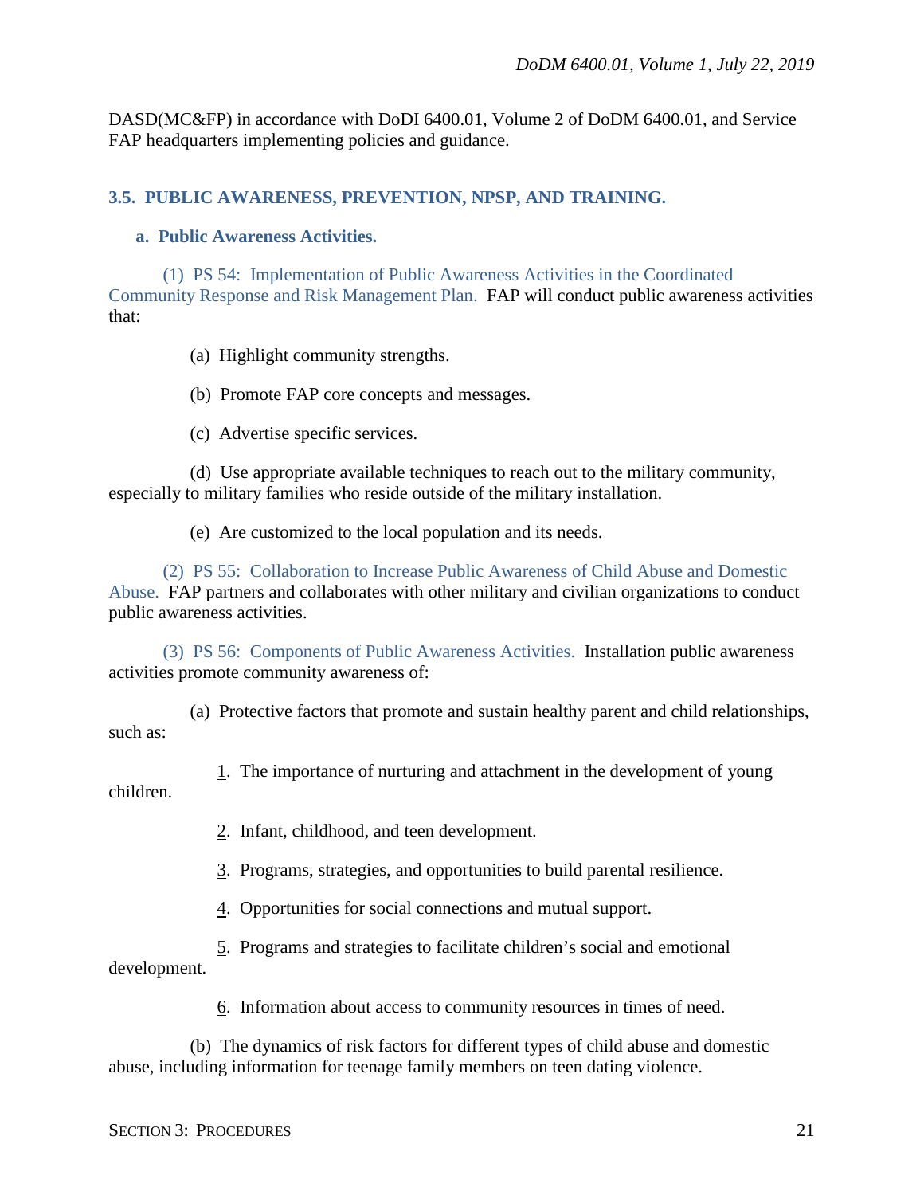DASD(MC&FP) in accordance with DoDI 6400.01, Volume 2 of DoDM 6400.01, and Service FAP headquarters implementing policies and guidance.

## 3.5. PUBLIC AWARENESS, PREVENTION, NPSP, AND TRAINING.

### a. Public Awareness Activities.

(1) PS 54: Implementation of Public Awareness Activities in the Coordinated Community Response and Risk Management Plan. FAP will conduct public awareness activities that:

(a) Highlight community strengths.

(b) Promote FAP core concepts and messages.

(c) Advertise specific services.

(d) Use appropriate available techniques to reach out to the military community, especially to military families who reside outside of the military installation.

(e) Are customized to the local population and its needs.

(2) PS 55: Collaboration to Increase Public Awareness of Child Abuse and Domestic Abuse. FAP partners and collaborates with other military and civilian organizations to conduct public awareness activities.

(3) PS 56: Components of Public Awareness Activities. Installation public awareness activities promote community awareness of:

(a) Protective factors that promote and sustain healthy parent and child relationships, such as:

1. The importance of nurturing and attachment in the development of young children.

2. Infant, childhood, and teen development.

3. Programs, strategies, and opportunities to build parental resilience.

4. Opportunities for social connections and mutual support.

5. Programs and strategies to facilitate children's social and emotional development.

6. Information about access to community resources in times of need.

(b) The dynamics of risk factors for different types of child abuse and domestic abuse, including information for teenage family members on teen dating violence.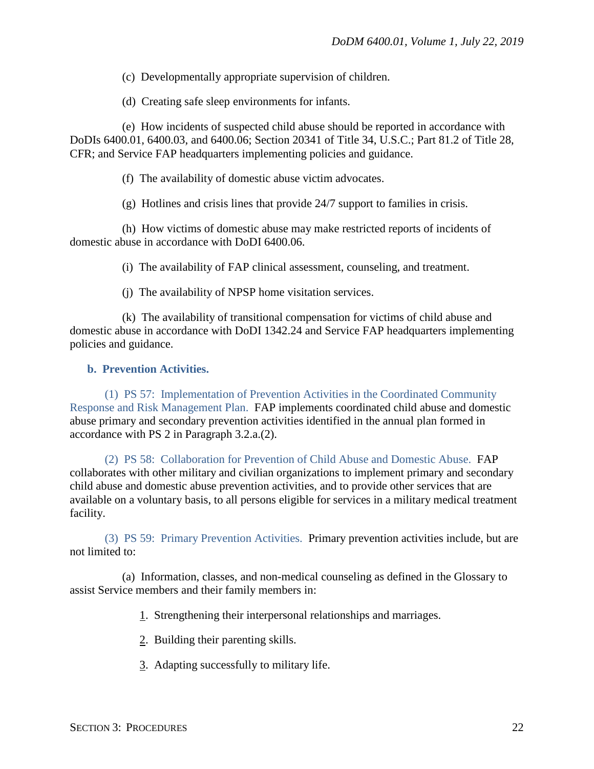(c) Developmentally appropriate supervision of children.

(d) Creating safe sleep environments for infants.

(e) How incidents of suspected child abuse should be reported in accordance with DoDIs 6400.01, 6400.03, and 6400.06; Section 20341 of Title 34, U.S.C.; Part 81.2 of Title 28, CFR; and Service FAP headquarters implementing policies and guidance.

(f) The availability of domestic abuse victim advocates.

(g) Hotlines and crisis lines that provide 24/7 support to families in crisis.

(h) How victims of domestic abuse may make restricted reports of incidents of domestic abuse in accordance with DoDI 6400.06.

(i) The availability of FAP clinical assessment, counseling, and treatment.

(j) The availability of NPSP home visitation services.

(k) The availability of transitional compensation for victims of child abuse and domestic abuse in accordance with DoDI 1342.24 and Service FAP headquarters implementing policies and guidance.

**b. Prevention Activities.**

(1) PS 57: Implementation of Prevention Activities in the Coordinated Community Response and Risk Management Plan. FAP implements coordinated child abuse and domestic abuse primary and secondary prevention activities identified in the annual plan formed in accordance with PS 2 in Paragraph 3.2.a.(2).

(2) PS 58: Collaboration for Prevention of Child Abuse and Domestic Abuse. FAP collaborates with other military and civilian organizations to implement primary and secondary child abuse and domestic abuse prevention activities, and to provide other services that are available on a voluntary basis, to all persons eligible for services in a military medical treatment facility.

(3) PS 59: Primary Prevention Activities. Primary prevention activities include, but are not limited to:

(a) Information, classes, and non-medical counseling as defined in the Glossary to assist Service members and their family members in:

1. Strengthening their interpersonal relationships and marriages.

2. Building their parenting skills.

3. Adapting successfully to military life.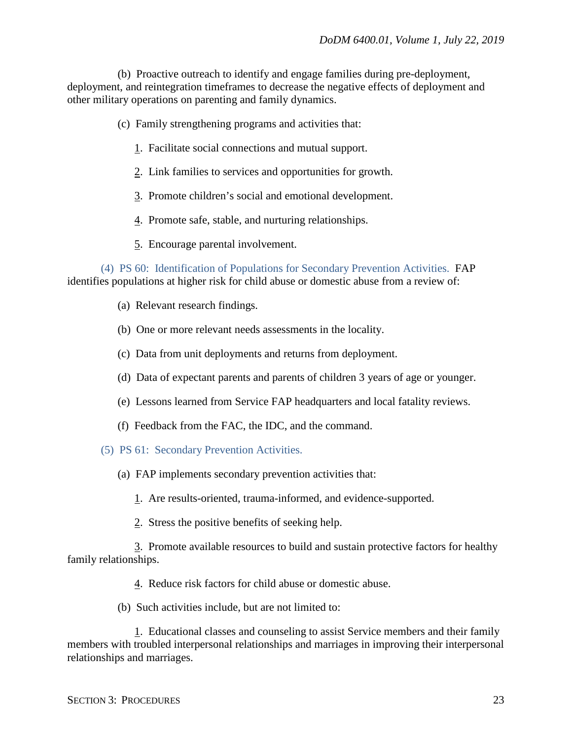(b) Proactive outreach to identify and engage families during pre-deployment, deployment, and reintegration timeframes to decrease the negative effects of deployment and other military operations on parenting and family dynamics.

(c) Family strengthening programs and activities that:

1. Facilitate social connections and mutual support.

2. Link families to services and opportunities for growth.

3. Promote children's social and emotional development.

4. Promote safe, stable, and nurturing relationships.

5. Encourage parental involvement.

(4) PS 60: Identification of Populations for Secondary Prevention Activities. FAP identifies populations at higher risk for child abuse or domestic abuse from a review of:

(a) Relevant research findings.

(b) One or more relevant needs assessments in the locality.

(c) Data from unit deployments and returns from deployment.

(d) Data of expectant parents and parents of children 3 years of age or younger.

(e) Lessons learned from Service FAP headquarters and local fatality reviews.

(f) Feedback from the FAC, the IDC, and the command.

(5) PS 61: Secondary Prevention Activities.

(a) FAP implements secondary prevention activities that:

1. Are results-oriented, trauma-informed, and evidence-supported.

2. Stress the positive benefits of seeking help.

3. Promote available resources to build and sustain protective factors for healthy family relationships.

4. Reduce risk factors for child abuse or domestic abuse.

(b) Such activities include, but are not limited to:

1. Educational classes and counseling to assist Service members and their family members with troubled interpersonal relationships and marriages in improving their interpersonal relationships and marriages.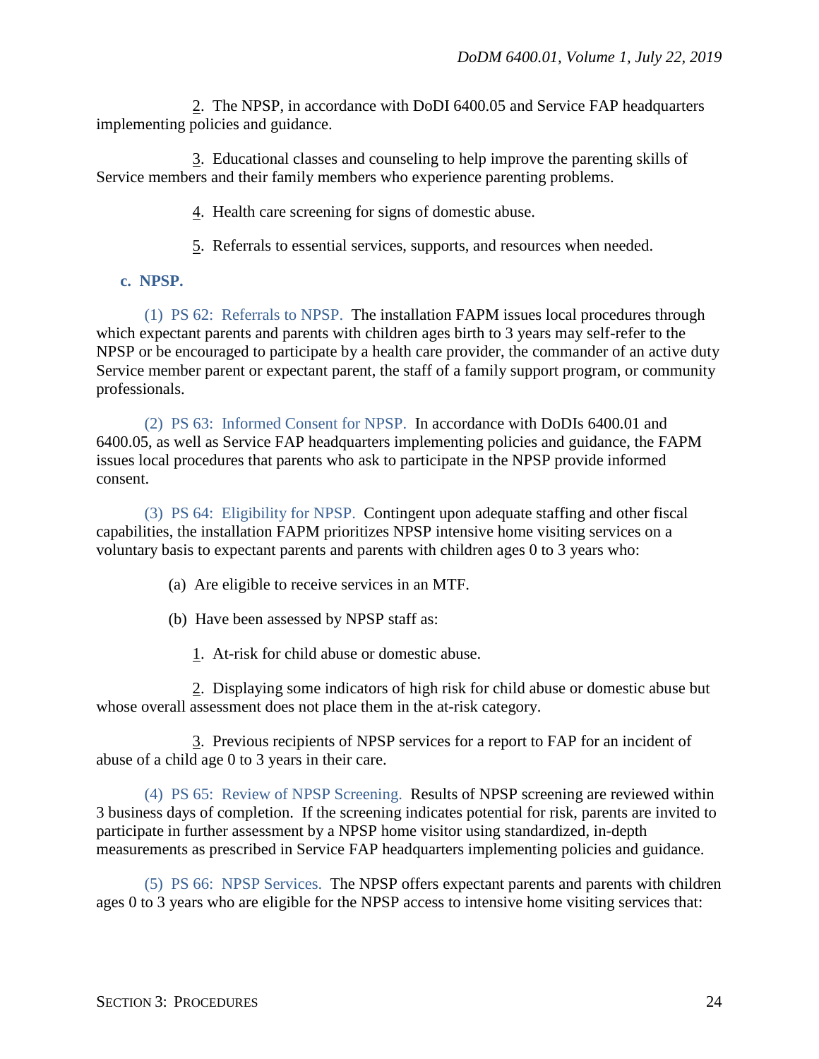2. The NPSP, in accordance with DoDI 6400.05 and Service FAP headquarters implementing policies and guidance.

3. Educational classes and counseling to help improve the parenting skills of Service members and their family members who experience parenting problems.

4. Health care screening for signs of domestic abuse.

5. Referrals to essential services, supports, and resources when needed.

**c. NPSP.**

(1) PS 62: Referrals to NPSP. The installation FAPM issues local procedures through which expectant parents and parents with children ages birth to 3 years may self-refer to the NPSP or be encouraged to participate by a health care provider, the commander of an active duty Service member parent or expectant parent, the staff of a family support program, or community professionals.

(2) PS 63: Informed Consent for NPSP. In accordance with DoDIs 6400.01 and 6400.05, as well as Service FAP headquarters implementing policies and guidance, the FAPM issues local procedures that parents who ask to participate in the NPSP provide informed consent.

(3) PS 64: Eligibility for NPSP. Contingent upon adequate staffing and other fiscal capabilities, the installation FAPM prioritizes NPSP intensive home visiting services on a voluntary basis to expectant parents and parents with children ages 0 to 3 years who:

(a) Are eligible to receive services in an MTF.

(b) Have been assessed by NPSP staff as:

1. At-risk for child abuse or domestic abuse.

2. Displaying some indicators of high risk for child abuse or domestic abuse but whose overall assessment does not place them in the at-risk category.

3. Previous recipients of NPSP services for a report to FAP for an incident of abuse of a child age 0 to 3 years in their care.

(4) PS 65: Review of NPSP Screening. Results of NPSP screening are reviewed within 3 business days of completion. If the screening indicates potential for risk, parents are invited to participate in further assessment by a NPSP home visitor using standardized, in-depth measurements as prescribed in Service FAP headquarters implementing policies and guidance.

(5) PS 66: NPSP Services. The NPSP offers expectant parents and parents with children ages 0 to 3 years who are eligible for the NPSP access to intensive home visiting services that: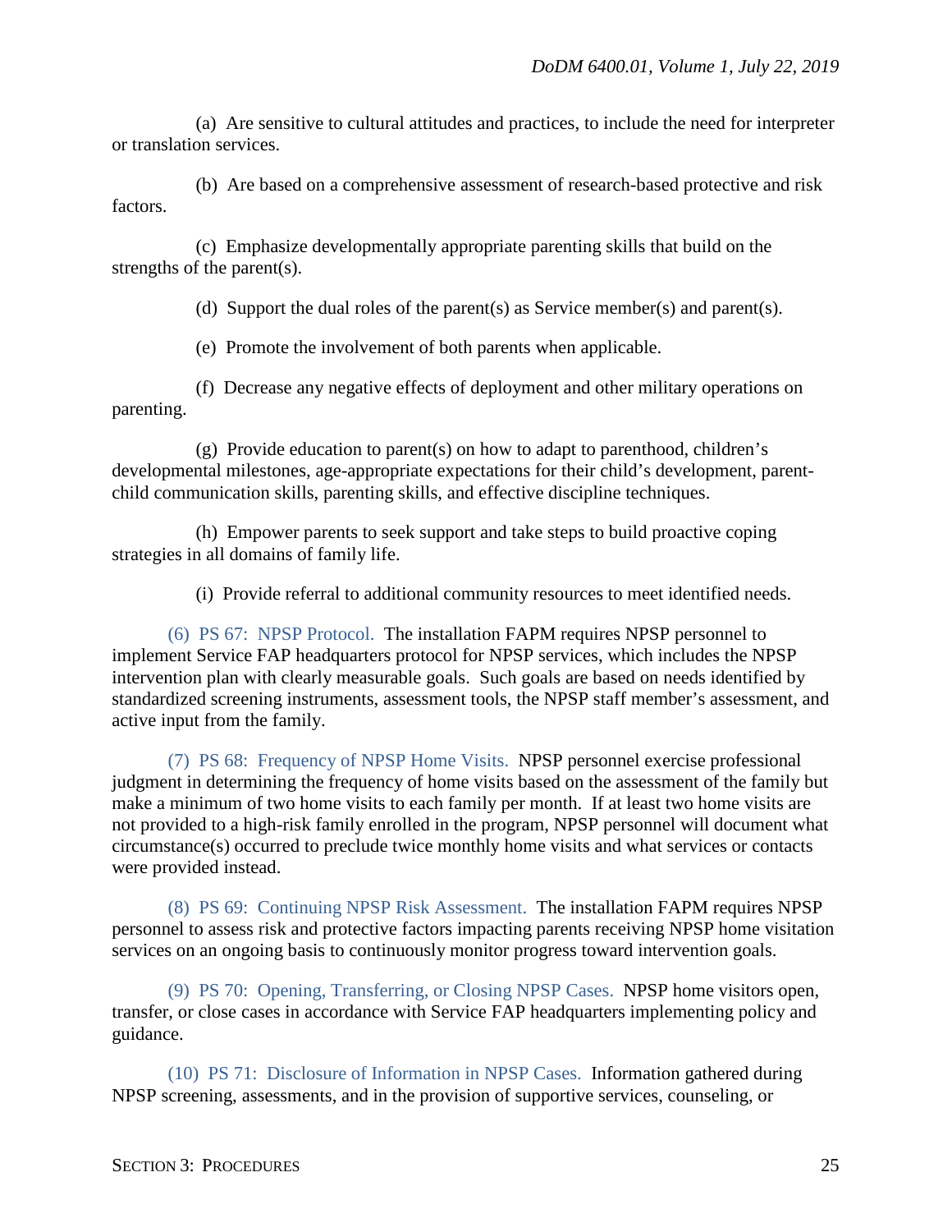(a) Are sensitive to cultural attitudes and practices, to include the need for interpreter or translation services.

(b) Are based on a comprehensive assessment of research-based protective and risk factors.

(c) Emphasize developmentally appropriate parenting skills that build on the strengths of the parent(s).

(d) Support the dual roles of the parent(s) as Service member(s) and parent(s).

(e) Promote the involvement of both parents when applicable.

(f) Decrease any negative effects of deployment and other military operations on parenting.

(g) Provide education to parent(s) on how to adapt to parenthood, children's developmental milestones, age-appropriate expectations for their child's development, parent-child communication skills, parenting skills, and effective discipline techniques.

(h) Empower parents to seek support and take steps to build proactive coping strategies in all domains of family life.

(i) Provide referral to additional community resources to meet identified needs.

(6) PS 67: NPSP Protocol. The installation FAPM requires NPSP personnel to implement Service FAP headquarters protocol for NPSP services, which includes the NPSP intervention plan with clearly measurable goals. Such goals are based on needs identified by standardized screening instruments, assessment tools, the NPSP staff member's assessment, and active input from the family.

(7) PS 68: Frequency of NPSP Home Visits. NPSP personnel exercise professional judgment in determining the frequency of home visits based on the assessment of the family but make a minimum of two home visits to each family per month. If at least two home visits are not provided to a high-risk family enrolled in the program, NPSP personnel will document what circumstance(s) occurred to preclude twice monthly home visits and what services or contacts were provided instead.

(8) PS 69: Continuing NPSP Risk Assessment. The installation FAPM requires NPSP personnel to assess risk and protective factors impacting parents receiving NPSP home visitation services on an ongoing basis to continuously monitor progress toward intervention goals.

(9) PS 70: Opening, Transferring, or Closing NPSP Cases. NPSP home visitors open, transfer, or close cases in accordance with Service FAP headquarters implementing policy and guidance.

(10) PS 71: Disclosure of Information in NPSP Cases. Information gathered during NPSP screening, assessments, and in the provision of supportive services, counseling, or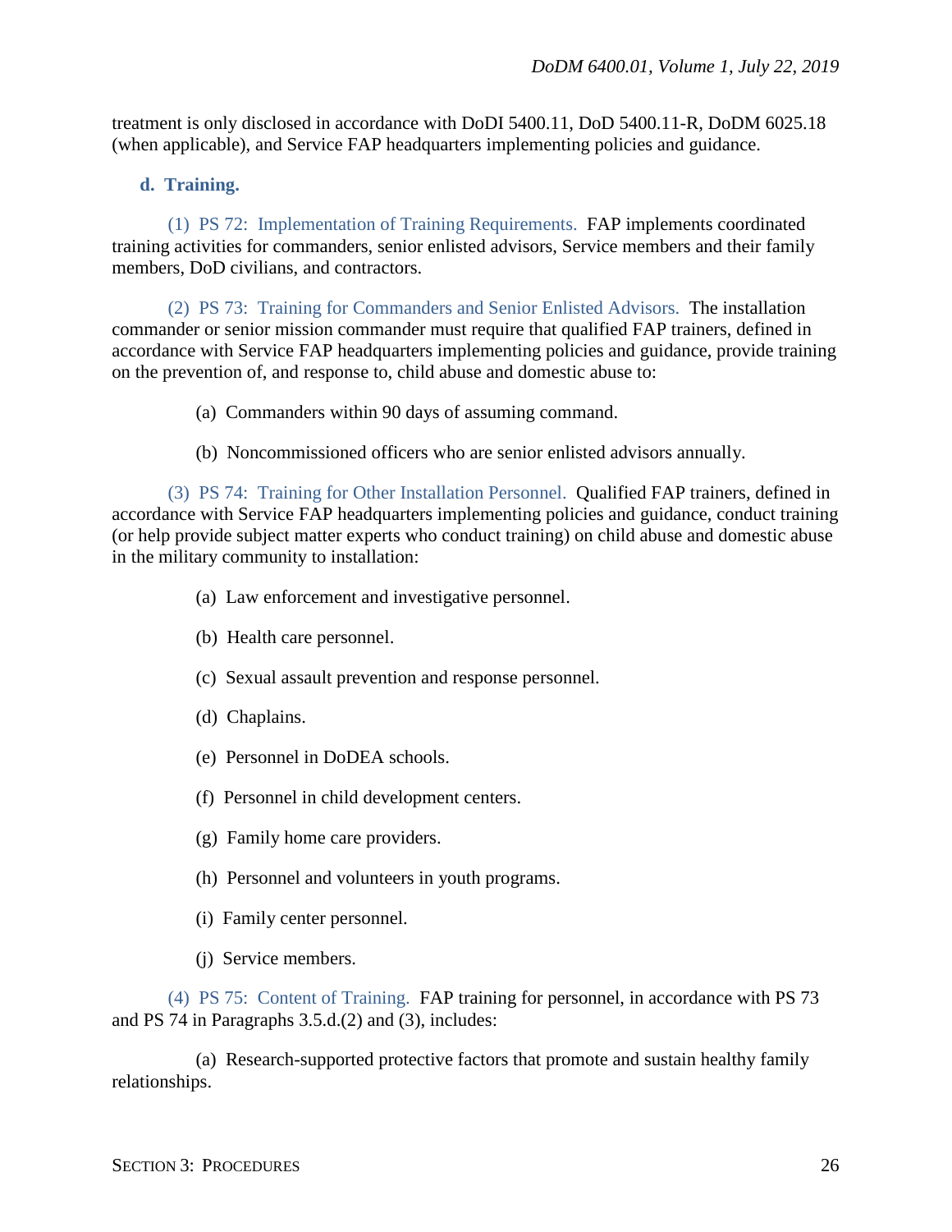treatment is only disclosed in accordance with DoDI 5400.11, DoD 5400.11-R, DoDM 6025.18 (when applicable), and Service FAP headquarters implementing policies and guidance.

**d. Training.**

(1) PS 72: Implementation of Training Requirements. FAP implements coordinated training activities for commanders, senior enlisted advisors, Service members and their family members, DoD civilians, and contractors.

(2) PS 73: Training for Commanders and Senior Enlisted Advisors. The installation commander or senior mission commander must require that qualified FAP trainers, defined in accordance with Service FAP headquarters implementing policies and guidance, provide training on the prevention of, and response to, child abuse and domestic abuse to:

(a) Commanders within 90 days of assuming command.

(b) Noncommissioned officers who are senior enlisted advisors annually.

(3) PS 74: Training for Other Installation Personnel. Qualified FAP trainers, defined in accordance with Service FAP headquarters implementing policies and guidance, conduct training (or help provide subject matter experts who conduct training) on child abuse and domestic abuse in the military community to installation:

(a) Law enforcement and investigative personnel.

(b) Health care personnel.

(c) Sexual assault prevention and response personnel.

(d) Chaplains.

(e) Personnel in DoDEA schools.

(f) Personnel in child development centers.

(g) Family home care providers.

(h) Personnel and volunteers in youth programs.

(i) Family center personnel.

(j) Service members.

(4) PS 75: Content of Training. FAP training for personnel, in accordance with PS 73 and PS 74 in Paragraphs 3.5.d.(2) and (3), includes:

(a) Research-supported protective factors that promote and sustain healthy family relationships.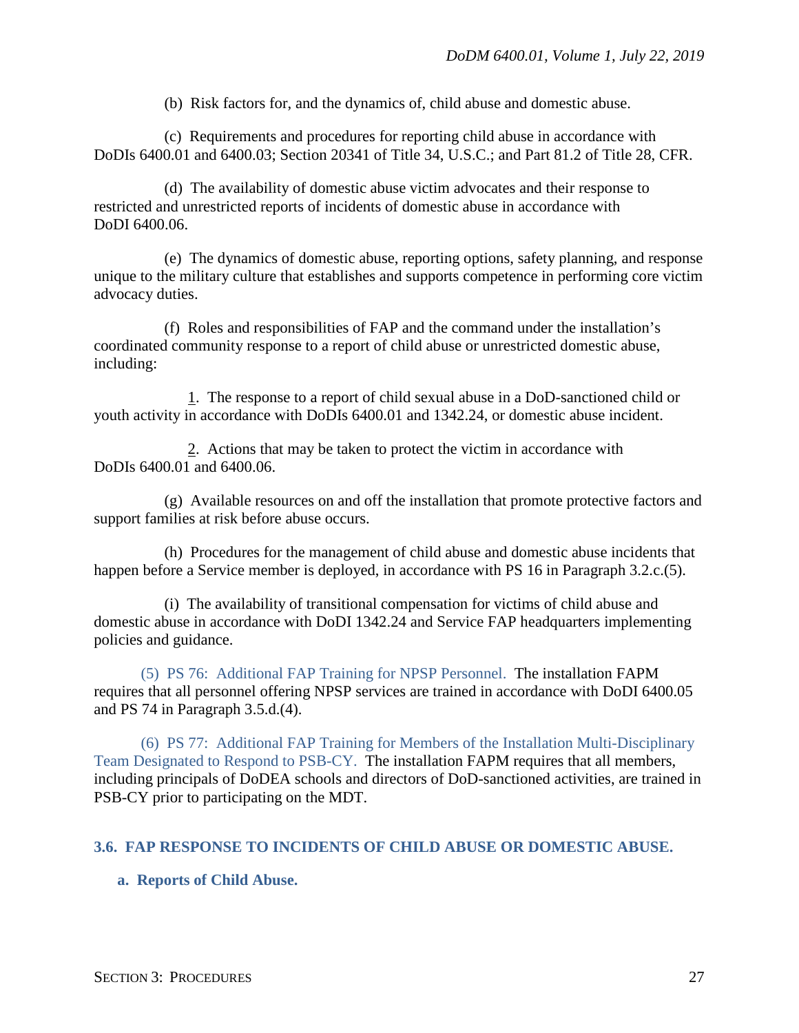(b) Risk factors for, and the dynamics of, child abuse and domestic abuse.

(c) Requirements and procedures for reporting child abuse in accordance with DoDIs 6400.01 and 6400.03; Section 20341 of Title 34, U.S.C.; and Part 81.2 of Title 28, CFR.

(d) The availability of domestic abuse victim advocates and their response to restricted and unrestricted reports of incidents of domestic abuse in accordance with DoDI 6400.06.

(e) The dynamics of domestic abuse, reporting options, safety planning, and response unique to the military culture that establishes and supports competence in performing core victim advocacy duties.

(f) Roles and responsibilities of FAP and the command under the installation's coordinated community response to a report of child abuse or unrestricted domestic abuse, including:

1. The response to a report of child sexual abuse in a DoD-sanctioned child or youth activity in accordance with DoDIs 6400.01 and 1342.24, or domestic abuse incident.

2. Actions that may be taken to protect the victim in accordance with DoDIs 6400.01 and 6400.06.

(g) Available resources on and off the installation that promote protective factors and support families at risk before abuse occurs.

(h) Procedures for the management of child abuse and domestic abuse incidents that happen before a Service member is deployed, in accordance with PS 16 in Paragraph 3.2.c.(5).

(i) The availability of transitional compensation for victims of child abuse and domestic abuse in accordance with DoDI 1342.24 and Service FAP headquarters implementing policies and guidance.

(5) PS 76: Additional FAP Training for NPSP Personnel. The installation FAPM requires that all personnel offering NPSP services are trained in accordance with DoDI 6400.05 and PS 74 in Paragraph 3.5.d.(4).

(6) PS 77: Additional FAP Training for Members of the Installation Multi-Disciplinary Team Designated to Respond to PSB-CY. The installation FAPM requires that all members, including principals of DoDEA schools and directors of DoD-sanctioned activities, are trained in PSB-CY prior to participating on the MDT.

## 3.6. FAP RESPONSE TO INCIDENTS OF CHILD ABUSE OR DOMESTIC ABUSE.

### a. Reports of Child Abuse.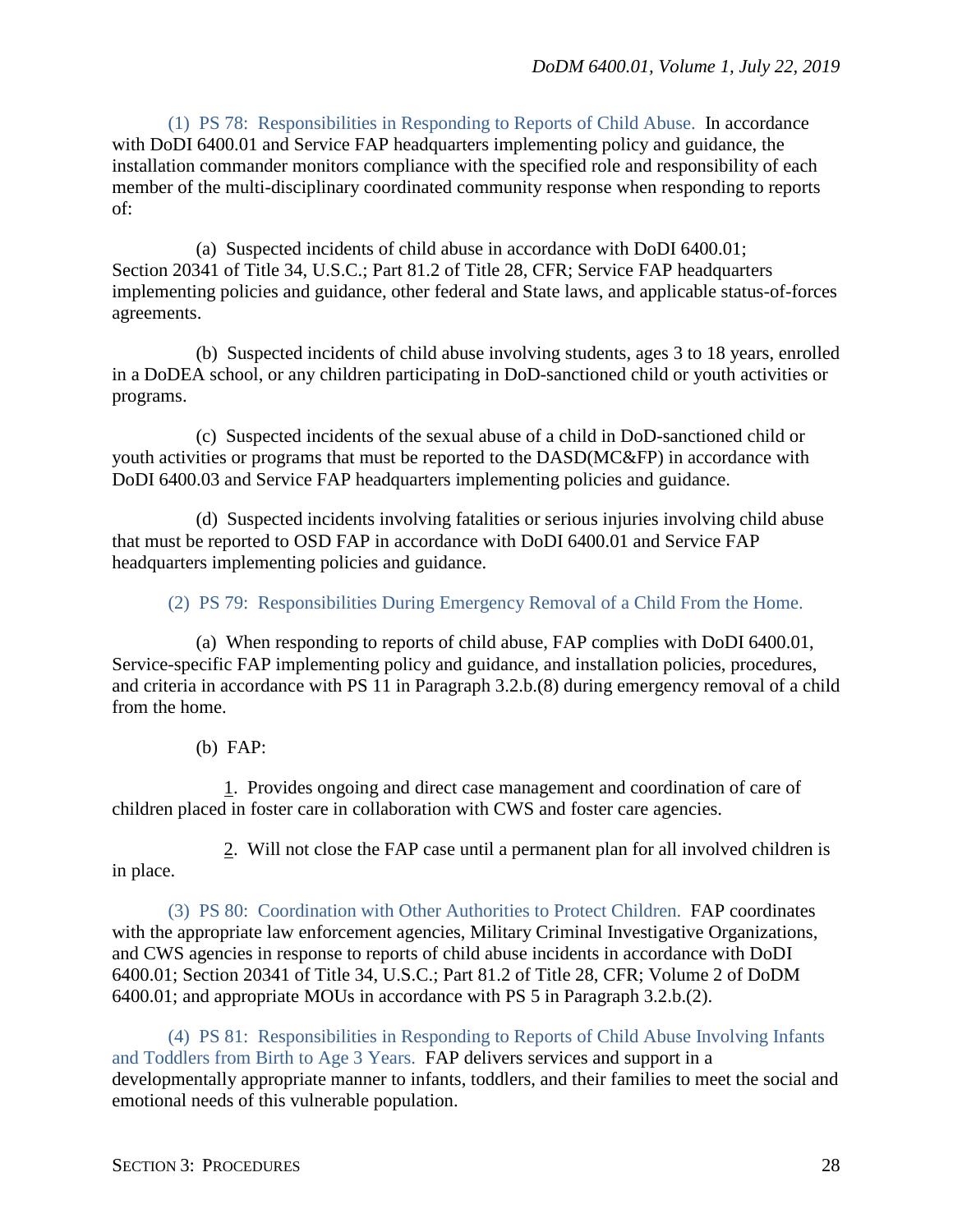(1) PS 78: Responsibilities in Responding to Reports of Child Abuse. In accordance with DoDI 6400.01 and Service FAP headquarters implementing policy and guidance, the installation commander monitors compliance with the specified role and responsibility of each member of the multi-disciplinary coordinated community response when responding to reports of:

(a) Suspected incidents of child abuse in accordance with DoDI 6400.01; Section 20341 of Title 34, U.S.C.; Part 81.2 of Title 28, CFR; Service FAP headquarters implementing policies and guidance, other federal and State laws, and applicable status-of-forces agreements.

(b) Suspected incidents of child abuse involving students, ages 3 to 18 years, enrolled in a DoDEA school, or any children participating in DoD-sanctioned child or youth activities or programs.

(c) Suspected incidents of the sexual abuse of a child in DoD-sanctioned child or youth activities or programs that must be reported to the DASD(MC&FP) in accordance with DoDI 6400.03 and Service FAP headquarters implementing policies and guidance.

(d) Suspected incidents involving fatalities or serious injuries involving child abuse that must be reported to OSD FAP in accordance with DoDI 6400.01 and Service FAP headquarters implementing policies and guidance.

(2) PS 79: Responsibilities During Emergency Removal of a Child From the Home.

(a) When responding to reports of child abuse, FAP complies with DoDI 6400.01, Service-specific FAP implementing policy and guidance, and installation policies, procedures, and criteria in accordance with PS 11 in Paragraph 3.2.b.(8) during emergency removal of a child from the home.

(b) FAP:

1. Provides ongoing and direct case management and coordination of care of children placed in foster care in collaboration with CWS and foster care agencies.

2. Will not close the FAP case until a permanent plan for all involved children is in place.

(3) PS 80: Coordination with Other Authorities to Protect Children. FAP coordinates with the appropriate law enforcement agencies, Military Criminal Investigative Organizations, and CWS agencies in response to reports of child abuse incidents in accordance with DoDI 6400.01; Section 20341 of Title 34, U.S.C.; Part 81.2 of Title 28, CFR; Volume 2 of DoDM 6400.01; and appropriate MOUs in accordance with PS 5 in Paragraph 3.2.b.(2).

(4) PS 81: Responsibilities in Responding to Reports of Child Abuse Involving Infants and Toddlers from Birth to Age 3 Years. FAP delivers services and support in a developmentally appropriate manner to infants, toddlers, and their families to meet the social and emotional needs of this vulnerable population.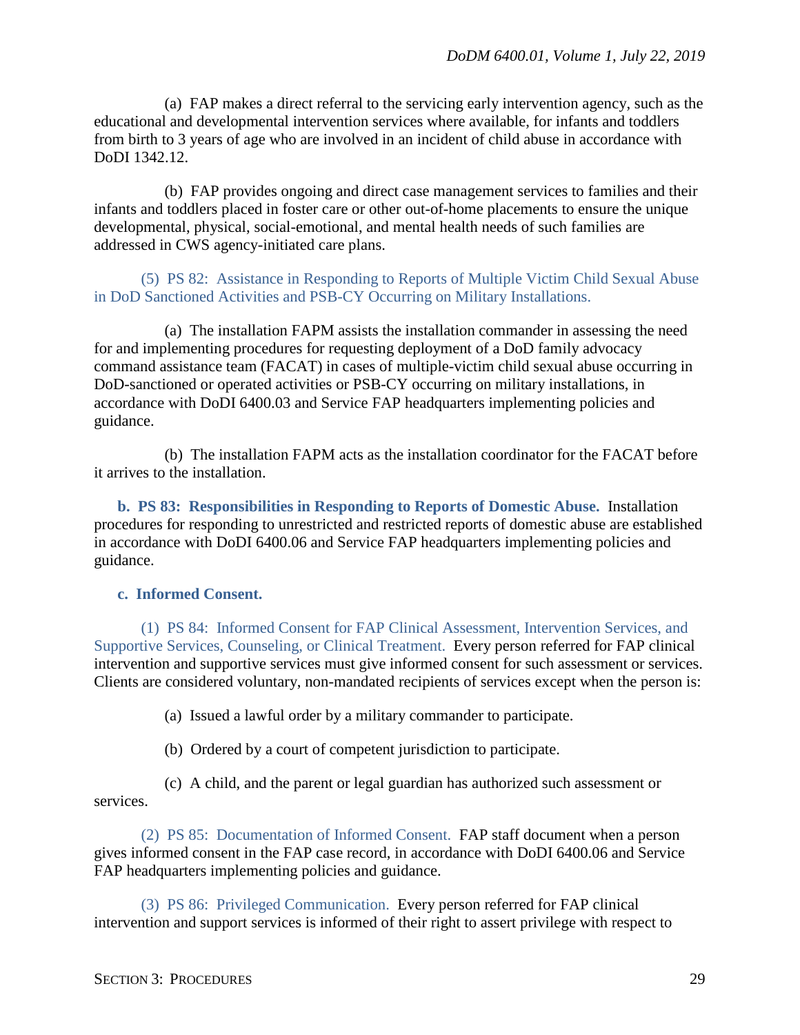(a) FAP makes a direct referral to the servicing early intervention agency, such as the educational and developmental intervention services where available, for infants and toddlers from birth to 3 years of age who are involved in an incident of child abuse in accordance with DoDI 1342.12.

(b) FAP provides ongoing and direct case management services to families and their infants and toddlers placed in foster care or other out-of-home placements to ensure the unique developmental, physical, social-emotional, and mental health needs of such families are addressed in CWS agency-initiated care plans.

(5) PS 82: Assistance in Responding to Reports of Multiple Victim Child Sexual Abuse in DoD Sanctioned Activities and PSB-CY Occurring on Military Installations.

(a) The installation FAPM assists the installation commander in assessing the need for and implementing procedures for requesting deployment of a DoD family advocacy command assistance team (FACAT) in cases of multiple-victim child sexual abuse occurring in DoD-sanctioned or operated activities or PSB-CY occurring on military installations, in accordance with DoDI 6400.03 and Service FAP headquarters implementing policies and guidance.

(b) The installation FAPM acts as the installation coordinator for the FACAT before it arrives to the installation.

**b. PS 83: Responsibilities in Responding to Reports of Domestic Abuse.** Installation procedures for responding to unrestricted and restricted reports of domestic abuse are established in accordance with DoDI 6400.06 and Service FAP headquarters implementing policies and guidance.

**c. Informed Consent.**

(1) PS 84: Informed Consent for FAP Clinical Assessment, Intervention Services, and Supportive Services, Counseling, or Clinical Treatment. Every person referred for FAP clinical intervention and supportive services must give informed consent for such assessment or services. Clients are considered voluntary, non-mandated recipients of services except when the person is:

(a) Issued a lawful order by a military commander to participate.

(b) Ordered by a court of competent jurisdiction to participate.

(c) A child, and the parent or legal guardian has authorized such assessment or services.

(2) PS 85: Documentation of Informed Consent. FAP staff document when a person gives informed consent in the FAP case record, in accordance with DoDI 6400.06 and Service FAP headquarters implementing policies and guidance.

(3) PS 86: Privileged Communication. Every person referred for FAP clinical intervention and support services is informed of their right to assert privilege with respect to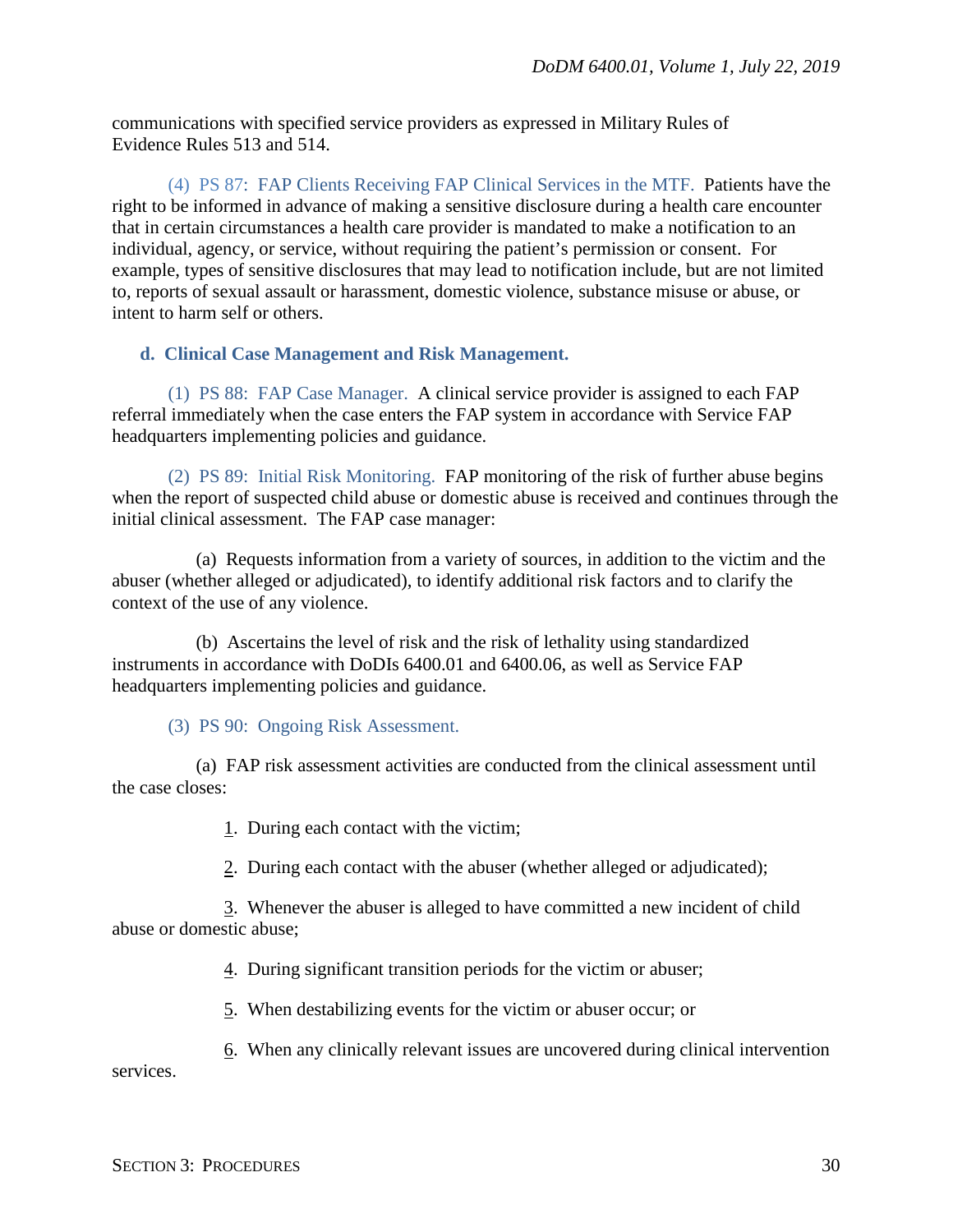communications with specified service providers as expressed in Military Rules of Evidence Rules 513 and 514.

(4) PS 87: FAP Clients Receiving FAP Clinical Services in the MTF. Patients have the right to be informed in advance of making a sensitive disclosure during a health care encounter that in certain circumstances a health care provider is mandated to make a notification to an individual, agency, or service, without requiring the patient's permission or consent. For example, types of sensitive disclosures that may lead to notification include, but are not limited to, reports of sexual assault or harassment, domestic violence, substance misuse or abuse, or intent to harm self or others.

**d. Clinical Case Management and Risk Management.**

(1) PS 88: FAP Case Manager. A clinical service provider is assigned to each FAP referral immediately when the case enters the FAP system in accordance with Service FAP headquarters implementing policies and guidance.

(2) PS 89: Initial Risk Monitoring. FAP monitoring of the risk of further abuse begins when the report of suspected child abuse or domestic abuse is received and continues through the initial clinical assessment. The FAP case manager:

(a) Requests information from a variety of sources, in addition to the victim and the abuser (whether alleged or adjudicated), to identify additional risk factors and to clarify the context of the use of any violence.

(b) Ascertains the level of risk and the risk of lethality using standardized instruments in accordance with DoDIs 6400.01 and 6400.06, as well as Service FAP headquarters implementing policies and guidance.

(3) PS 90: Ongoing Risk Assessment.

(a) FAP risk assessment activities are conducted from the clinical assessment until the case closes:

1. During each contact with the victim;

2. During each contact with the abuser (whether alleged or adjudicated);

3. Whenever the abuser is alleged to have committed a new incident of child abuse or domestic abuse;

4. During significant transition periods for the victim or abuser;

5. When destabilizing events for the victim or abuser occur; or

6. When any clinically relevant issues are uncovered during clinical intervention services.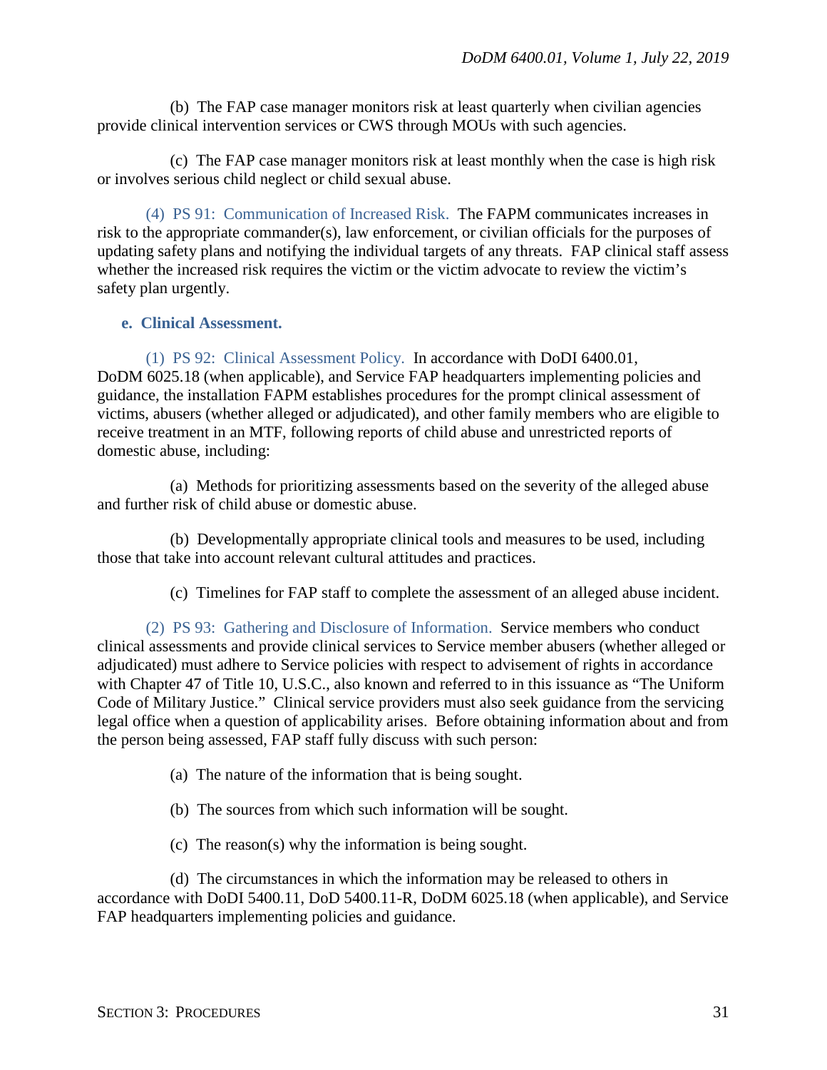(b) The FAP case manager monitors risk at least quarterly when civilian agencies provide clinical intervention services or CWS through MOUs with such agencies.

(c) The FAP case manager monitors risk at least monthly when the case is high risk or involves serious child neglect or child sexual abuse.

(4) PS 91: Communication of Increased Risk. The FAPM communicates increases in risk to the appropriate commander(s), law enforcement, or civilian officials for the purposes of updating safety plans and notifying the individual targets of any threats. FAP clinical staff assess whether the increased risk requires the victim or the victim advocate to review the victim's safety plan urgently.

**e. Clinical Assessment.**

(1) PS 92: Clinical Assessment Policy. In accordance with DoDI 6400.01, DoDM 6025.18 (when applicable), and Service FAP headquarters implementing policies and guidance, the installation FAPM establishes procedures for the prompt clinical assessment of victims, abusers (whether alleged or adjudicated), and other family members who are eligible to receive treatment in an MTF, following reports of child abuse and unrestricted reports of domestic abuse, including:

(a) Methods for prioritizing assessments based on the severity of the alleged abuse and further risk of child abuse or domestic abuse.

(b) Developmentally appropriate clinical tools and measures to be used, including those that take into account relevant cultural attitudes and practices.

(c) Timelines for FAP staff to complete the assessment of an alleged abuse incident.

(2) PS 93: Gathering and Disclosure of Information. Service members who conduct clinical assessments and provide clinical services to Service member abusers (whether alleged or adjudicated) must adhere to Service policies with respect to advisement of rights in accordance with Chapter 47 of Title 10, U.S.C., also known and referred to in this issuance as "The Uniform Code of Military Justice." Clinical service providers must also seek guidance from the servicing legal office when a question of applicability arises. Before obtaining information about and from the person being assessed, FAP staff fully discuss with such person:

(a) The nature of the information that is being sought.

(b) The sources from which such information will be sought.

(c) The reason(s) why the information is being sought.

(d) The circumstances in which the information may be released to others in accordance with DoDI 5400.11, DoD 5400.11-R, DoDM 6025.18 (when applicable), and Service FAP headquarters implementing policies and guidance.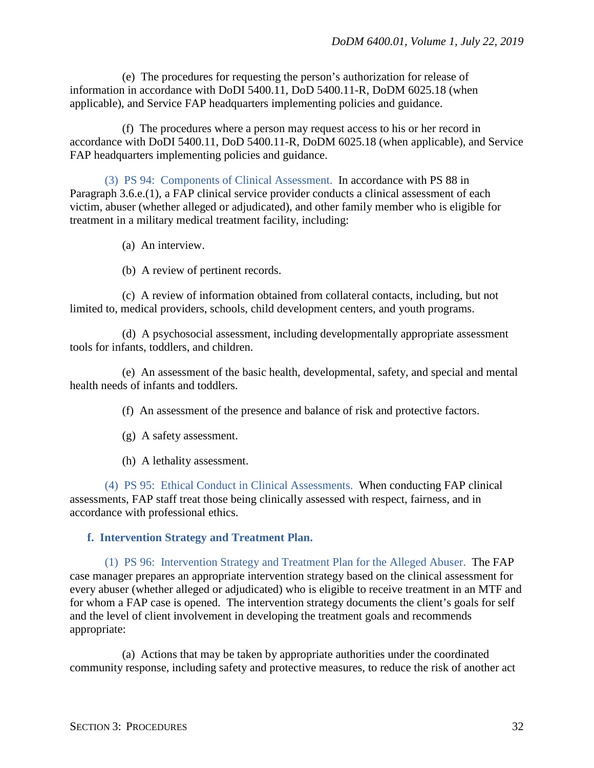(e) The procedures for requesting the person's authorization for release of information in accordance with DoDI 5400.11, DoD 5400.11-R, DoDM 6025.18 (when applicable), and Service FAP headquarters implementing policies and guidance.

(f) The procedures where a person may request access to his or her record in accordance with DoDI 5400.11, DoD 5400.11-R, DoDM 6025.18 (when applicable), and Service FAP headquarters implementing policies and guidance.

(3) PS 94: Components of Clinical Assessment. In accordance with PS 88 in Paragraph 3.6.e.(1), a FAP clinical service provider conducts a clinical assessment of each victim, abuser (whether alleged or adjudicated), and other family member who is eligible for treatment in a military medical treatment facility, including:

(a) An interview.

(b) A review of pertinent records.

(c) A review of information obtained from collateral contacts, including, but not limited to, medical providers, schools, child development centers, and youth programs.

(d) A psychosocial assessment, including developmentally appropriate assessment tools for infants, toddlers, and children.

(e) An assessment of the basic health, developmental, safety, and special and mental health needs of infants and toddlers.

(f) An assessment of the presence and balance of risk and protective factors.

(g) A safety assessment.

(h) A lethality assessment.

(4) PS 95: Ethical Conduct in Clinical Assessments. When conducting FAP clinical assessments, FAP staff treat those being clinically assessed with respect, fairness, and in accordance with professional ethics.

**f. Intervention Strategy and Treatment Plan.**

(1) PS 96: Intervention Strategy and Treatment Plan for the Alleged Abuser. The FAP case manager prepares an appropriate intervention strategy based on the clinical assessment for every abuser (whether alleged or adjudicated) who is eligible to receive treatment in an MTF and for whom a FAP case is opened. The intervention strategy documents the client's goals for self and the level of client involvement in developing the treatment goals and recommends appropriate:

(a) Actions that may be taken by appropriate authorities under the coordinated community response, including safety and protective measures, to reduce the risk of another act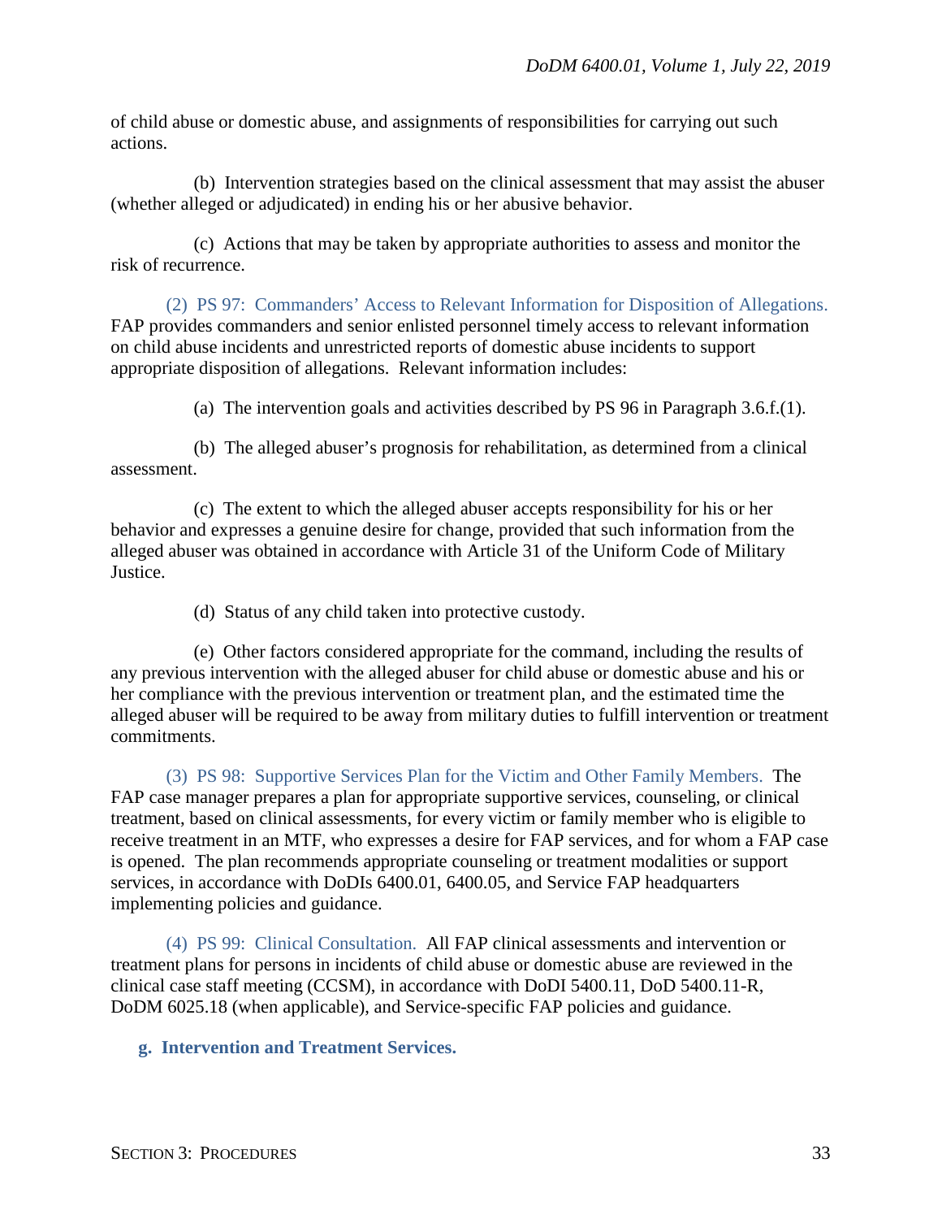of child abuse or domestic abuse, and assignments of responsibilities for carrying out such actions.

(b) Intervention strategies based on the clinical assessment that may assist the abuser (whether alleged or adjudicated) in ending his or her abusive behavior.

(c) Actions that may be taken by appropriate authorities to assess and monitor the risk of recurrence.

(2) PS 97: Commanders' Access to Relevant Information for Disposition of Allegations. FAP provides commanders and senior enlisted personnel timely access to relevant information on child abuse incidents and unrestricted reports of domestic abuse incidents to support appropriate disposition of allegations. Relevant information includes:

(a) The intervention goals and activities described by PS 96 in Paragraph 3.6.f.(1).

(b) The alleged abuser's prognosis for rehabilitation, as determined from a clinical assessment.

(c) The extent to which the alleged abuser accepts responsibility for his or her behavior and expresses a genuine desire for change, provided that such information from the alleged abuser was obtained in accordance with Article 31 of the Uniform Code of Military Justice.

(d) Status of any child taken into protective custody.

(e) Other factors considered appropriate for the command, including the results of any previous intervention with the alleged abuser for child abuse or domestic abuse and his or her compliance with the previous intervention or treatment plan, and the estimated time the alleged abuser will be required to be away from military duties to fulfill intervention or treatment commitments.

(3) PS 98: Supportive Services Plan for the Victim and Other Family Members. The FAP case manager prepares a plan for appropriate supportive services, counseling, or clinical treatment, based on clinical assessments, for every victim or family member who is eligible to receive treatment in an MTF, who expresses a desire for FAP services, and for whom a FAP case is opened. The plan recommends appropriate counseling or treatment modalities or support services, in accordance with DoDIs 6400.01, 6400.05, and Service FAP headquarters implementing policies and guidance.

(4) PS 99: Clinical Consultation. All FAP clinical assessments and intervention or treatment plans for persons in incidents of child abuse or domestic abuse are reviewed in the clinical case staff meeting (CCSM), in accordance with DoDI 5400.11, DoD 5400.11-R, DoDM 6025.18 (when applicable), and Service-specific FAP policies and guidance.

**g. Intervention and Treatment Services.**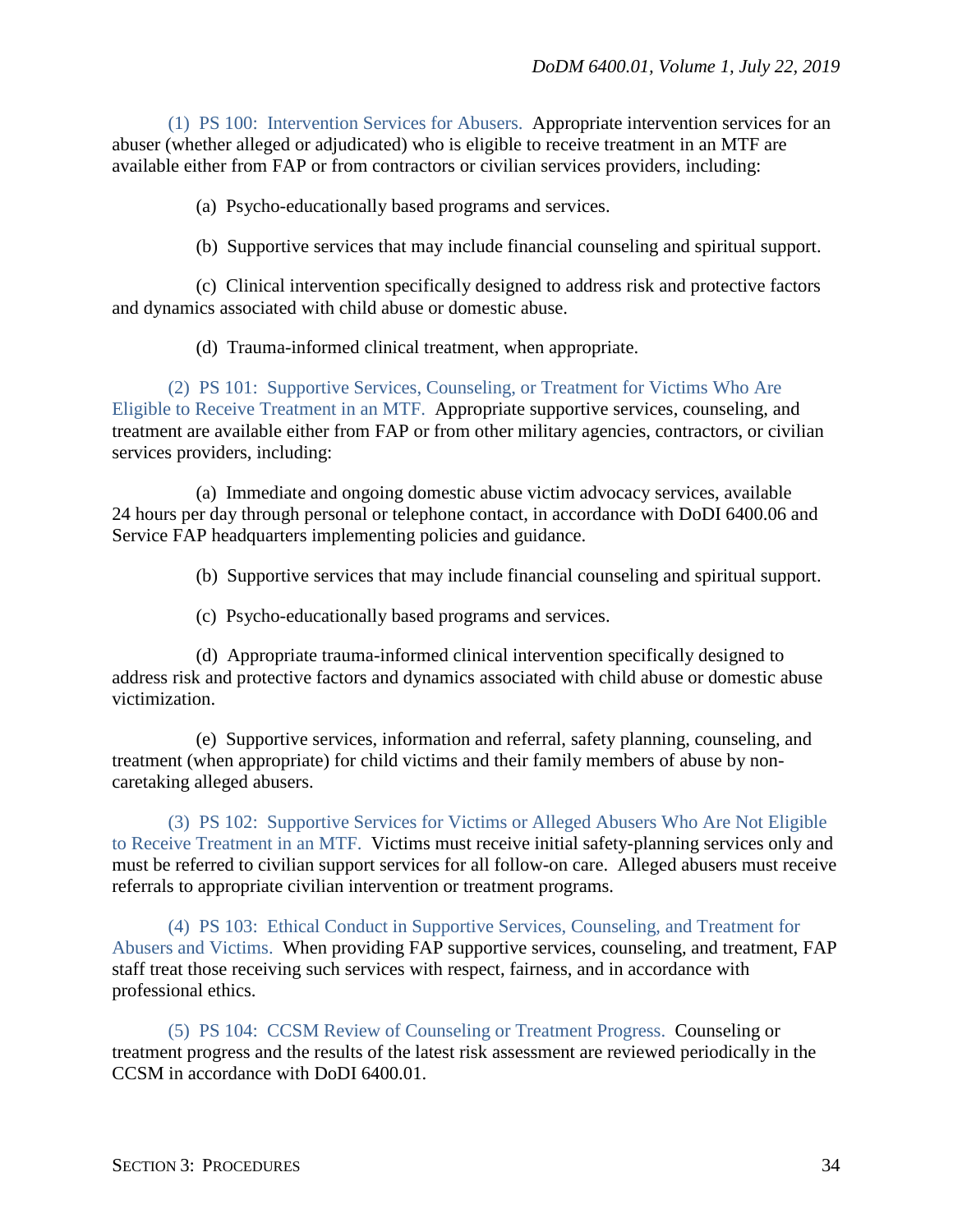(1) PS 100: Intervention Services for Abusers. Appropriate intervention services for an abuser (whether alleged or adjudicated) who is eligible to receive treatment in an MTF are available either from FAP or from contractors or civilian services providers, including:

(a) Psycho-educationally based programs and services.

(b) Supportive services that may include financial counseling and spiritual support.

(c) Clinical intervention specifically designed to address risk and protective factors and dynamics associated with child abuse or domestic abuse.

(d) Trauma-informed clinical treatment, when appropriate.

(2) PS 101: Supportive Services, Counseling, or Treatment for Victims Who Are Eligible to Receive Treatment in an MTF. Appropriate supportive services, counseling, and treatment are available either from FAP or from other military agencies, contractors, or civilian services providers, including:

(a) Immediate and ongoing domestic abuse victim advocacy services, available 24 hours per day through personal or telephone contact, in accordance with DoDI 6400.06 and Service FAP headquarters implementing policies and guidance.

(b) Supportive services that may include financial counseling and spiritual support.

(c) Psycho-educationally based programs and services.

(d) Appropriate trauma-informed clinical intervention specifically designed to address risk and protective factors and dynamics associated with child abuse or domestic abuse victimization.

(e) Supportive services, information and referral, safety planning, counseling, and treatment (when appropriate) for child victims and their family members of abuse by non-caretaking alleged abusers.

(3) PS 102: Supportive Services for Victims or Alleged Abusers Who Are Not Eligible to Receive Treatment in an MTF. Victims must receive initial safety-planning services only and must be referred to civilian support services for all follow-on care. Alleged abusers must receive referrals to appropriate civilian intervention or treatment programs.

(4) PS 103: Ethical Conduct in Supportive Services, Counseling, and Treatment for Abusers and Victims. When providing FAP supportive services, counseling, and treatment, FAP staff treat those receiving such services with respect, fairness, and in accordance with professional ethics.

(5) PS 104: CCSM Review of Counseling or Treatment Progress. Counseling or treatment progress and the results of the latest risk assessment are reviewed periodically in the CCSM in accordance with DoDI 6400.01.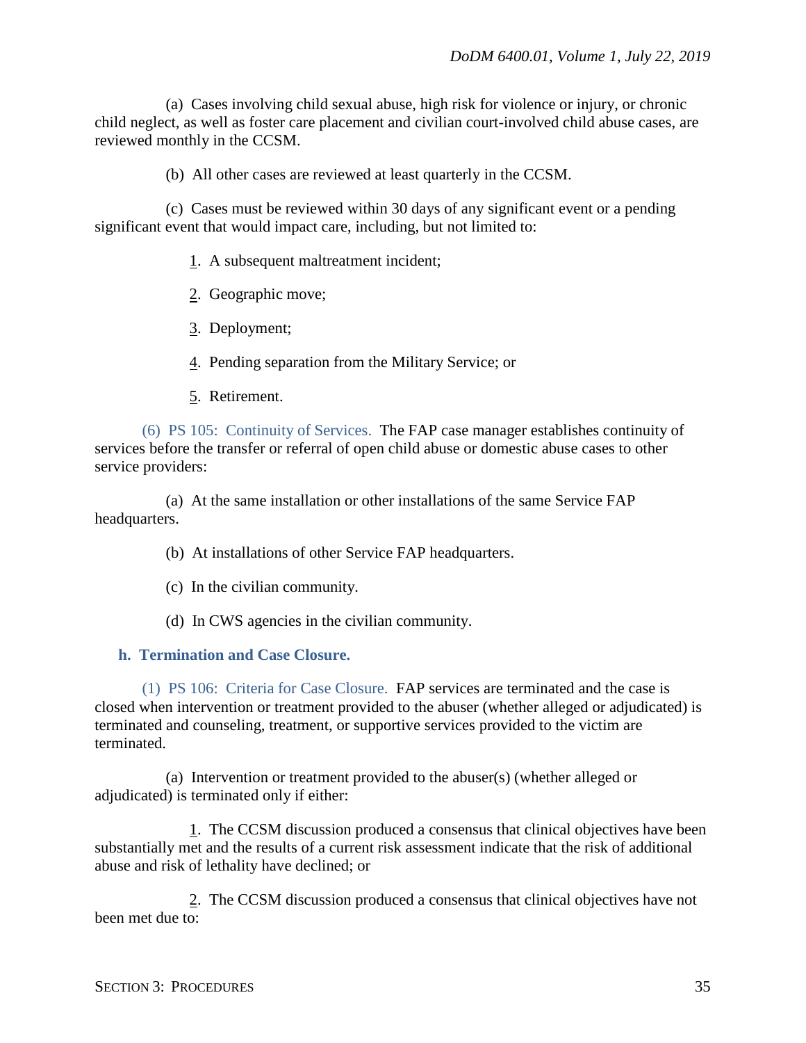(a) Cases involving child sexual abuse, high risk for violence or injury, or chronic child neglect, as well as foster care placement and civilian court-involved child abuse cases, are reviewed monthly in the CCSM.

(b) All other cases are reviewed at least quarterly in the CCSM.

(c) Cases must be reviewed within 30 days of any significant event or a pending significant event that would impact care, including, but not limited to:

1. A subsequent maltreatment incident;

2. Geographic move;

3. Deployment;

4. Pending separation from the Military Service; or

5. Retirement.

(6) PS 105: Continuity of Services. The FAP case manager establishes continuity of services before the transfer or referral of open child abuse or domestic abuse cases to other service providers:

(a) At the same installation or other installations of the same Service FAP headquarters.

(b) At installations of other Service FAP headquarters.

(c) In the civilian community.

(d) In CWS agencies in the civilian community.

**h. Termination and Case Closure.**

(1) PS 106: Criteria for Case Closure. FAP services are terminated and the case is closed when intervention or treatment provided to the abuser (whether alleged or adjudicated) is terminated and counseling, treatment, or supportive services provided to the victim are terminated.

(a) Intervention or treatment provided to the abuser(s) (whether alleged or adjudicated) is terminated only if either:

1. The CCSM discussion produced a consensus that clinical objectives have been substantially met and the results of a current risk assessment indicate that the risk of additional abuse and risk of lethality have declined; or

2. The CCSM discussion produced a consensus that clinical objectives have not been met due to: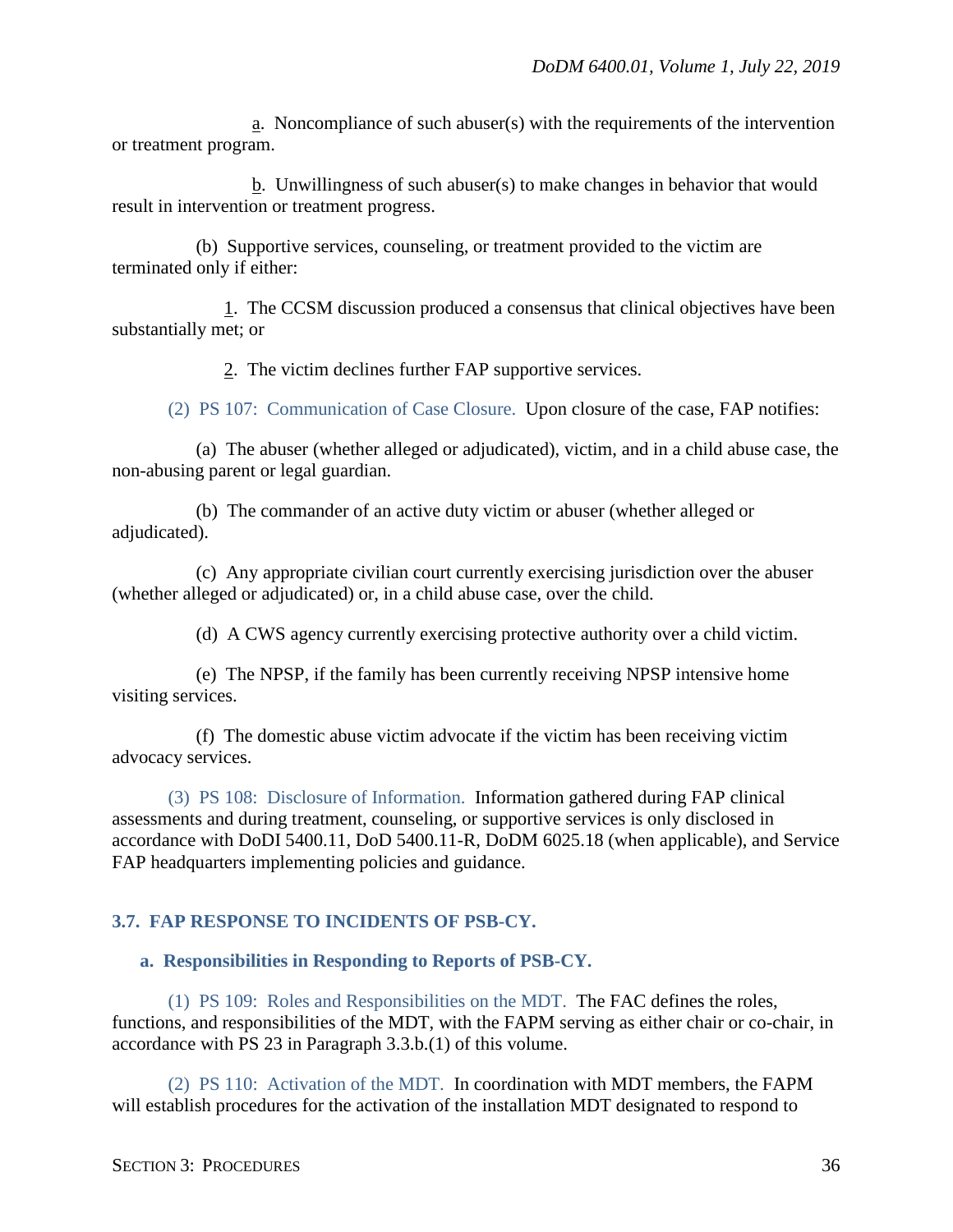a. Noncompliance of such abuser(s) with the requirements of the intervention or treatment program.

b. Unwillingness of such abuser(s) to make changes in behavior that would result in intervention or treatment progress.

(b) Supportive services, counseling, or treatment provided to the victim are terminated only if either:

1. The CCSM discussion produced a consensus that clinical objectives have been substantially met; or

2. The victim declines further FAP supportive services.

(2) PS 107: Communication of Case Closure. Upon closure of the case, FAP notifies:

(a) The abuser (whether alleged or adjudicated), victim, and in a child abuse case, the non-abusing parent or legal guardian.

(b) The commander of an active duty victim or abuser (whether alleged or adjudicated).

(c) Any appropriate civilian court currently exercising jurisdiction over the abuser (whether alleged or adjudicated) or, in a child abuse case, over the child.

(d) A CWS agency currently exercising protective authority over a child victim.

(e) The NPSP, if the family has been currently receiving NPSP intensive home visiting services.

(f) The domestic abuse victim advocate if the victim has been receiving victim advocacy services.

(3) PS 108: Disclosure of Information. Information gathered during FAP clinical assessments and during treatment, counseling, or supportive services is only disclosed in accordance with DoDI 5400.11, DoD 5400.11-R, DoDM 6025.18 (when applicable), and Service FAP headquarters implementing policies and guidance.

## 3.7. FAP RESPONSE TO INCIDENTS OF PSB-CY.

### a. Responsibilities in Responding to Reports of PSB-CY.

(1) PS 109: Roles and Responsibilities on the MDT. The FAC defines the roles, functions, and responsibilities of the MDT, with the FAPM serving as either chair or co-chair, in accordance with PS 23 in Paragraph 3.3.b.(1) of this volume.

(2) PS 110: Activation of the MDT. In coordination with MDT members, the FAPM will establish procedures for the activation of the installation MDT designated to respond to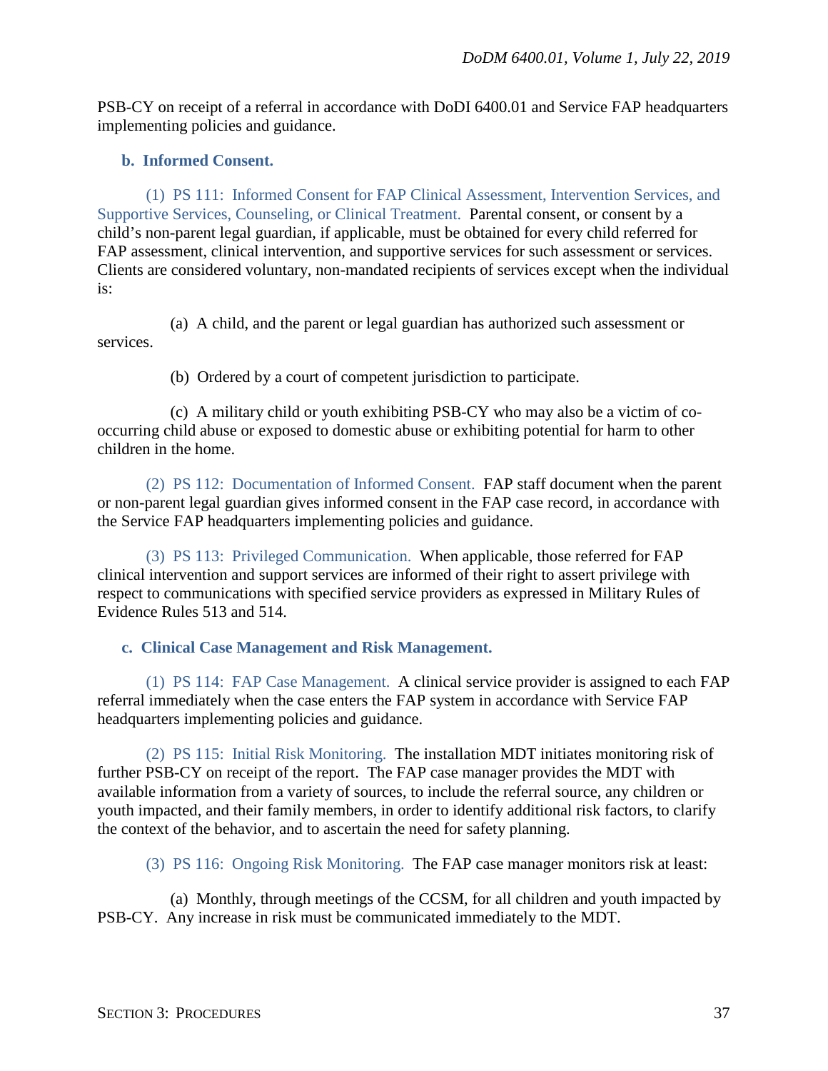PSB-CY on receipt of a referral in accordance with DoDI 6400.01 and Service FAP headquarters implementing policies and guidance.

**b. Informed Consent.**

(1) PS 111: Informed Consent for FAP Clinical Assessment, Intervention Services, and Supportive Services, Counseling, or Clinical Treatment. Parental consent, or consent by a child's non-parent legal guardian, if applicable, must be obtained for every child referred for FAP assessment, clinical intervention, and supportive services for such assessment or services. Clients are considered voluntary, non-mandated recipients of services except when the individual is:

(a) A child, and the parent or legal guardian has authorized such assessment or services.

(b) Ordered by a court of competent jurisdiction to participate.

(c) A military child or youth exhibiting PSB-CY who may also be a victim of co-occurring child abuse or exposed to domestic abuse or exhibiting potential for harm to other children in the home.

(2) PS 112: Documentation of Informed Consent. FAP staff document when the parent or non-parent legal guardian gives informed consent in the FAP case record, in accordance with the Service FAP headquarters implementing policies and guidance.

(3) PS 113: Privileged Communication. When applicable, those referred for FAP clinical intervention and support services are informed of their right to assert privilege with respect to communications with specified service providers as expressed in Military Rules of Evidence Rules 513 and 514.

**c. Clinical Case Management and Risk Management.**

(1) PS 114: FAP Case Management. A clinical service provider is assigned to each FAP referral immediately when the case enters the FAP system in accordance with Service FAP headquarters implementing policies and guidance.

(2) PS 115: Initial Risk Monitoring. The installation MDT initiates monitoring risk of further PSB-CY on receipt of the report. The FAP case manager provides the MDT with available information from a variety of sources, to include the referral source, any children or youth impacted, and their family members, in order to identify additional risk factors, to clarify the context of the behavior, and to ascertain the need for safety planning.

(3) PS 116: Ongoing Risk Monitoring. The FAP case manager monitors risk at least:

(a) Monthly, through meetings of the CCSM, for all children and youth impacted by PSB-CY. Any increase in risk must be communicated immediately to the MDT.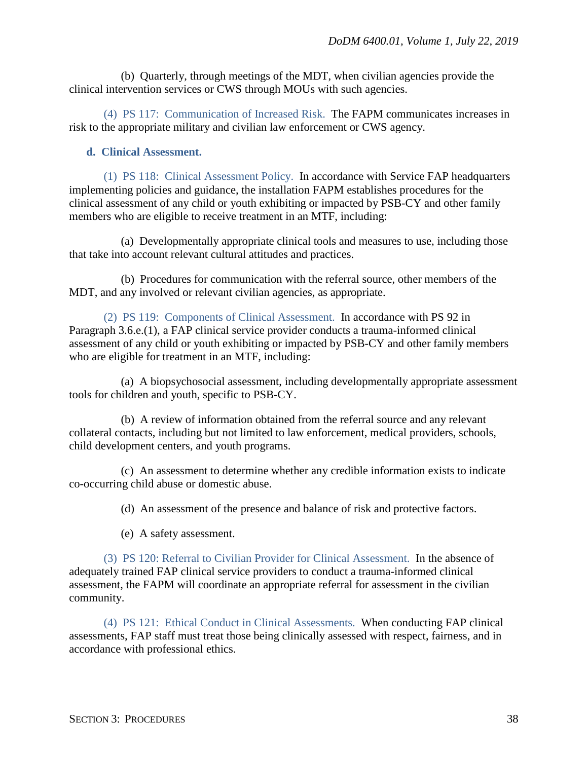(b) Quarterly, through meetings of the MDT, when civilian agencies provide the clinical intervention services or CWS through MOUs with such agencies.

(4) PS 117: Communication of Increased Risk. The FAPM communicates increases in risk to the appropriate military and civilian law enforcement or CWS agency.

**d. Clinical Assessment.**

(1) PS 118: Clinical Assessment Policy. In accordance with Service FAP headquarters implementing policies and guidance, the installation FAPM establishes procedures for the clinical assessment of any child or youth exhibiting or impacted by PSB-CY and other family members who are eligible to receive treatment in an MTF, including:

(a) Developmentally appropriate clinical tools and measures to use, including those that take into account relevant cultural attitudes and practices.

(b) Procedures for communication with the referral source, other members of the MDT, and any involved or relevant civilian agencies, as appropriate.

(2) PS 119: Components of Clinical Assessment. In accordance with PS 92 in Paragraph 3.6.e.(1), a FAP clinical service provider conducts a trauma-informed clinical assessment of any child or youth exhibiting or impacted by PSB-CY and other family members who are eligible for treatment in an MTF, including:

(a) A biopsychosocial assessment, including developmentally appropriate assessment tools for children and youth, specific to PSB-CY.

(b) A review of information obtained from the referral source and any relevant collateral contacts, including but not limited to law enforcement, medical providers, schools, child development centers, and youth programs.

(c) An assessment to determine whether any credible information exists to indicate co-occurring child abuse or domestic abuse.

(d) An assessment of the presence and balance of risk and protective factors.

(e) A safety assessment.

(3) PS 120: Referral to Civilian Provider for Clinical Assessment. In the absence of adequately trained FAP clinical service providers to conduct a trauma-informed clinical assessment, the FAPM will coordinate an appropriate referral for assessment in the civilian community.

(4) PS 121: Ethical Conduct in Clinical Assessments. When conducting FAP clinical assessments, FAP staff must treat those being clinically assessed with respect, fairness, and in accordance with professional ethics.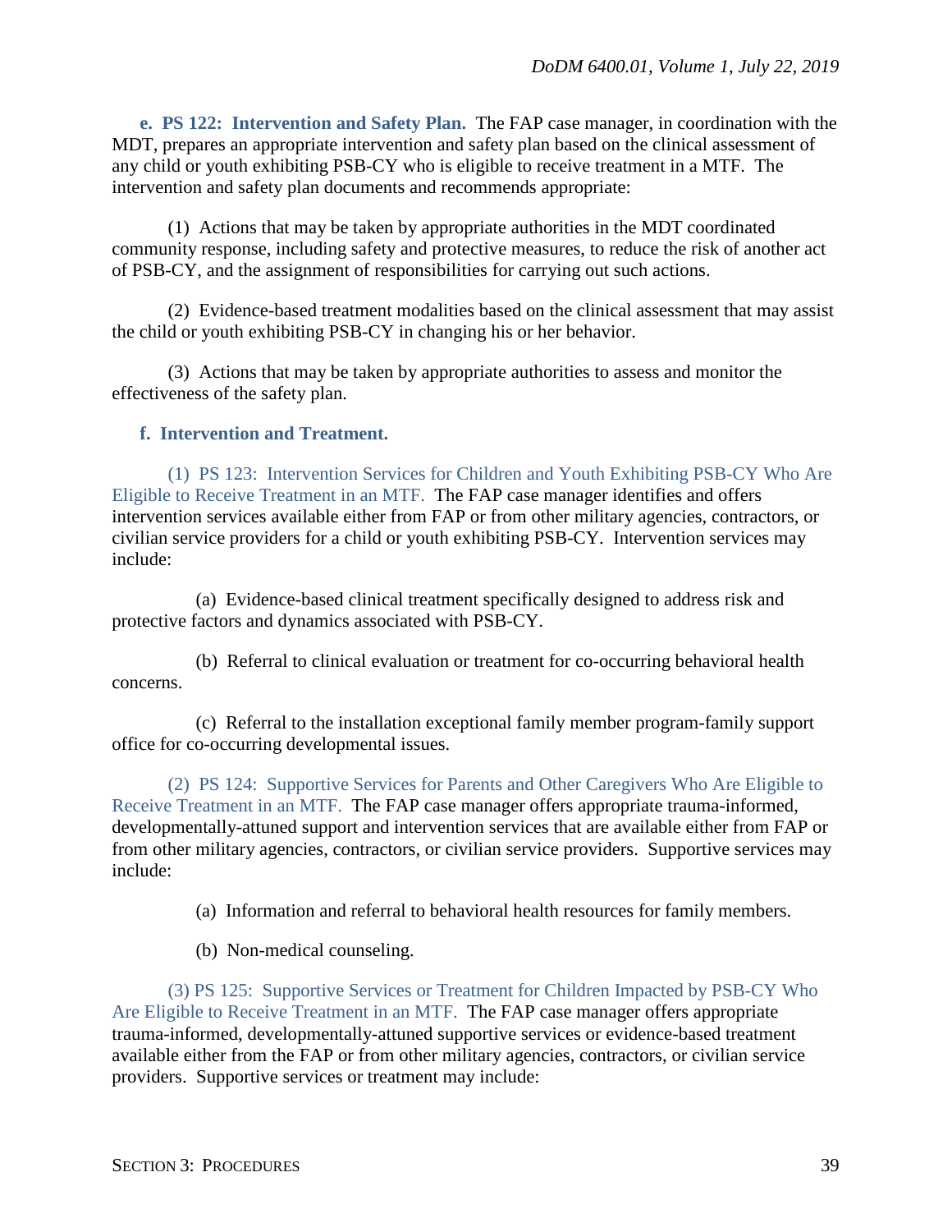**e. PS 122: Intervention and Safety Plan.** The FAP case manager, in coordination with the MDT, prepares an appropriate intervention and safety plan based on the clinical assessment of any child or youth exhibiting PSB-CY who is eligible to receive treatment in a MTF. The intervention and safety plan documents and recommends appropriate:

(1) Actions that may be taken by appropriate authorities in the MDT coordinated community response, including safety and protective measures, to reduce the risk of another act of PSB-CY, and the assignment of responsibilities for carrying out such actions.

(2) Evidence-based treatment modalities based on the clinical assessment that may assist the child or youth exhibiting PSB-CY in changing his or her behavior.

(3) Actions that may be taken by appropriate authorities to assess and monitor the effectiveness of the safety plan.

**f. Intervention and Treatment.**

(1) PS 123: Intervention Services for Children and Youth Exhibiting PSB-CY Who Are Eligible to Receive Treatment in an MTF. The FAP case manager identifies and offers intervention services available either from FAP or from other military agencies, contractors, or civilian service providers for a child or youth exhibiting PSB-CY. Intervention services may include:

(a) Evidence-based clinical treatment specifically designed to address risk and protective factors and dynamics associated with PSB-CY.

(b) Referral to clinical evaluation or treatment for co-occurring behavioral health concerns.

(c) Referral to the installation exceptional family member program-family support office for co-occurring developmental issues.

(2) PS 124: Supportive Services for Parents and Other Caregivers Who Are Eligible to Receive Treatment in an MTF. The FAP case manager offers appropriate trauma-informed, developmentally-attuned support and intervention services that are available either from FAP or from other military agencies, contractors, or civilian service providers. Supportive services may include:

(a) Information and referral to behavioral health resources for family members.

(b) Non-medical counseling.

(3) PS 125: Supportive Services or Treatment for Children Impacted by PSB-CY Who Are Eligible to Receive Treatment in an MTF. The FAP case manager offers appropriate trauma-informed, developmentally-attuned supportive services or evidence-based treatment available either from the FAP or from other military agencies, contractors, or civilian service providers. Supportive services or treatment may include: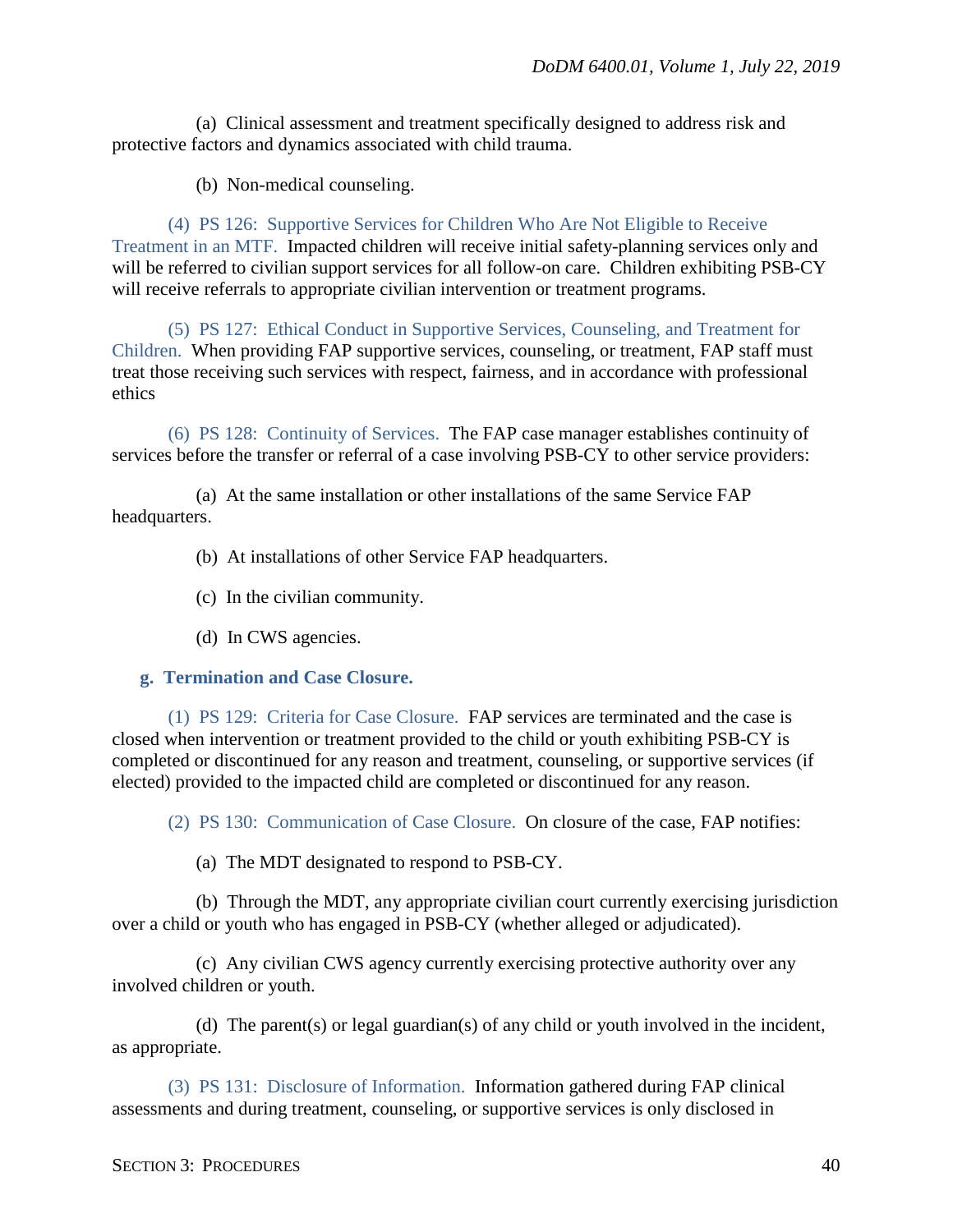(a) Clinical assessment and treatment specifically designed to address risk and protective factors and dynamics associated with child trauma.

(b) Non-medical counseling.

(4) PS 126: Supportive Services for Children Who Are Not Eligible to Receive Treatment in an MTF. Impacted children will receive initial safety-planning services only and will be referred to civilian support services for all follow-on care. Children exhibiting PSB-CY will receive referrals to appropriate civilian intervention or treatment programs.

(5) PS 127: Ethical Conduct in Supportive Services, Counseling, and Treatment for Children. When providing FAP supportive services, counseling, or treatment, FAP staff must treat those receiving such services with respect, fairness, and in accordance with professional ethics

(6) PS 128: Continuity of Services. The FAP case manager establishes continuity of services before the transfer or referral of a case involving PSB-CY to other service providers:

(a) At the same installation or other installations of the same Service FAP headquarters.

(b) At installations of other Service FAP headquarters.

(c) In the civilian community.

(d) In CWS agencies.

**g. Termination and Case Closure.**

(1) PS 129: Criteria for Case Closure. FAP services are terminated and the case is closed when intervention or treatment provided to the child or youth exhibiting PSB-CY is completed or discontinued for any reason and treatment, counseling, or supportive services (if elected) provided to the impacted child are completed or discontinued for any reason.

(2) PS 130: Communication of Case Closure. On closure of the case, FAP notifies:

(a) The MDT designated to respond to PSB-CY.

(b) Through the MDT, any appropriate civilian court currently exercising jurisdiction over a child or youth who has engaged in PSB-CY (whether alleged or adjudicated).

(c) Any civilian CWS agency currently exercising protective authority over any involved children or youth.

(d) The parent(s) or legal guardian(s) of any child or youth involved in the incident, as appropriate.

(3) PS 131: Disclosure of Information. Information gathered during FAP clinical assessments and during treatment, counseling, or supportive services is only disclosed in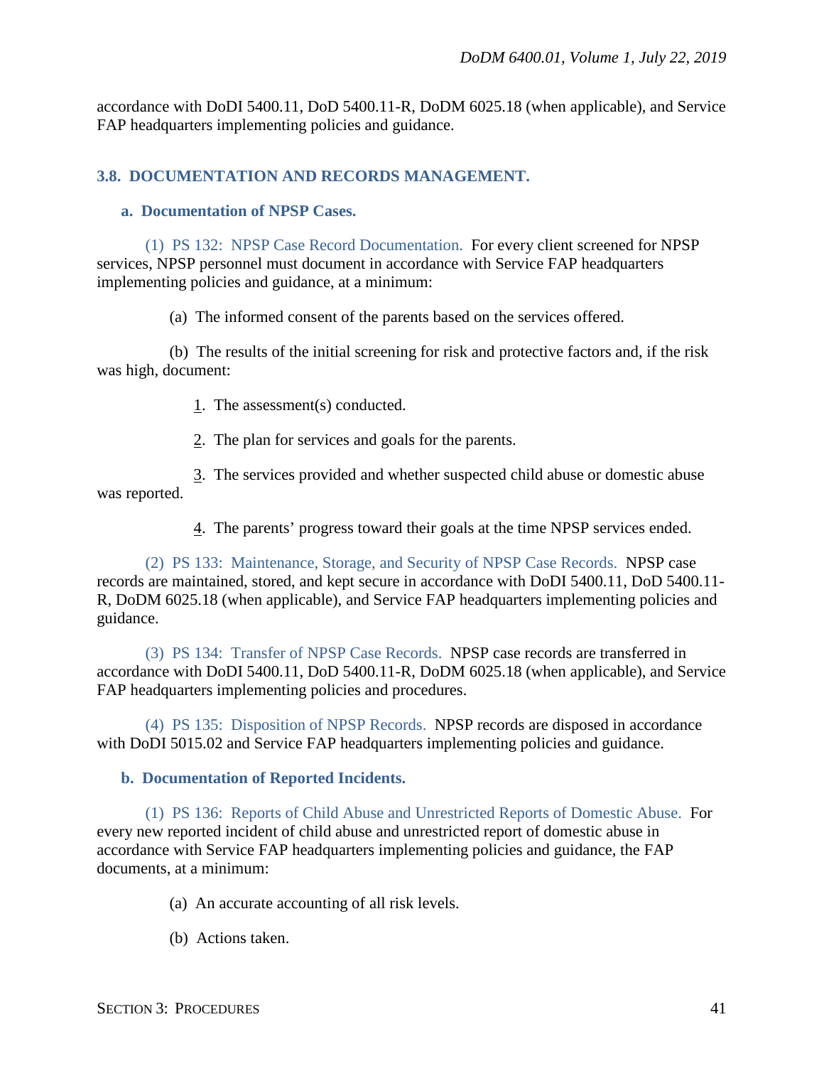accordance with DoDI 5400.11, DoD 5400.11-R, DoDM 6025.18 (when applicable), and Service FAP headquarters implementing policies and guidance.

## 3.8. DOCUMENTATION AND RECORDS MANAGEMENT.

### a. Documentation of NPSP Cases.

(1) PS 132: NPSP Case Record Documentation. For every client screened for NPSP services, NPSP personnel must document in accordance with Service FAP headquarters implementing policies and guidance, at a minimum:

(a) The informed consent of the parents based on the services offered.

(b) The results of the initial screening for risk and protective factors and, if the risk was high, document:

1. The assessment(s) conducted.

2. The plan for services and goals for the parents.

3. The services provided and whether suspected child abuse or domestic abuse was reported.

4. The parents' progress toward their goals at the time NPSP services ended.

(2) PS 133: Maintenance, Storage, and Security of NPSP Case Records. NPSP case records are maintained, stored, and kept secure in accordance with DoDI 5400.11, DoD 5400.11-R, DoDM 6025.18 (when applicable), and Service FAP headquarters implementing policies and guidance.

(3) PS 134: Transfer of NPSP Case Records. NPSP case records are transferred in accordance with DoDI 5400.11, DoD 5400.11-R, DoDM 6025.18 (when applicable), and Service FAP headquarters implementing policies and procedures.

(4) PS 135: Disposition of NPSP Records. NPSP records are disposed in accordance with DoDI 5015.02 and Service FAP headquarters implementing policies and guidance.

### b. Documentation of Reported Incidents.

(1) PS 136: Reports of Child Abuse and Unrestricted Reports of Domestic Abuse. For every new reported incident of child abuse and unrestricted report of domestic abuse in accordance with Service FAP headquarters implementing policies and guidance, the FAP documents, at a minimum:

(a) An accurate accounting of all risk levels.

(b) Actions taken.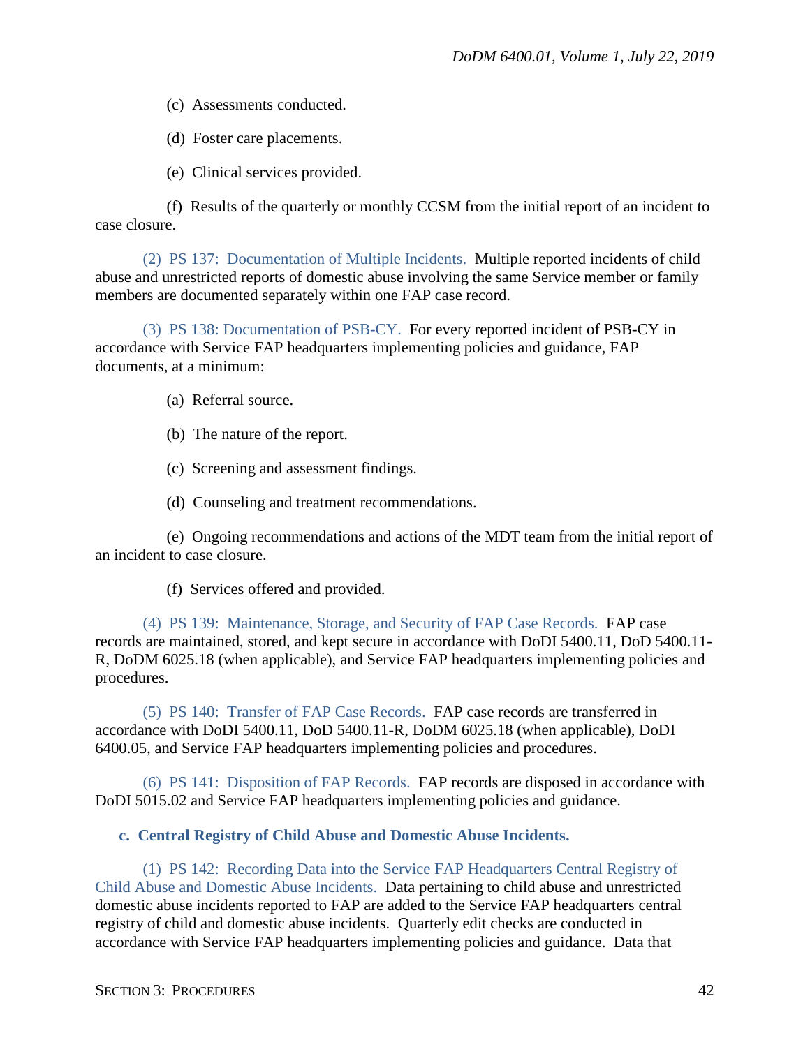(c) Assessments conducted.

(d) Foster care placements.

(e) Clinical services provided.

(f) Results of the quarterly or monthly CCSM from the initial report of an incident to case closure.

(2) PS 137: Documentation of Multiple Incidents. Multiple reported incidents of child abuse and unrestricted reports of domestic abuse involving the same Service member or family members are documented separately within one FAP case record.

(3) PS 138: Documentation of PSB-CY. For every reported incident of PSB-CY in accordance with Service FAP headquarters implementing policies and guidance, FAP documents, at a minimum:

(a) Referral source.

(b) The nature of the report.

(c) Screening and assessment findings.

(d) Counseling and treatment recommendations.

(e) Ongoing recommendations and actions of the MDT team from the initial report of an incident to case closure.

(f) Services offered and provided.

(4) PS 139: Maintenance, Storage, and Security of FAP Case Records. FAP case records are maintained, stored, and kept secure in accordance with DoDI 5400.11, DoD 5400.11-R, DoDM 6025.18 (when applicable), and Service FAP headquarters implementing policies and procedures.

(5) PS 140: Transfer of FAP Case Records. FAP case records are transferred in accordance with DoDI 5400.11, DoD 5400.11-R, DoDM 6025.18 (when applicable), DoDI 6400.05, and Service FAP headquarters implementing policies and procedures.

(6) PS 141: Disposition of FAP Records. FAP records are disposed in accordance with DoDI 5015.02 and Service FAP headquarters implementing policies and guidance.

**c. Central Registry of Child Abuse and Domestic Abuse Incidents.**

(1) PS 142: Recording Data into the Service FAP Headquarters Central Registry of Child Abuse and Domestic Abuse Incidents. Data pertaining to child abuse and unrestricted domestic abuse incidents reported to FAP are added to the Service FAP headquarters central registry of child and domestic abuse incidents. Quarterly edit checks are conducted in accordance with Service FAP headquarters implementing policies and guidance. Data that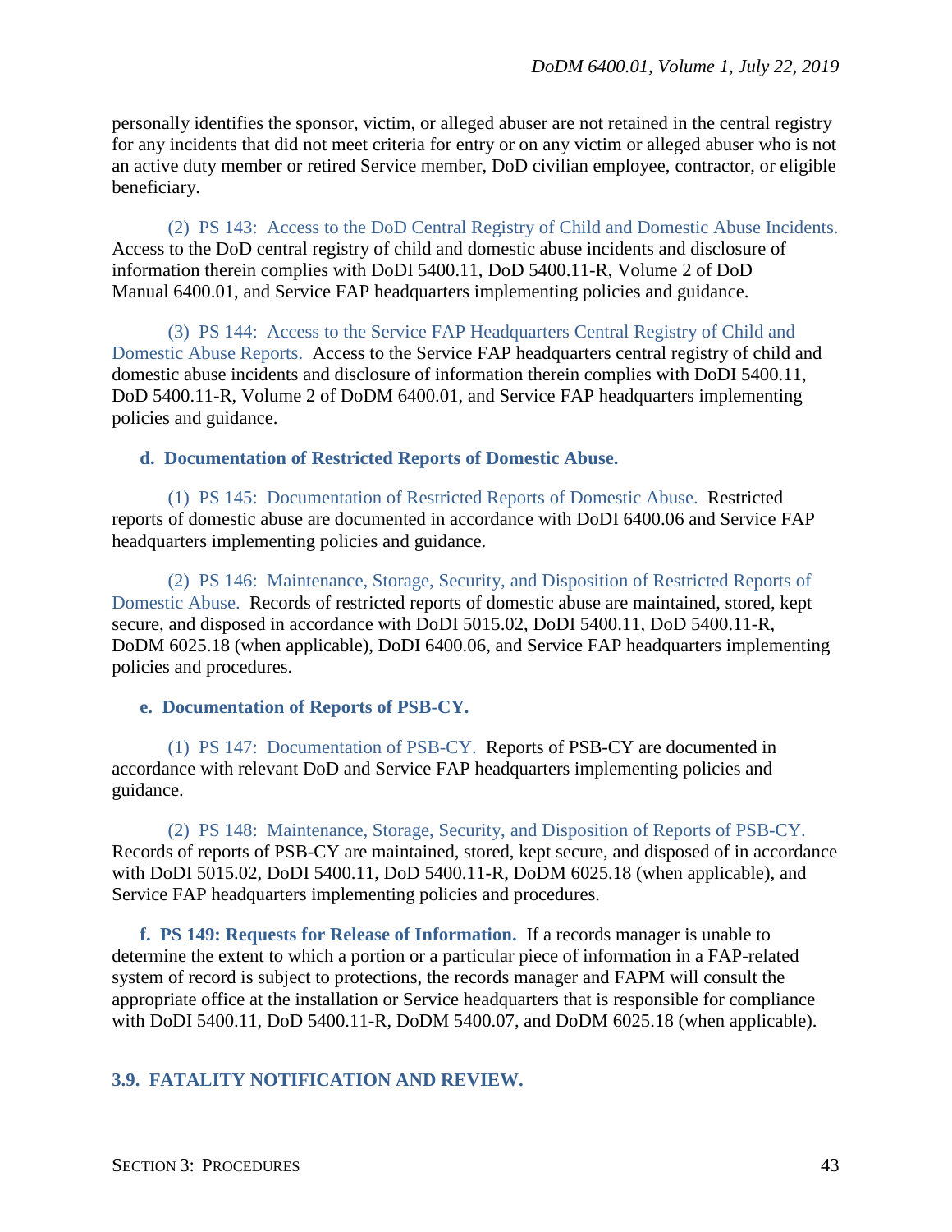personally identifies the sponsor, victim, or alleged abuser are not retained in the central registry for any incidents that did not meet criteria for entry or on any victim or alleged abuser who is not an active duty member or retired Service member, DoD civilian employee, contractor, or eligible beneficiary.

(2) PS 143: Access to the DoD Central Registry of Child and Domestic Abuse Incidents. Access to the DoD central registry of child and domestic abuse incidents and disclosure of information therein complies with DoDI 5400.11, DoD 5400.11-R, Volume 2 of DoD Manual 6400.01, and Service FAP headquarters implementing policies and guidance.

(3) PS 144: Access to the Service FAP Headquarters Central Registry of Child and Domestic Abuse Reports. Access to the Service FAP headquarters central registry of child and domestic abuse incidents and disclosure of information therein complies with DoDI 5400.11, DoD 5400.11-R, Volume 2 of DoDM 6400.01, and Service FAP headquarters implementing policies and guidance.

**d. Documentation of Restricted Reports of Domestic Abuse.**

(1) PS 145: Documentation of Restricted Reports of Domestic Abuse. Restricted reports of domestic abuse are documented in accordance with DoDI 6400.06 and Service FAP headquarters implementing policies and guidance.

(2) PS 146: Maintenance, Storage, Security, and Disposition of Restricted Reports of Domestic Abuse. Records of restricted reports of domestic abuse are maintained, stored, kept secure, and disposed in accordance with DoDI 5015.02, DoDI 5400.11, DoD 5400.11-R, DoDM 6025.18 (when applicable), DoDI 6400.06, and Service FAP headquarters implementing policies and procedures.

**e. Documentation of Reports of PSB-CY.**

(1) PS 147: Documentation of PSB-CY. Reports of PSB-CY are documented in accordance with relevant DoD and Service FAP headquarters implementing policies and guidance.

(2) PS 148: Maintenance, Storage, Security, and Disposition of Reports of PSB-CY. Records of reports of PSB-CY are maintained, stored, kept secure, and disposed of in accordance with DoDI 5015.02, DoDI 5400.11, DoD 5400.11-R, DoDM 6025.18 (when applicable), and Service FAP headquarters implementing policies and procedures.

**f. PS 149: Requests for Release of Information.** If a records manager is unable to determine the extent to which a portion or a particular piece of information in a FAP-related system of record is subject to protections, the records manager and FAPM will consult the appropriate office at the installation or Service headquarters that is responsible for compliance with DoDI 5400.11, DoD 5400.11-R, DoDM 5400.07, and DoDM 6025.18 (when applicable).

## 3.9. FATALITY NOTIFICATION AND REVIEW.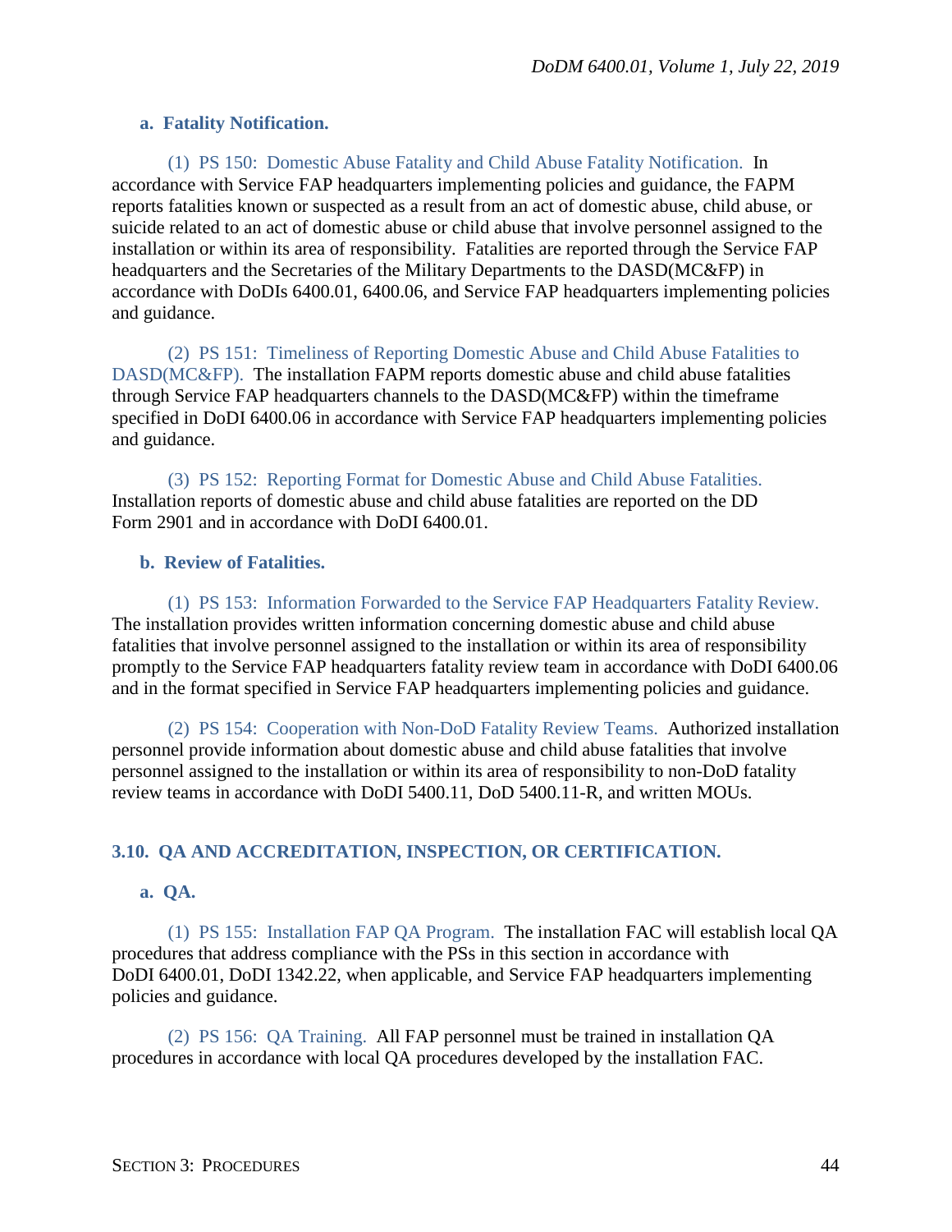**a. Fatality Notification.**

(1) PS 150: Domestic Abuse Fatality and Child Abuse Fatality Notification. In accordance with Service FAP headquarters implementing policies and guidance, the FAPM reports fatalities known or suspected as a result from an act of domestic abuse, child abuse, or suicide related to an act of domestic abuse or child abuse that involve personnel assigned to the installation or within its area of responsibility. Fatalities are reported through the Service FAP headquarters and the Secretaries of the Military Departments to the DASD(MC&FP) in accordance with DoDIs 6400.01, 6400.06, and Service FAP headquarters implementing policies and guidance.

(2) PS 151: Timeliness of Reporting Domestic Abuse and Child Abuse Fatalities to DASD(MC&FP). The installation FAPM reports domestic abuse and child abuse fatalities through Service FAP headquarters channels to the DASD(MC&FP) within the timeframe specified in DoDI 6400.06 in accordance with Service FAP headquarters implementing policies and guidance.

(3) PS 152: Reporting Format for Domestic Abuse and Child Abuse Fatalities. Installation reports of domestic abuse and child abuse fatalities are reported on the DD Form 2901 and in accordance with DoDI 6400.01.

**b. Review of Fatalities.**

(1) PS 153: Information Forwarded to the Service FAP Headquarters Fatality Review. The installation provides written information concerning domestic abuse and child abuse fatalities that involve personnel assigned to the installation or within its area of responsibility promptly to the Service FAP headquarters fatality review team in accordance with DoDI 6400.06 and in the format specified in Service FAP headquarters implementing policies and guidance.

(2) PS 154: Cooperation with Non-DoD Fatality Review Teams. Authorized installation personnel provide information about domestic abuse and child abuse fatalities that involve personnel assigned to the installation or within its area of responsibility to non-DoD fatality review teams in accordance with DoDI 5400.11, DoD 5400.11-R, and written MOUs.

## 3.10. QA AND ACCREDITATION, INSPECTION, OR CERTIFICATION.

**a. QA.**

(1) PS 155: Installation FAP QA Program. The installation FAC will establish local QA procedures that address compliance with the PSs in this section in accordance with DoDI 6400.01, DoDI 1342.22, when applicable, and Service FAP headquarters implementing policies and guidance.

(2) PS 156: QA Training. All FAP personnel must be trained in installation QA procedures in accordance with local QA procedures developed by the installation FAC.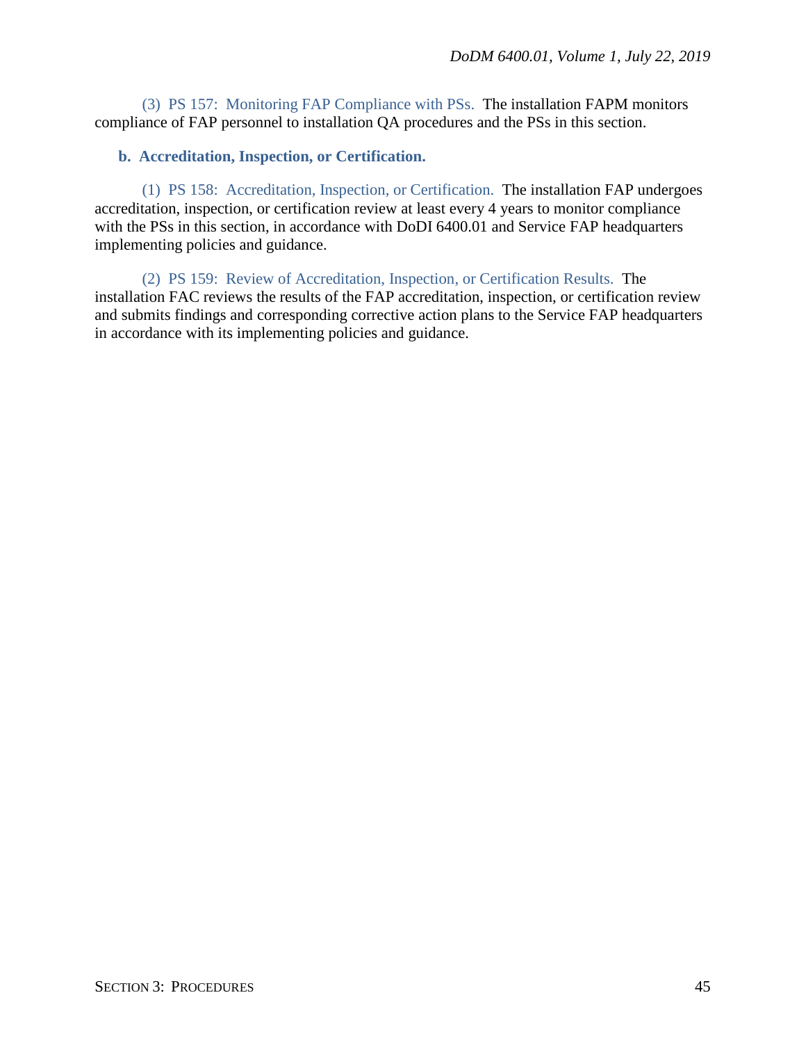(3) PS 157: Monitoring FAP Compliance with PSs. The installation FAPM monitors compliance of FAP personnel to installation QA procedures and the PSs in this section.

**b. Accreditation, Inspection, or Certification.**

(1) PS 158: Accreditation, Inspection, or Certification. The installation FAP undergoes accreditation, inspection, or certification review at least every 4 years to monitor compliance with the PSs in this section, in accordance with DoDI 6400.01 and Service FAP headquarters implementing policies and guidance.

(2) PS 159: Review of Accreditation, Inspection, or Certification Results. The installation FAC reviews the results of the FAP accreditation, inspection, or certification review and submits findings and corresponding corrective action plans to the Service FAP headquarters in accordance with its implementing policies and guidance.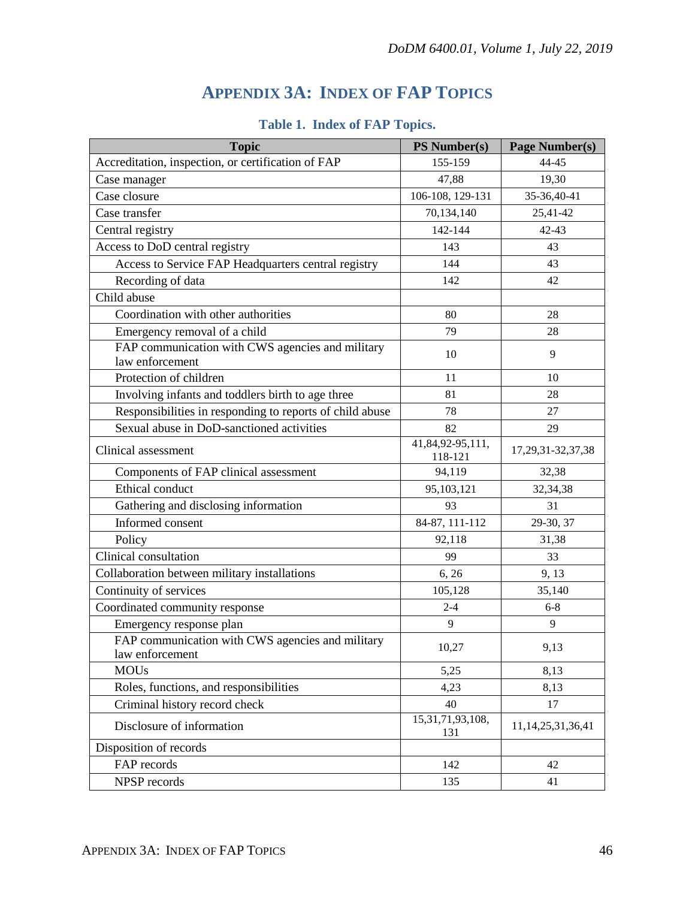# APPENDIX 3A: INDEX OF FAP TOPICS

**Table 1. Index of FAP Topics.**

| Topic | PS Number(s) | Page Number(s) |
|---|---|---|
| Accreditation, inspection, or certification of FAP | 155-159 | 44-45 |
| Case manager | 47,88 | 19,30 |
| Case closure | 106-108, 129-131 | 35-36,40-41 |
| Case transfer | 70,134,140 | 25,41-42 |
| Central registry | 142-144 | 42-43 |
| Access to DoD central registry | 143 | 43 |
| Access to Service FAP Headquarters central registry | 144 | 43 |
| Recording of data | 142 | 42 |
| Child abuse | | |
| Coordination with other authorities | 80 | 28 |
| Emergency removal of a child | 79 | 28 |
| FAP communication with CWS agencies and military law enforcement | 10 | 9 |
| Protection of children | 11 | 10 |
| Involving infants and toddlers birth to age three | 81 | 28 |
| Responsibilities in responding to reports of child abuse | 78 | 27 |
| Sexual abuse in DoD-sanctioned activities | 82 | 29 |
| Clinical assessment | 41,84,92-95,111, 118-121 | 17,29,31-32,37,38 |
| Components of FAP clinical assessment | 94,119 | 32,38 |
| Ethical conduct | 95,103,121 | 32,34,38 |
| Gathering and disclosing information | 93 | 31 |
| Informed consent | 84-87, 111-112 | 29-30, 37 |
| Policy | 92,118 | 31,38 |
| Clinical consultation | 99 | 33 |
| Collaboration between military installations | 6, 26 | 9, 13 |
| Continuity of services | 105,128 | 35,140 |
| Coordinated community response | 2-4 | 6-8 |
| Emergency response plan | 9 | 9 |
| FAP communication with CWS agencies and military law enforcement | 10,27 | 9,13 |
| MOUs | 5,25 | 8,13 |
| Roles, functions, and responsibilities | 4,23 | 8,13 |
| Criminal history record check | 40 | 17 |
| Disclosure of information | 15,31,71,93,108, 131 | 11,14,25,31,36,41 |
| Disposition of records | | |
| FAP records | 142 | 42 |
| NPSP records | 135 | 41 |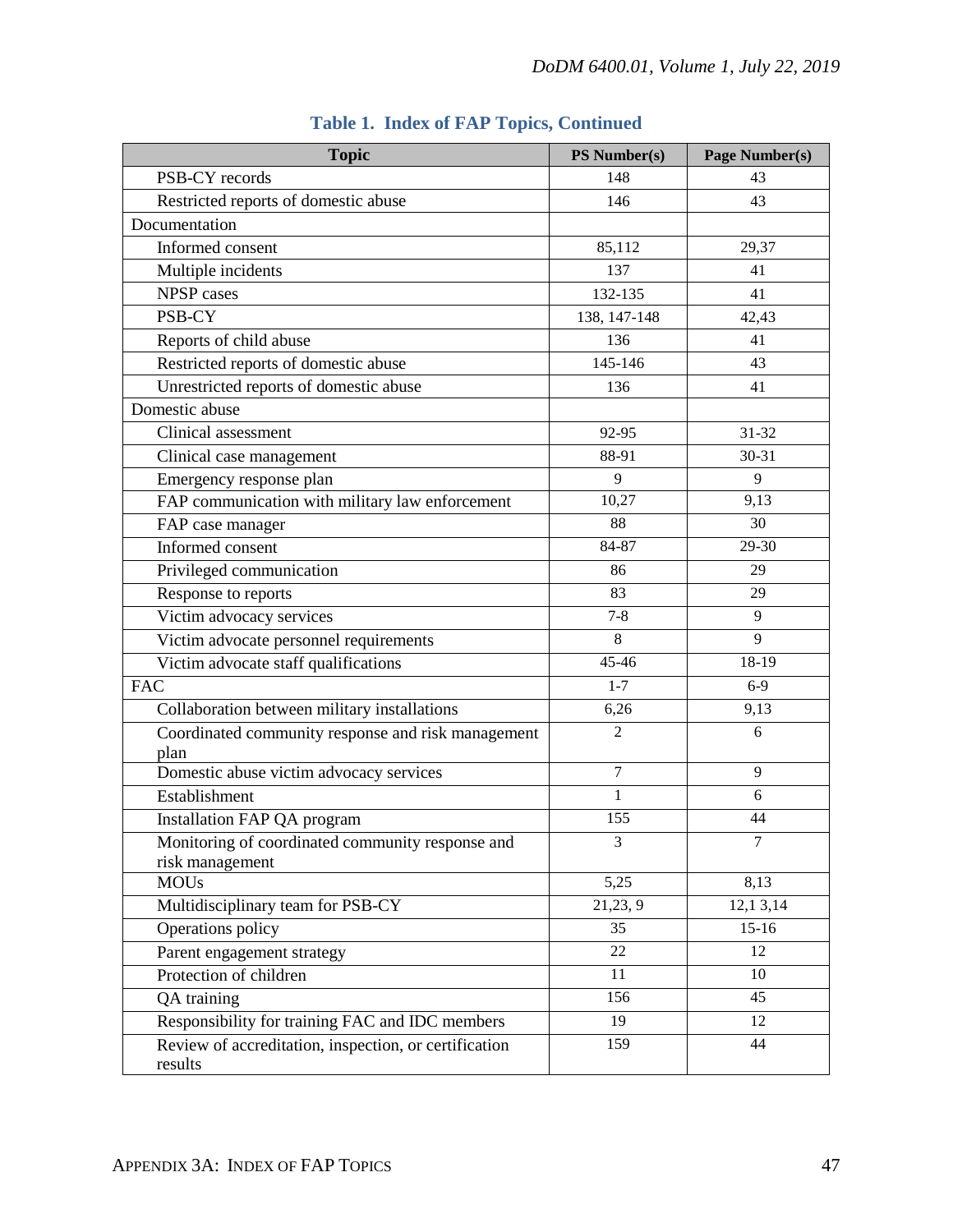**Table 1. Index of FAP Topics, Continued**

| Topic | PS Number(s) | Page Number(s) |
|---|---|---|
| PSB-CY records | 148 | 43 |
| Restricted reports of domestic abuse | 146 | 43 |
| Documentation | | |
| Informed consent | 85,112 | 29,37 |
| Multiple incidents | 137 | 41 |
| NPSP cases | 132-135 | 41 |
| PSB-CY | 138, 147-148 | 42,43 |
| Reports of child abuse | 136 | 41 |
| Restricted reports of domestic abuse | 145-146 | 43 |
| Unrestricted reports of domestic abuse | 136 | 41 |
| Domestic abuse | | |
| Clinical assessment | 92-95 | 31-32 |
| Clinical case management | 88-91 | 30-31 |
| Emergency response plan | 9 | 9 |
| FAP communication with military law enforcement | 10,27 | 9,13 |
| FAP case manager | 88 | 30 |
| Informed consent | 84-87 | 29-30 |
| Privileged communication | 86 | 29 |
| Response to reports | 83 | 29 |
| Victim advocacy services | 7-8 | 9 |
| Victim advocate personnel requirements | 8 | 9 |
| Victim advocate staff qualifications | 45-46 | 18-19 |
| FAC | 1-7 | 6-9 |
| Collaboration between military installations | 6,26 | 9,13 |
| Coordinated community response and risk management plan | 2 | 6 |
| Domestic abuse victim advocacy services | 7 | 9 |
| Establishment | 1 | 6 |
| Installation FAP QA program | 155 | 44 |
| Monitoring of coordinated community response and risk management | 3 | 7 |
| MOUs | 5,25 | 8,13 |
| Multidisciplinary team for PSB-CY | 21,23, 9 | 12,1 3,14 |
| Operations policy | 35 | 15-16 |
| Parent engagement strategy | 22 | 12 |
| Protection of children | 11 | 10 |
| QA training | 156 | 45 |
| Responsibility for training FAC and IDC members | 19 | 12 |
| Review of accreditation, inspection, or certification results | 159 | 44 |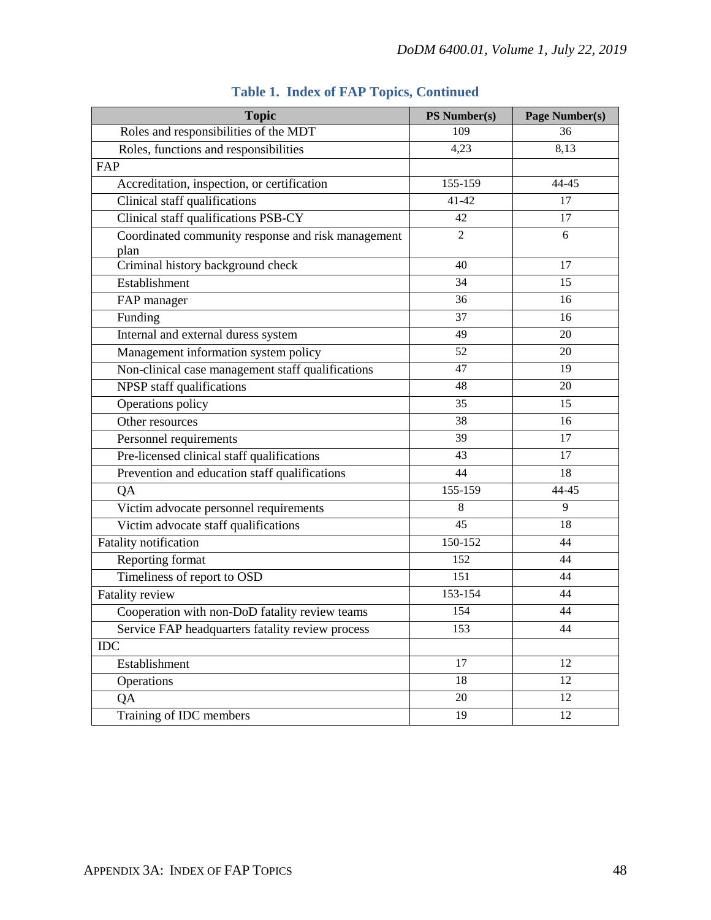## Table 1. Index of FAP Topics, Continued

| Topic | PS Number(s) | Page Number(s) |
|---|---|---|
| Roles and responsibilities of the MDT | 109 | 36 |
| Roles, functions and responsibilities | 4,23 | 8,13 |
| FAP | | |
| Accreditation, inspection, or certification | 155-159 | 44-45 |
| Clinical staff qualifications | 41-42 | 17 |
| Clinical staff qualifications PSB-CY | 42 | 17 |
| Coordinated community response and risk management plan | 2 | 6 |
| Criminal history background check | 40 | 17 |
| Establishment | 34 | 15 |
| FAP manager | 36 | 16 |
| Funding | 37 | 16 |
| Internal and external duress system | 49 | 20 |
| Management information system policy | 52 | 20 |
| Non-clinical case management staff qualifications | 47 | 19 |
| NPSP staff qualifications | 48 | 20 |
| Operations policy | 35 | 15 |
| Other resources | 38 | 16 |
| Personnel requirements | 39 | 17 |
| Pre-licensed clinical staff qualifications | 43 | 17 |
| Prevention and education staff qualifications | 44 | 18 |
| QA | 155-159 | 44-45 |
| Victim advocate personnel requirements | 8 | 9 |
| Victim advocate staff qualifications | 45 | 18 |
| Fatality notification | 150-152 | 44 |
| Reporting format | 152 | 44 |
| Timeliness of report to OSD | 151 | 44 |
| Fatality review | 153-154 | 44 |
| Cooperation with non-DoD fatality review teams | 154 | 44 |
| Service FAP headquarters fatality review process | 153 | 44 |
| IDC | | |
| Establishment | 17 | 12 |
| Operations | 18 | 12 |
| QA | 20 | 12 |
| Training of IDC members | 19 | 12 |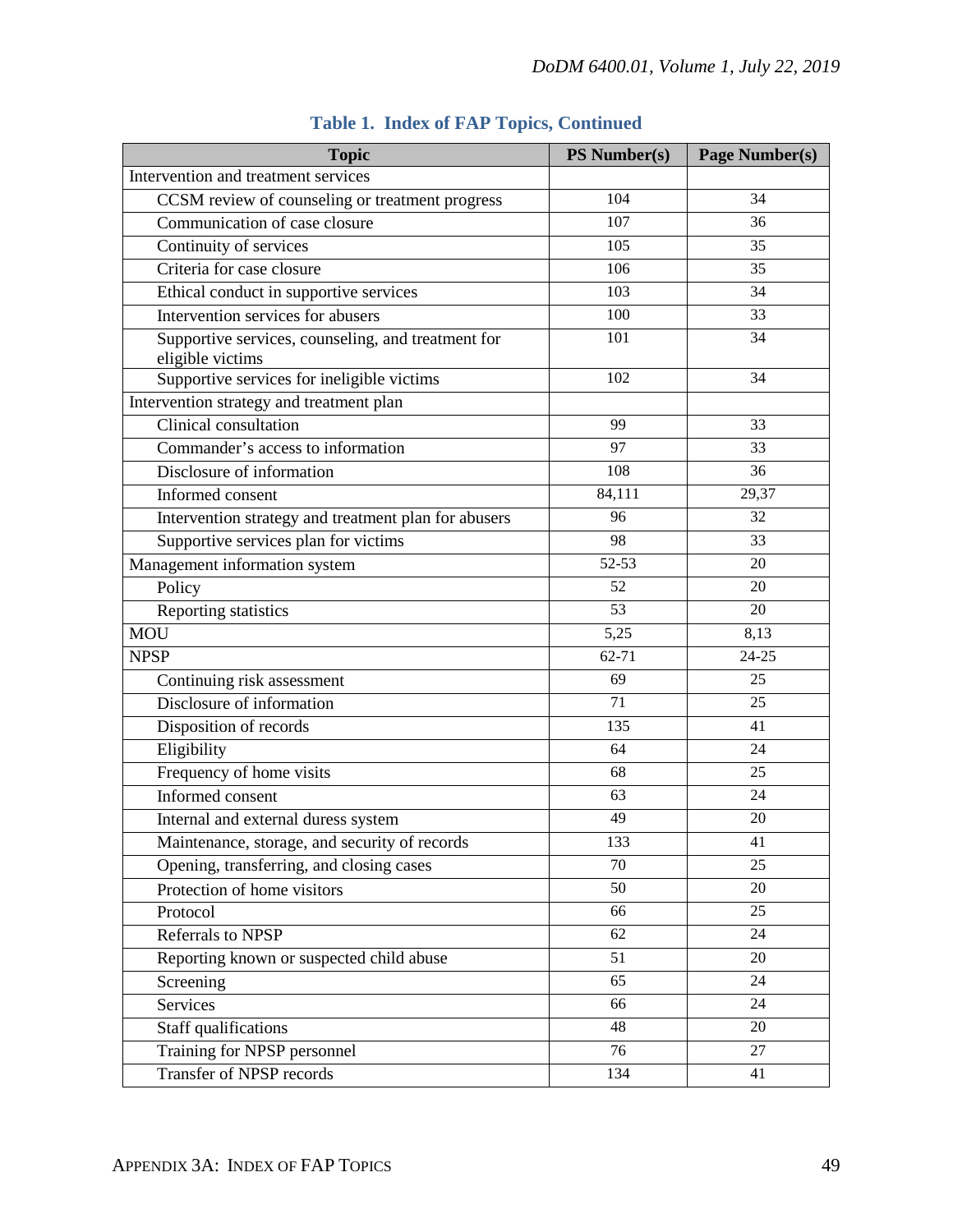## Table 1. Index of FAP Topics, Continued

| Topic | PS Number(s) | Page Number(s) |
|---|---|---|
| Intervention and treatment services | | |
| CCSM review of counseling or treatment progress | 104 | 34 |
| Communication of case closure | 107 | 36 |
| Continuity of services | 105 | 35 |
| Criteria for case closure | 106 | 35 |
| Ethical conduct in supportive services | 103 | 34 |
| Intervention services for abusers | 100 | 33 |
| Supportive services, counseling, and treatment for eligible victims | 101 | 34 |
| Supportive services for ineligible victims | 102 | 34 |
| Intervention strategy and treatment plan | | |
| Clinical consultation | 99 | 33 |
| Commander's access to information | 97 | 33 |
| Disclosure of information | 108 | 36 |
| Informed consent | 84,111 | 29,37 |
| Intervention strategy and treatment plan for abusers | 96 | 32 |
| Supportive services plan for victims | 98 | 33 |
| Management information system | 52-53 | 20 |
| Policy | 52 | 20 |
| Reporting statistics | 53 | 20 |
| MOU | 5,25 | 8,13 |
| NPSP | 62-71 | 24-25 |
| Continuing risk assessment | 69 | 25 |
| Disclosure of information | 71 | 25 |
| Disposition of records | 135 | 41 |
| Eligibility | 64 | 24 |
| Frequency of home visits | 68 | 25 |
| Informed consent | 63 | 24 |
| Internal and external duress system | 49 | 20 |
| Maintenance, storage, and security of records | 133 | 41 |
| Opening, transferring, and closing cases | 70 | 25 |
| Protection of home visitors | 50 | 20 |
| Protocol | 66 | 25 |
| Referrals to NPSP | 62 | 24 |
| Reporting known or suspected child abuse | 51 | 20 |
| Screening | 65 | 24 |
| Services | 66 | 24 |
| Staff qualifications | 48 | 20 |
| Training for NPSP personnel | 76 | 27 |
| Transfer of NPSP records | 134 | 41 |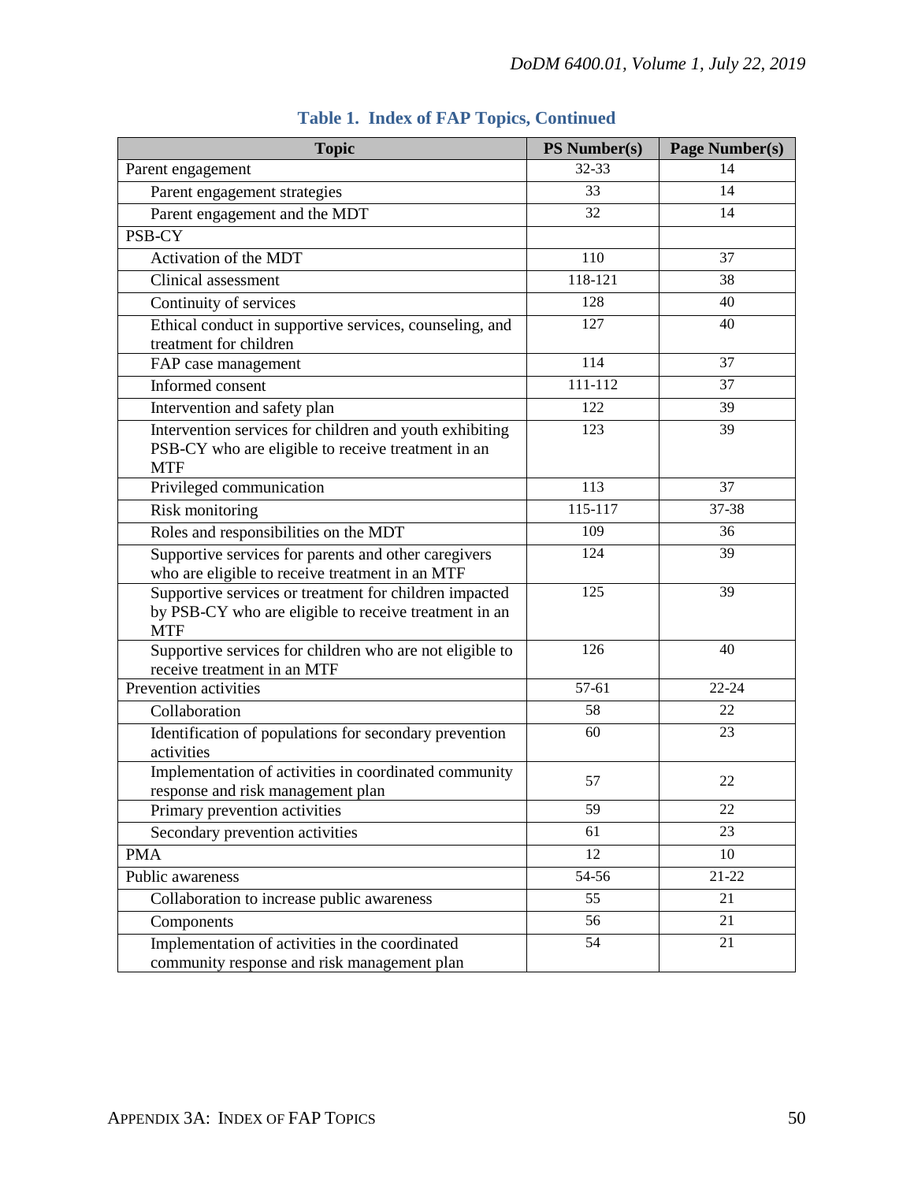**Table 1. Index of FAP Topics, Continued**

| Topic | PS Number(s) | Page Number(s) |
|---|---|---|
| Parent engagement | 32-33 | 14 |
| Parent engagement strategies | 33 | 14 |
| Parent engagement and the MDT | 32 | 14 |
| PSB-CY | | |
| Activation of the MDT | 110 | 37 |
| Clinical assessment | 118-121 | 38 |
| Continuity of services | 128 | 40 |
| Ethical conduct in supportive services, counseling, and treatment for children | 127 | 40 |
| FAP case management | 114 | 37 |
| Informed consent | 111-112 | 37 |
| Intervention and safety plan | 122 | 39 |
| Intervention services for children and youth exhibiting PSB-CY who are eligible to receive treatment in an MTF | 123 | 39 |
| Privileged communication | 113 | 37 |
| Risk monitoring | 115-117 | 37-38 |
| Roles and responsibilities on the MDT | 109 | 36 |
| Supportive services for parents and other caregivers who are eligible to receive treatment in an MTF | 124 | 39 |
| Supportive services or treatment for children impacted by PSB-CY who are eligible to receive treatment in an MTF | 125 | 39 |
| Supportive services for children who are not eligible to receive treatment in an MTF | 126 | 40 |
| Prevention activities | 57-61 | 22-24 |
| Collaboration | 58 | 22 |
| Identification of populations for secondary prevention activities | 60 | 23 |
| Implementation of activities in coordinated community response and risk management plan | 57 | 22 |
| Primary prevention activities | 59 | 22 |
| Secondary prevention activities | 61 | 23 |
| PMA | 12 | 10 |
| Public awareness | 54-56 | 21-22 |
| Collaboration to increase public awareness | 55 | 21 |
| Components | 56 | 21 |
| Implementation of activities in the coordinated community response and risk management plan | 54 | 21 |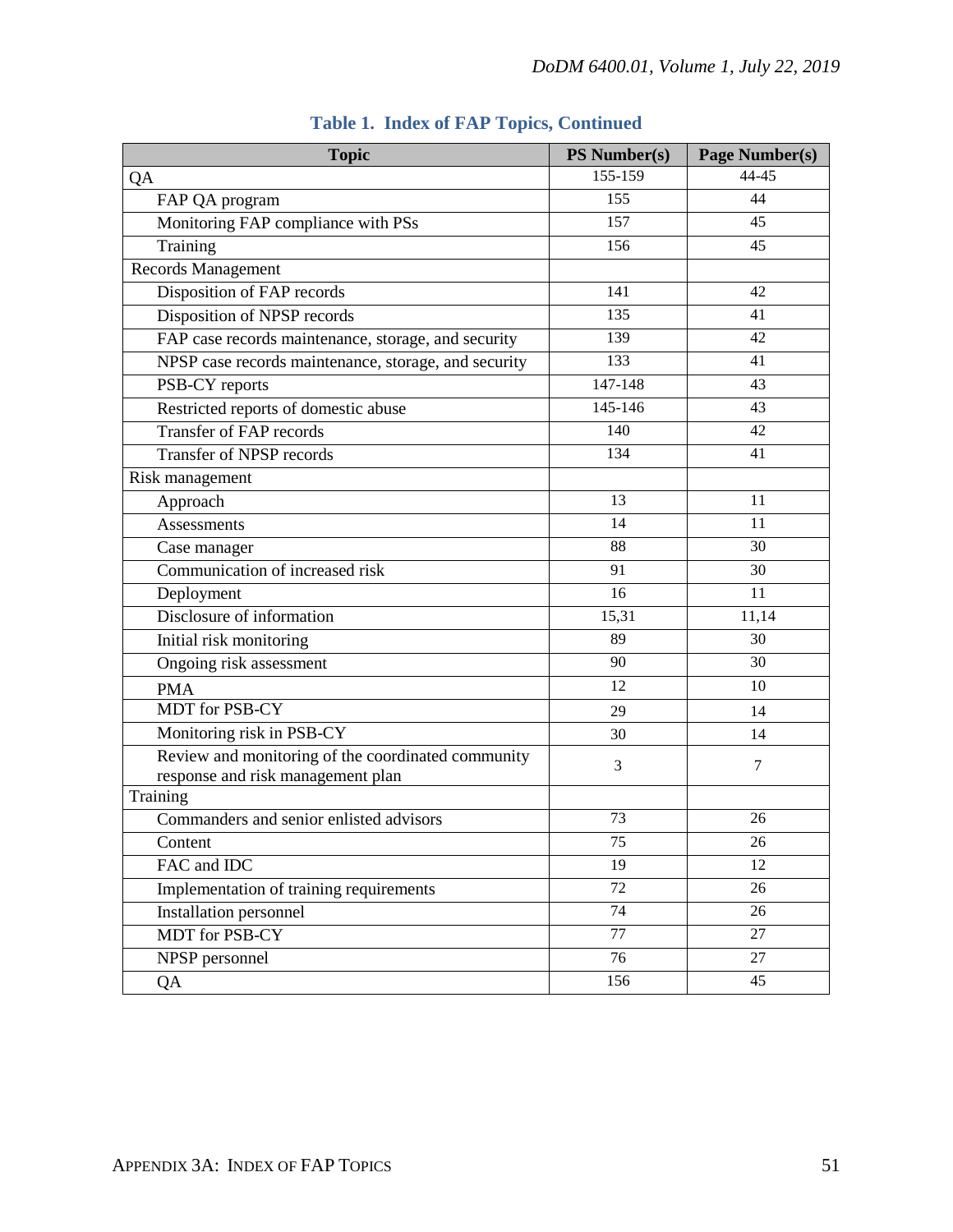**Table 1. Index of FAP Topics, Continued**

| Topic | PS Number(s) | Page Number(s) |
|---|---|---|
| QA | 155-159 | 44-45 |
| FAP QA program | 155 | 44 |
| Monitoring FAP compliance with PSs | 157 | 45 |
| Training | 156 | 45 |
| Records Management | | |
| Disposition of FAP records | 141 | 42 |
| Disposition of NPSP records | 135 | 41 |
| FAP case records maintenance, storage, and security | 139 | 42 |
| NPSP case records maintenance, storage, and security | 133 | 41 |
| PSB-CY reports | 147-148 | 43 |
| Restricted reports of domestic abuse | 145-146 | 43 |
| Transfer of FAP records | 140 | 42 |
| Transfer of NPSP records | 134 | 41 |
| Risk management | | |
| Approach | 13 | 11 |
| Assessments | 14 | 11 |
| Case manager | 88 | 30 |
| Communication of increased risk | 91 | 30 |
| Deployment | 16 | 11 |
| Disclosure of information | 15,31 | 11,14 |
| Initial risk monitoring | 89 | 30 |
| Ongoing risk assessment | 90 | 30 |
| PMA | 12 | 10 |
| MDT for PSB-CY | 29 | 14 |
| Monitoring risk in PSB-CY | 30 | 14 |
| Review and monitoring of the coordinated community response and risk management plan | 3 | 7 |
| Training | | |
| Commanders and senior enlisted advisors | 73 | 26 |
| Content | 75 | 26 |
| FAC and IDC | 19 | 12 |
| Implementation of training requirements | 72 | 26 |
| Installation personnel | 74 | 26 |
| MDT for PSB-CY | 77 | 27 |
| NPSP personnel | 76 | 27 |
| QA | 156 | 45 |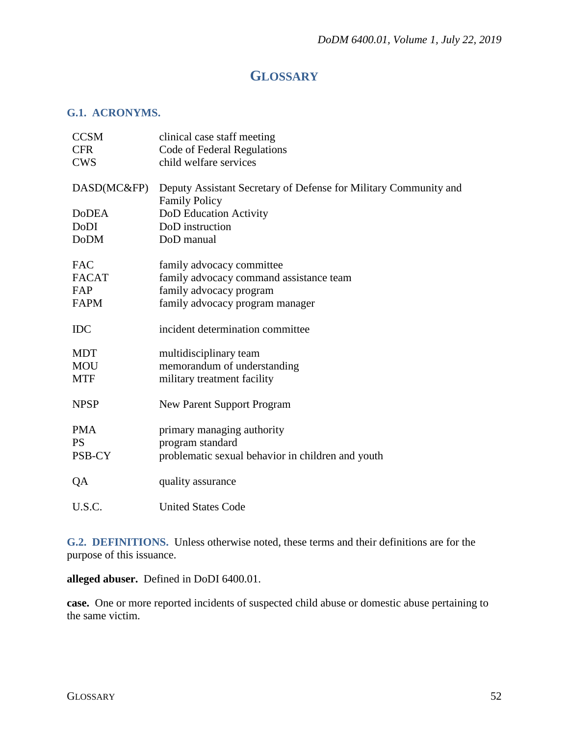# GLOSSARY

## G.1. ACRONYMS.

| | |
|---|---|
| CCSM | clinical case staff meeting |
| CFR | Code of Federal Regulations |
| CWS | child welfare services |
| DASD(MC&FP) | Deputy Assistant Secretary of Defense for Military Community and Family Policy |
| DoDEA | DoD Education Activity |
| DoDI | DoD instruction |
| DoDM | DoD manual |
| FAC | family advocacy committee |
| FACAT | family advocacy command assistance team |
| FAP | family advocacy program |
| FAPM | family advocacy program manager |
| IDC | incident determination committee |
| MDT | multidisciplinary team |
| MOU | memorandum of understanding |
| MTF | military treatment facility |
| NPSP | New Parent Support Program |
| PMA | primary managing authority |
| PS | program standard |
| PSB-CY | problematic sexual behavior in children and youth |
| QA | quality assurance |
| U.S.C. | United States Code |

## G.2. DEFINITIONS.

Unless otherwise noted, these terms and their definitions are for the purpose of this issuance.

**alleged abuser.** Defined in DoDI 6400.01.

**case.** One or more reported incidents of suspected child abuse or domestic abuse pertaining to the same victim.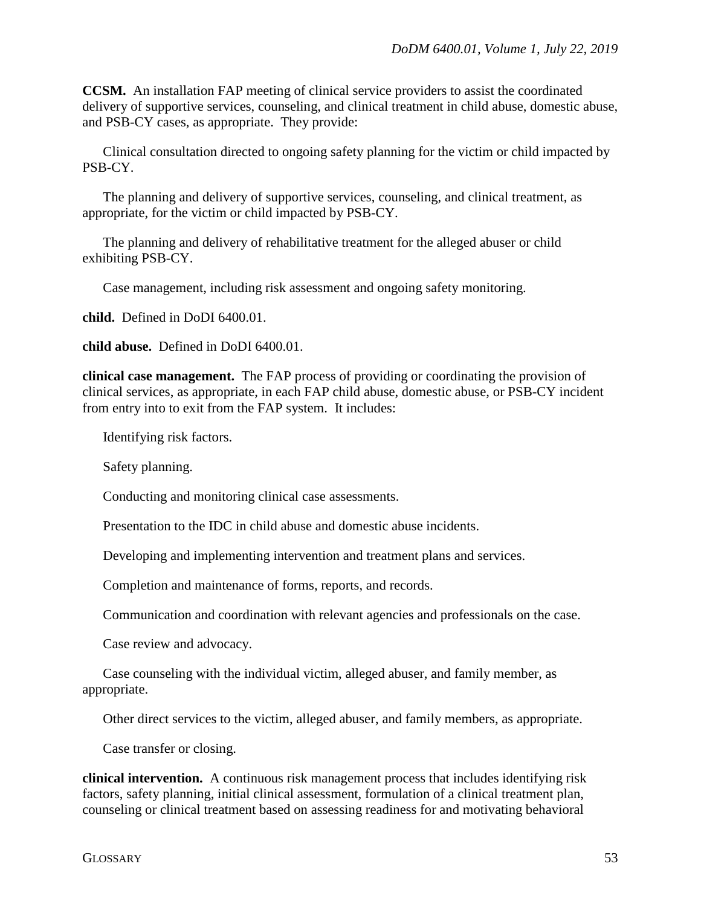**CCSM.** An installation FAP meeting of clinical service providers to assist the coordinated delivery of supportive services, counseling, and clinical treatment in child abuse, domestic abuse, and PSB-CY cases, as appropriate. They provide:

Clinical consultation directed to ongoing safety planning for the victim or child impacted by PSB-CY.

The planning and delivery of supportive services, counseling, and clinical treatment, as appropriate, for the victim or child impacted by PSB-CY.

The planning and delivery of rehabilitative treatment for the alleged abuser or child exhibiting PSB-CY.

Case management, including risk assessment and ongoing safety monitoring.

**child.** Defined in DoDI 6400.01.

**child abuse.** Defined in DoDI 6400.01.

**clinical case management.** The FAP process of providing or coordinating the provision of clinical services, as appropriate, in each FAP child abuse, domestic abuse, or PSB-CY incident from entry into to exit from the FAP system. It includes:

Identifying risk factors.

Safety planning.

Conducting and monitoring clinical case assessments.

Presentation to the IDC in child abuse and domestic abuse incidents.

Developing and implementing intervention and treatment plans and services.

Completion and maintenance of forms, reports, and records.

Communication and coordination with relevant agencies and professionals on the case.

Case review and advocacy.

Case counseling with the individual victim, alleged abuser, and family member, as appropriate.

Other direct services to the victim, alleged abuser, and family members, as appropriate.

Case transfer or closing.

**clinical intervention.** A continuous risk management process that includes identifying risk factors, safety planning, initial clinical assessment, formulation of a clinical treatment plan, counseling or clinical treatment based on assessing readiness for and motivating behavioral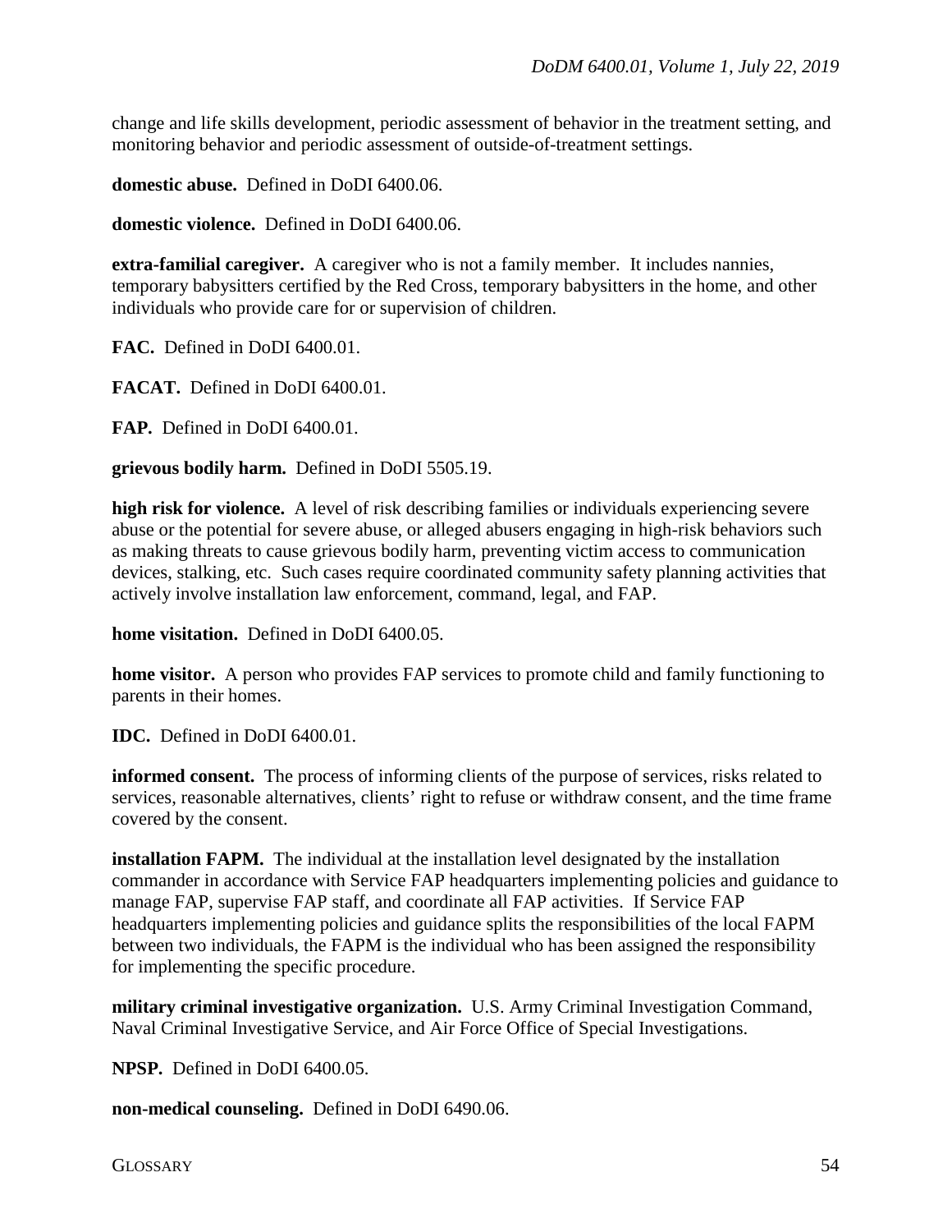change and life skills development, periodic assessment of behavior in the treatment setting, and monitoring behavior and periodic assessment of outside-of-treatment settings.

**domestic abuse.** Defined in DoDI 6400.06.

**domestic violence.** Defined in DoDI 6400.06.

**extra-familial caregiver.** A caregiver who is not a family member. It includes nannies, temporary babysitters certified by the Red Cross, temporary babysitters in the home, and other individuals who provide care for or supervision of children.

**FAC.** Defined in DoDI 6400.01.

**FACAT.** Defined in DoDI 6400.01.

**FAP.** Defined in DoDI 6400.01.

**grievous bodily harm.** Defined in DoDI 5505.19.

**high risk for violence.** A level of risk describing families or individuals experiencing severe abuse or the potential for severe abuse, or alleged abusers engaging in high-risk behaviors such as making threats to cause grievous bodily harm, preventing victim access to communication devices, stalking, etc. Such cases require coordinated community safety planning activities that actively involve installation law enforcement, command, legal, and FAP.

**home visitation.** Defined in DoDI 6400.05.

**home visitor.** A person who provides FAP services to promote child and family functioning to parents in their homes.

**IDC.** Defined in DoDI 6400.01.

**informed consent.** The process of informing clients of the purpose of services, risks related to services, reasonable alternatives, clients' right to refuse or withdraw consent, and the time frame covered by the consent.

**installation FAPM.** The individual at the installation level designated by the installation commander in accordance with Service FAP headquarters implementing policies and guidance to manage FAP, supervise FAP staff, and coordinate all FAP activities. If Service FAP headquarters implementing policies and guidance splits the responsibilities of the local FAPM between two individuals, the FAPM is the individual who has been assigned the responsibility for implementing the specific procedure.

**military criminal investigative organization.** U.S. Army Criminal Investigation Command, Naval Criminal Investigative Service, and Air Force Office of Special Investigations.

**NPSP.** Defined in DoDI 6400.05.

**non-medical counseling.** Defined in DoDI 6490.06.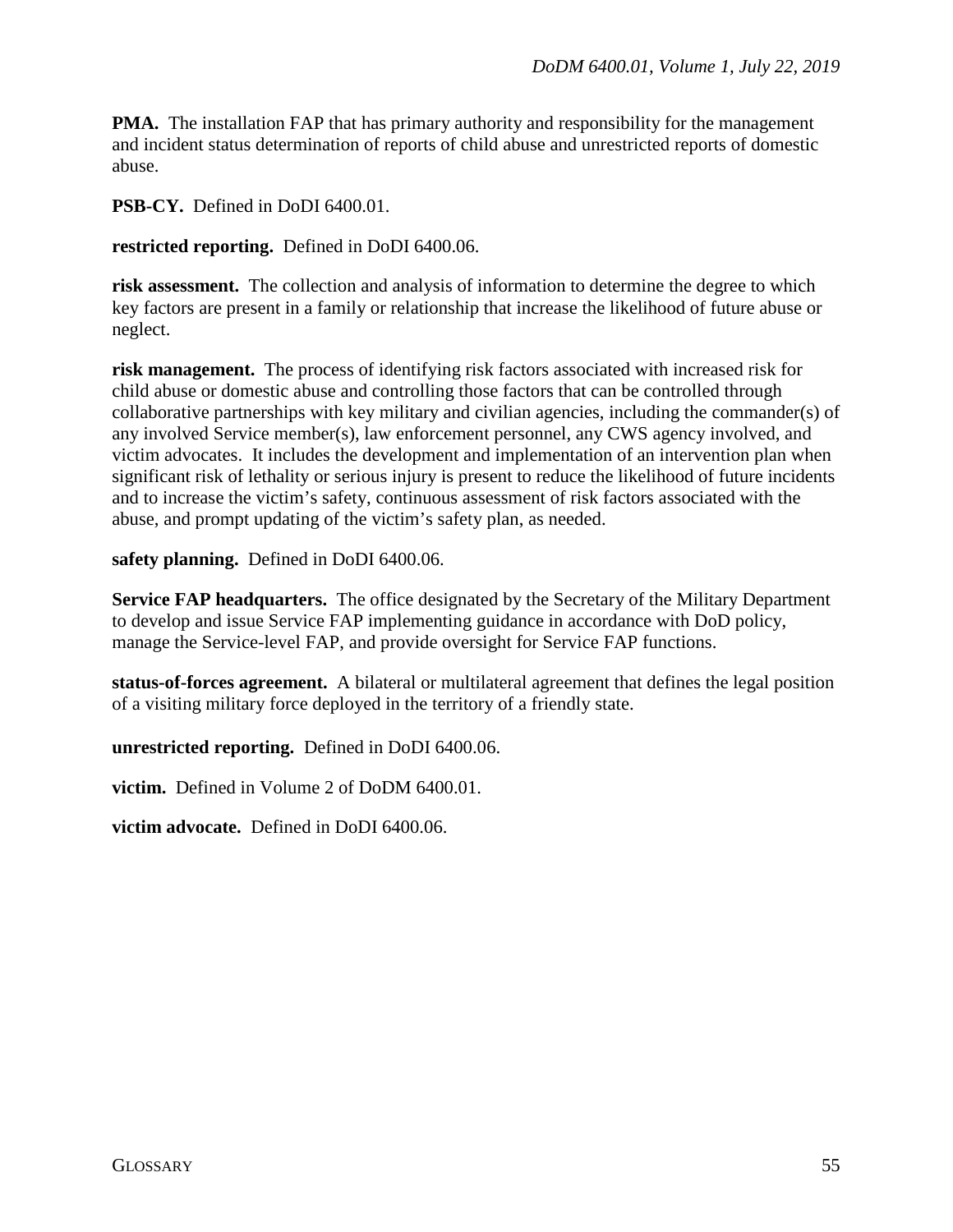**PMA.** The installation FAP that has primary authority and responsibility for the management and incident status determination of reports of child abuse and unrestricted reports of domestic abuse.

**PSB-CY.** Defined in DoDI 6400.01.

**restricted reporting.** Defined in DoDI 6400.06.

**risk assessment.** The collection and analysis of information to determine the degree to which key factors are present in a family or relationship that increase the likelihood of future abuse or neglect.

**risk management.** The process of identifying risk factors associated with increased risk for child abuse or domestic abuse and controlling those factors that can be controlled through collaborative partnerships with key military and civilian agencies, including the commander(s) of any involved Service member(s), law enforcement personnel, any CWS agency involved, and victim advocates. It includes the development and implementation of an intervention plan when significant risk of lethality or serious injury is present to reduce the likelihood of future incidents and to increase the victim's safety, continuous assessment of risk factors associated with the abuse, and prompt updating of the victim's safety plan, as needed.

**safety planning.** Defined in DoDI 6400.06.

**Service FAP headquarters.** The office designated by the Secretary of the Military Department to develop and issue Service FAP implementing guidance in accordance with DoD policy, manage the Service-level FAP, and provide oversight for Service FAP functions.

**status-of-forces agreement.** A bilateral or multilateral agreement that defines the legal position of a visiting military force deployed in the territory of a friendly state.

**unrestricted reporting.** Defined in DoDI 6400.06.

**victim.** Defined in Volume 2 of DoDM 6400.01.

**victim advocate.** Defined in DoDI 6400.06.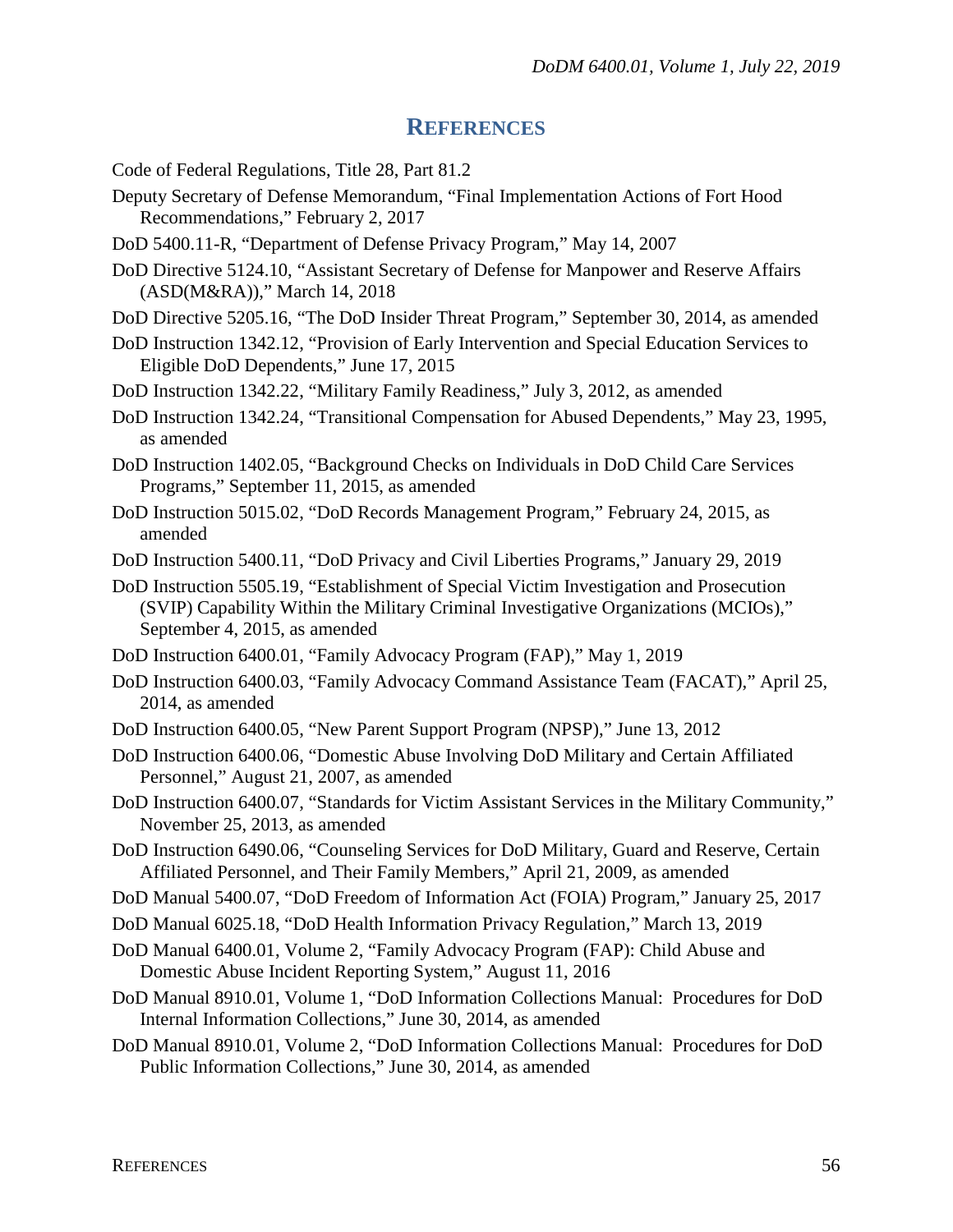## REFERENCES

Code of Federal Regulations, Title 28, Part 81.2

Deputy Secretary of Defense Memorandum, "Final Implementation Actions of Fort Hood Recommendations," February 2, 2017

DoD 5400.11-R, "Department of Defense Privacy Program," May 14, 2007

DoD Directive 5124.10, "Assistant Secretary of Defense for Manpower and Reserve Affairs (ASD(M&RA))," March 14, 2018

DoD Directive 5205.16, "The DoD Insider Threat Program," September 30, 2014, as amended

DoD Instruction 1342.12, "Provision of Early Intervention and Special Education Services to Eligible DoD Dependents," June 17, 2015

DoD Instruction 1342.22, "Military Family Readiness," July 3, 2012, as amended

DoD Instruction 1342.24, "Transitional Compensation for Abused Dependents," May 23, 1995, as amended

DoD Instruction 1402.05, "Background Checks on Individuals in DoD Child Care Services Programs," September 11, 2015, as amended

DoD Instruction 5015.02, "DoD Records Management Program," February 24, 2015, as amended

DoD Instruction 5400.11, "DoD Privacy and Civil Liberties Programs," January 29, 2019

DoD Instruction 5505.19, "Establishment of Special Victim Investigation and Prosecution (SVIP) Capability Within the Military Criminal Investigative Organizations (MCIOs)," September 4, 2015, as amended

DoD Instruction 6400.01, "Family Advocacy Program (FAP)," May 1, 2019

DoD Instruction 6400.03, "Family Advocacy Command Assistance Team (FACAT)," April 25, 2014, as amended

DoD Instruction 6400.05, "New Parent Support Program (NPSP)," June 13, 2012

DoD Instruction 6400.06, "Domestic Abuse Involving DoD Military and Certain Affiliated Personnel," August 21, 2007, as amended

DoD Instruction 6400.07, "Standards for Victim Assistant Services in the Military Community," November 25, 2013, as amended

DoD Instruction 6490.06, "Counseling Services for DoD Military, Guard and Reserve, Certain Affiliated Personnel, and Their Family Members," April 21, 2009, as amended

DoD Manual 5400.07, "DoD Freedom of Information Act (FOIA) Program," January 25, 2017

DoD Manual 6025.18, "DoD Health Information Privacy Regulation," March 13, 2019

DoD Manual 6400.01, Volume 2, "Family Advocacy Program (FAP): Child Abuse and Domestic Abuse Incident Reporting System," August 11, 2016

DoD Manual 8910.01, Volume 1, "DoD Information Collections Manual: Procedures for DoD Internal Information Collections," June 30, 2014, as amended

DoD Manual 8910.01, Volume 2, "DoD Information Collections Manual: Procedures for DoD Public Information Collections," June 30, 2014, as amended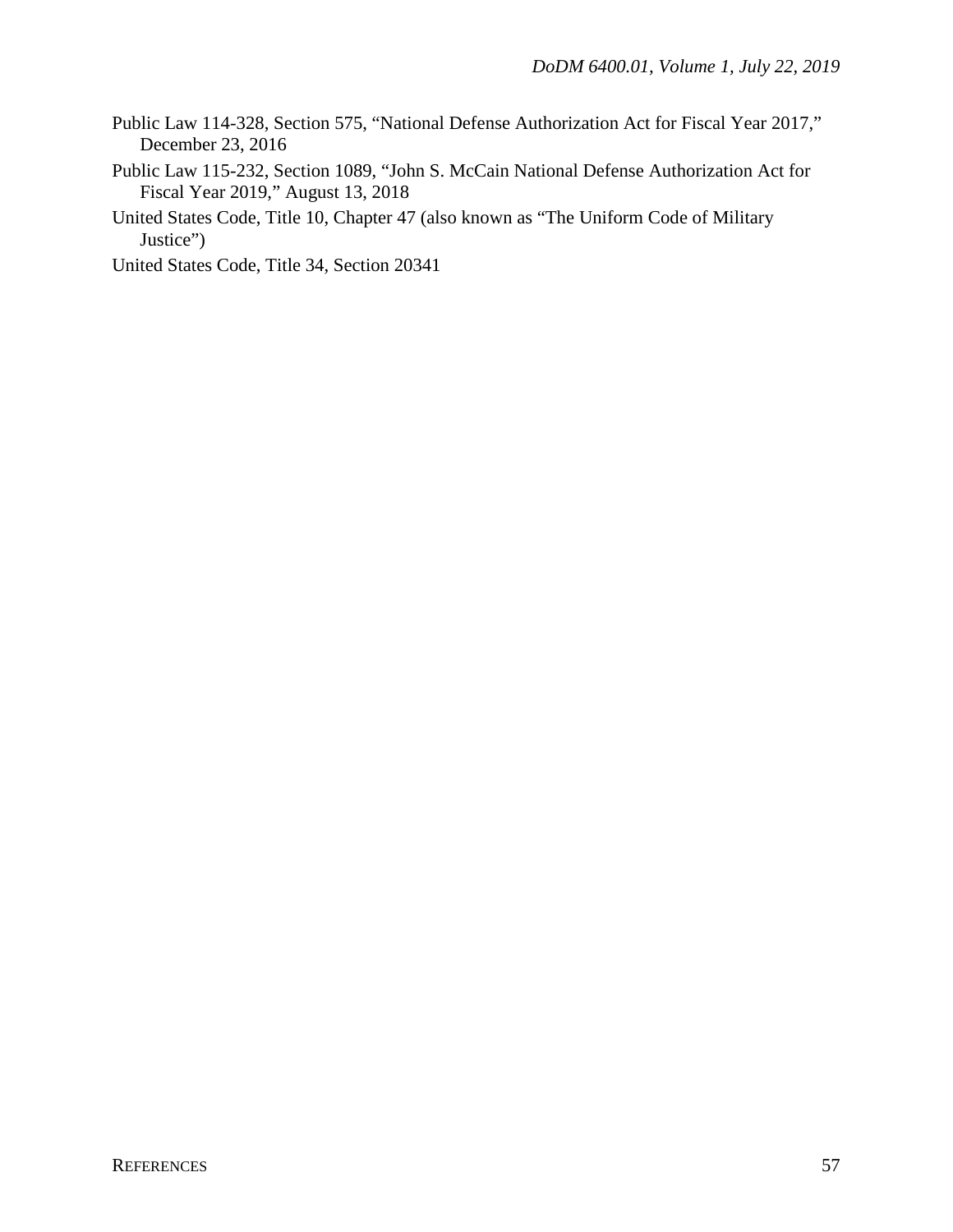Public Law 114-328, Section 575, "National Defense Authorization Act for Fiscal Year 2017," December 23, 2016

Public Law 115-232, Section 1089, "John S. McCain National Defense Authorization Act for Fiscal Year 2019," August 13, 2018

United States Code, Title 10, Chapter 47 (also known as "The Uniform Code of Military Justice")

United States Code, Title 34, Section 20341